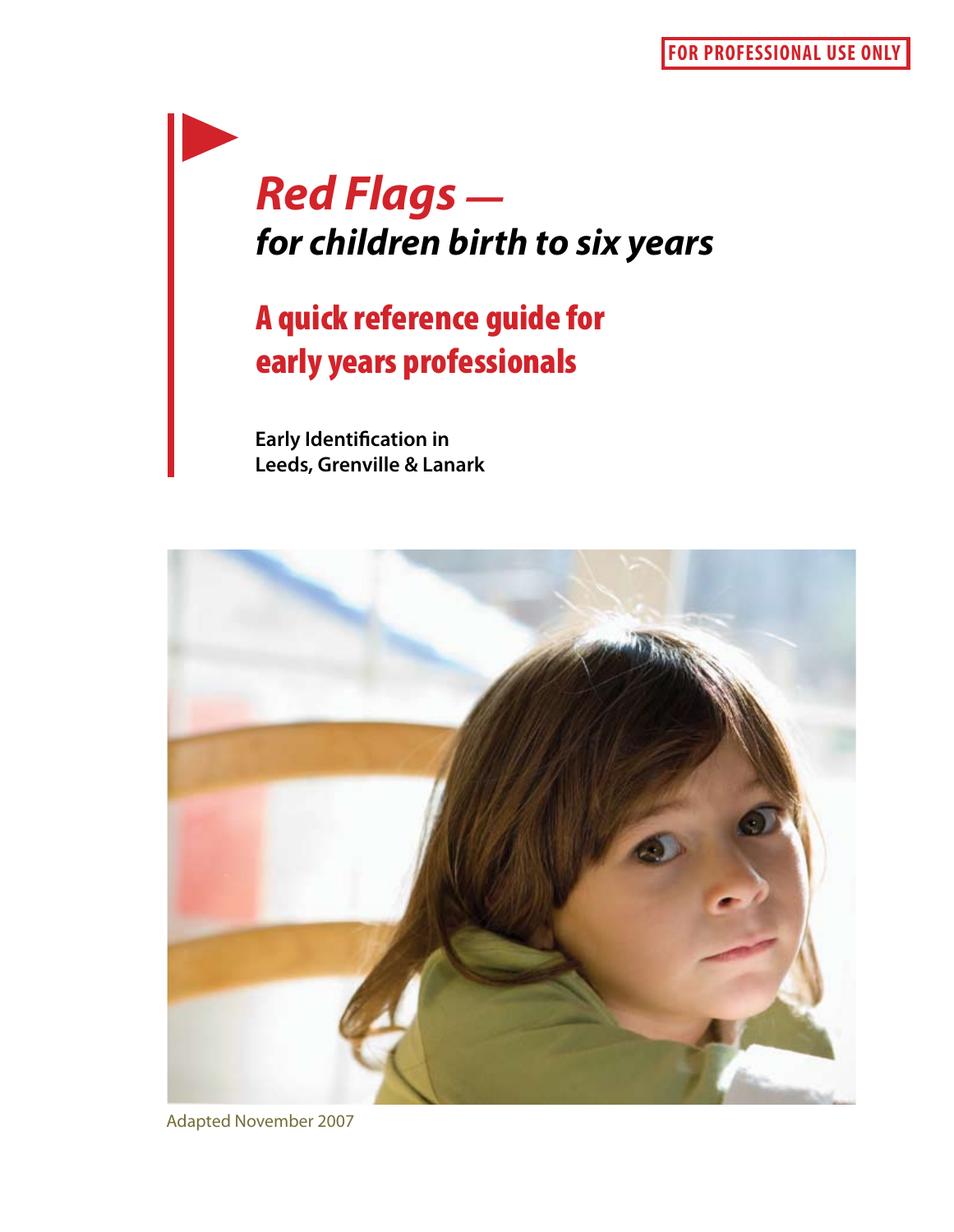FOR PROFESSIONAL USE ONLY

# *Red Flags —*
## *for children birth to six years*

## A quick reference guide for early years professionals

**Early Identification in**
**Leeds, Grenville & Lanark**

Adapted November 2007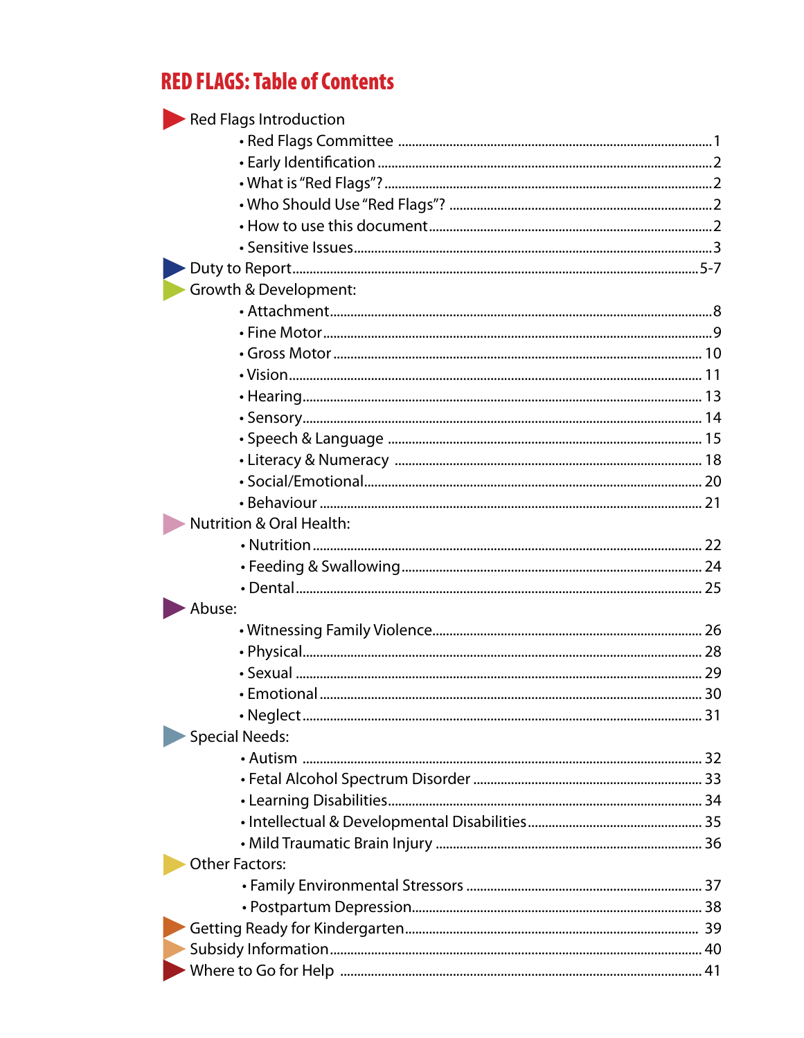# RED FLAGS: Table of Contents

- Red Flags Introduction
  - Red Flags Committee ..... 1
  - Early Identification ..... 2
  - What is "Red Flags"? ..... 2
  - Who Should Use "Red Flags"? ..... 2
  - How to use this document ..... 2
  - Sensitive Issues ..... 3
- Duty to Report ..... 5-7
- Growth & Development:
  - Attachment ..... 8
  - Fine Motor ..... 9
  - Gross Motor ..... 10
  - Vision ..... 11
  - Hearing ..... 13
  - Sensory ..... 14
  - Speech & Language ..... 15
  - Literacy & Numeracy ..... 18
  - Social/Emotional ..... 20
  - Behaviour ..... 21
- Nutrition & Oral Health:
  - Nutrition ..... 22
  - Feeding & Swallowing ..... 24
  - Dental ..... 25
- Abuse:
  - Witnessing Family Violence ..... 26
  - Physical ..... 28
  - Sexual ..... 29
  - Emotional ..... 30
  - Neglect ..... 31
- Special Needs:
  - Autism ..... 32
  - Fetal Alcohol Spectrum Disorder ..... 33
  - Learning Disabilities ..... 34
  - Intellectual & Developmental Disabilities ..... 35
  - Mild Traumatic Brain Injury ..... 36
- Other Factors:
  - Family Environmental Stressors ..... 37
  - Postpartum Depression ..... 38
- Getting Ready for Kindergarten ..... 39
- Subsidy Information ..... 40
- Where to Go for Help ..... 41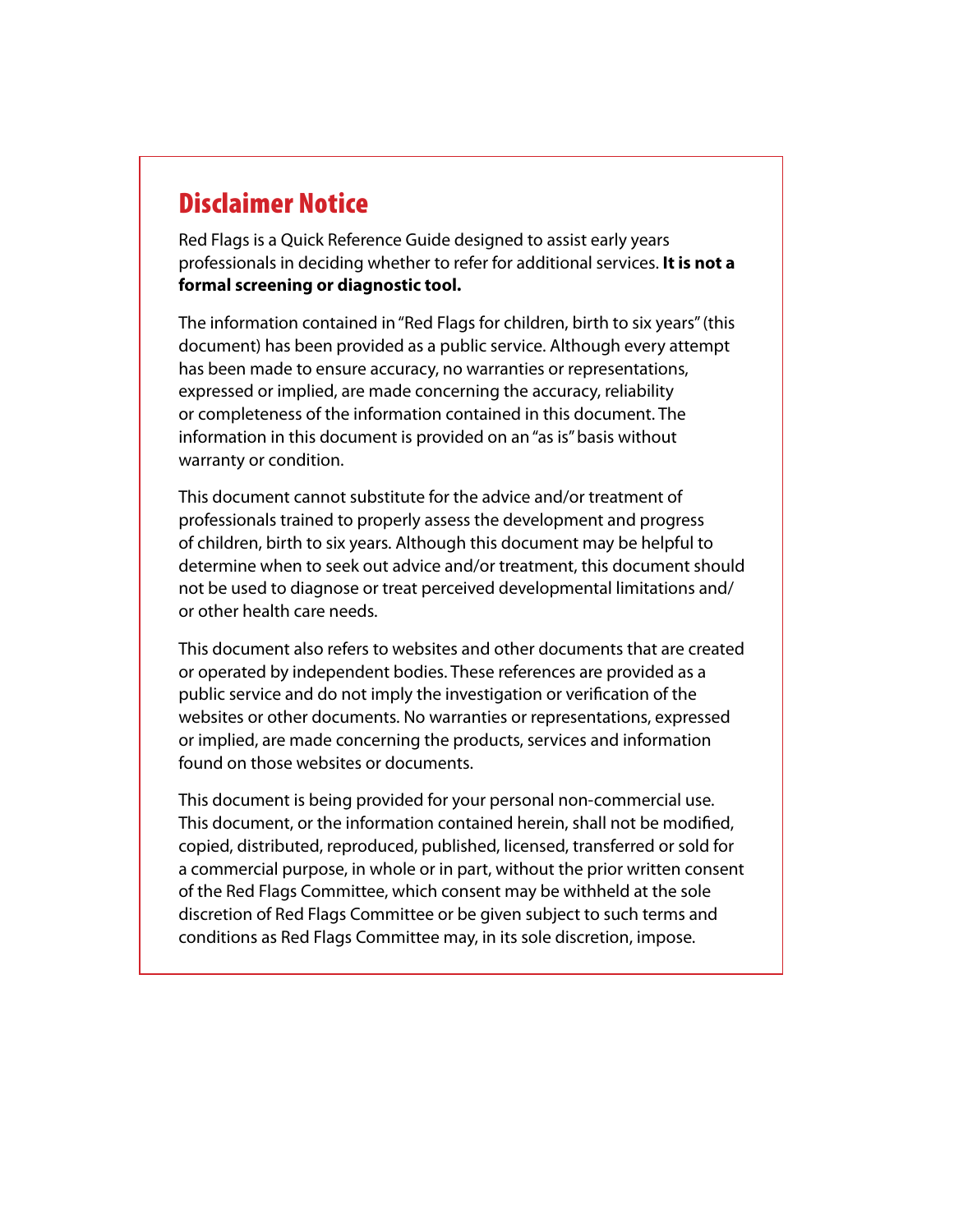# Disclaimer Notice

Red Flags is a Quick Reference Guide designed to assist early years professionals in deciding whether to refer for additional services. **It is not a formal screening or diagnostic tool.**

The information contained in "Red Flags for children, birth to six years" (this document) has been provided as a public service. Although every attempt has been made to ensure accuracy, no warranties or representations, expressed or implied, are made concerning the accuracy, reliability or completeness of the information contained in this document. The information in this document is provided on an "as is" basis without warranty or condition.

This document cannot substitute for the advice and/or treatment of professionals trained to properly assess the development and progress of children, birth to six years. Although this document may be helpful to determine when to seek out advice and/or treatment, this document should not be used to diagnose or treat perceived developmental limitations and/or other health care needs.

This document also refers to websites and other documents that are created or operated by independent bodies. These references are provided as a public service and do not imply the investigation or verification of the websites or other documents. No warranties or representations, expressed or implied, are made concerning the products, services and information found on those websites or documents.

This document is being provided for your personal non-commercial use. This document, or the information contained herein, shall not be modified, copied, distributed, reproduced, published, licensed, transferred or sold for a commercial purpose, in whole or in part, without the prior written consent of the Red Flags Committee, which consent may be withheld at the sole discretion of Red Flags Committee or be given subject to such terms and conditions as Red Flags Committee may, in its sole discretion, impose.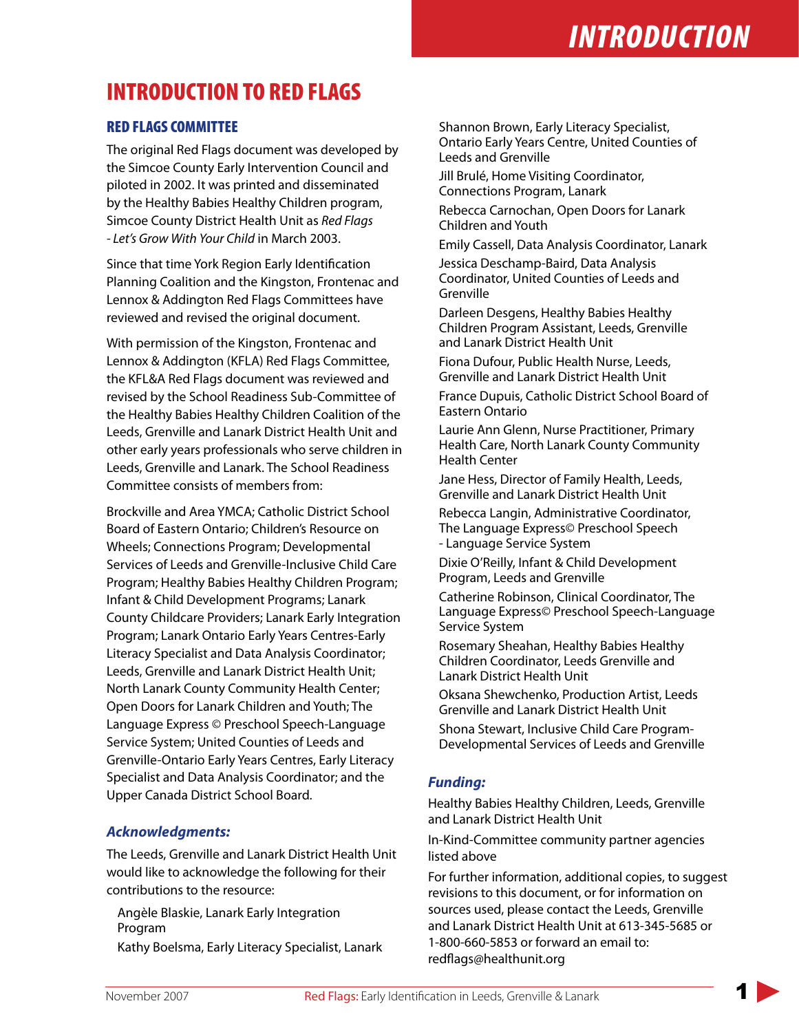# INTRODUCTION TO RED FLAGS

## RED FLAGS COMMITTEE

The original Red Flags document was developed by the Simcoe County Early Intervention Council and piloted in 2002. It was printed and disseminated by the Healthy Babies Healthy Children program, Simcoe County District Health Unit as *Red Flags - Let's Grow With Your Child* in March 2003.

Since that time York Region Early Identification Planning Coalition and the Kingston, Frontenac and Lennox & Addington Red Flags Committees have reviewed and revised the original document.

With permission of the Kingston, Frontenac and Lennox & Addington (KFLA) Red Flags Committee, the KFL&A Red Flags document was reviewed and revised by the School Readiness Sub-Committee of the Healthy Babies Healthy Children Coalition of the Leeds, Grenville and Lanark District Health Unit and other early years professionals who serve children in Leeds, Grenville and Lanark. The School Readiness Committee consists of members from:

Brockville and Area YMCA; Catholic District School Board of Eastern Ontario; Children's Resource on Wheels; Connections Program; Developmental Services of Leeds and Grenville-Inclusive Child Care Program; Healthy Babies Healthy Children Program; Infant & Child Development Programs; Lanark County Childcare Providers; Lanark Early Integration Program; Lanark Ontario Early Years Centres-Early Literacy Specialist and Data Analysis Coordinator; Leeds, Grenville and Lanark District Health Unit; North Lanark County Community Health Center; Open Doors for Lanark Children and Youth; The Language Express © Preschool Speech-Language Service System; United Counties of Leeds and Grenville-Ontario Early Years Centres, Early Literacy Specialist and Data Analysis Coordinator; and the Upper Canada District School Board.

### *Acknowledgments:*

The Leeds, Grenville and Lanark District Health Unit would like to acknowledge the following for their contributions to the resource:

Angèle Blaskie, Lanark Early Integration Program

Kathy Boelsma, Early Literacy Specialist, Lanark

Shannon Brown, Early Literacy Specialist, Ontario Early Years Centre, United Counties of Leeds and Grenville

Jill Brulé, Home Visiting Coordinator, Connections Program, Lanark

Rebecca Carnochan, Open Doors for Lanark Children and Youth

Emily Cassell, Data Analysis Coordinator, Lanark

Jessica Deschamp-Baird, Data Analysis Coordinator, United Counties of Leeds and Grenville

Darleen Desgens, Healthy Babies Healthy Children Program Assistant, Leeds, Grenville and Lanark District Health Unit

Fiona Dufour, Public Health Nurse, Leeds, Grenville and Lanark District Health Unit

France Dupuis, Catholic District School Board of Eastern Ontario

Laurie Ann Glenn, Nurse Practitioner, Primary Health Care, North Lanark County Community Health Center

Jane Hess, Director of Family Health, Leeds, Grenville and Lanark District Health Unit

Rebecca Langin, Administrative Coordinator, The Language Express© Preschool Speech - Language Service System

Dixie O'Reilly, Infant & Child Development Program, Leeds and Grenville

Catherine Robinson, Clinical Coordinator, The Language Express© Preschool Speech-Language Service System

Rosemary Sheahan, Healthy Babies Healthy Children Coordinator, Leeds Grenville and Lanark District Health Unit

Oksana Shewchenko, Production Artist, Leeds Grenville and Lanark District Health Unit

Shona Stewart, Inclusive Child Care Program-Developmental Services of Leeds and Grenville

### *Funding:*

Healthy Babies Healthy Children, Leeds, Grenville and Lanark District Health Unit

In-Kind-Committee community partner agencies listed above

For further information, additional copies, to suggest revisions to this document, or for information on sources used, please contact the Leeds, Grenville and Lanark District Health Unit at 613-345-5685 or 1-800-660-5853 or forward an email to: redflags@healthunit.org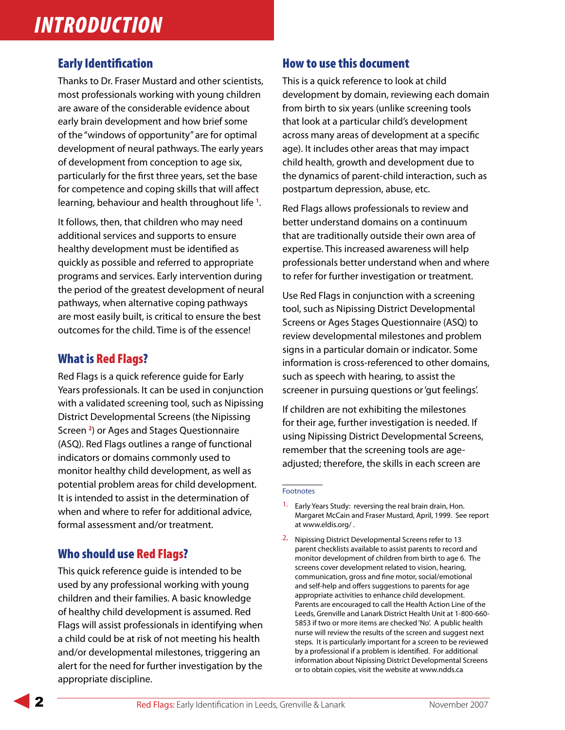# INTRODUCTION

## Early Identification

Thanks to Dr. Fraser Mustard and other scientists, most professionals working with young children are aware of the considerable evidence about early brain development and how brief some of the "windows of opportunity" are for optimal development of neural pathways. The early years of development from conception to age six, particularly for the first three years, set the base for competence and coping skills that will affect learning, behaviour and health throughout life [1].

It follows, then, that children who may need additional services and supports to ensure healthy development must be identified as quickly as possible and referred to appropriate programs and services. Early intervention during the period of the greatest development of neural pathways, when alternative coping pathways are most easily built, is critical to ensure the best outcomes for the child. Time is of the essence!

## What is Red Flags?

Red Flags is a quick reference guide for Early Years professionals. It can be used in conjunction with a validated screening tool, such as Nipissing District Developmental Screens (the Nipissing Screen [2]) or Ages and Stages Questionnaire (ASQ). Red Flags outlines a range of functional indicators or domains commonly used to monitor healthy child development, as well as potential problem areas for child development. It is intended to assist in the determination of when and where to refer for additional advice, formal assessment and/or treatment.

## Who should use Red Flags?

This quick reference guide is intended to be used by any professional working with young children and their families. A basic knowledge of healthy child development is assumed. Red Flags will assist professionals in identifying when a child could be at risk of not meeting his health and/or developmental milestones, triggering an alert for the need for further investigation by the appropriate discipline.

## How to use this document

This is a quick reference to look at child development by domain, reviewing each domain from birth to six years (unlike screening tools that look at a particular child's development across many areas of development at a specific age). It includes other areas that may impact child health, growth and development due to the dynamics of parent-child interaction, such as postpartum depression, abuse, etc.

Red Flags allows professionals to review and better understand domains on a continuum that are traditionally outside their own area of expertise. This increased awareness will help professionals better understand when and where to refer for further investigation or treatment.

Use Red Flags in conjunction with a screening tool, such as Nipissing District Developmental Screens or Ages Stages Questionnaire (ASQ) to review developmental milestones and problem signs in a particular domain or indicator. Some information is cross-referenced to other domains, such as speech with hearing, to assist the screener in pursuing questions or 'gut feelings'.

If children are not exhibiting the milestones for their age, further investigation is needed. If using Nipissing District Developmental Screens, remember that the screening tools are age-adjusted; therefore, the skills in each screen are

---

Footnotes

1. Early Years Study: reversing the real brain drain, Hon. Margaret McCain and Fraser Mustard, April, 1999. See report at www.eldis.org/ .

2. Nipissing District Developmental Screens refer to 13 parent checklists available to assist parents to record and monitor development of children from birth to age 6. The screens cover development related to vision, hearing, communication, gross and fine motor, social/emotional and self-help and offers suggestions to parents for age appropriate activities to enhance child development. Parents are encouraged to call the Health Action Line of the Leeds, Grenville and Lanark District Health Unit at 1-800-660-5853 if two or more items are checked 'No'. A public health nurse will review the results of the screen and suggest next steps. It is particularly important for a screen to be reviewed by a professional if a problem is identified. For additional information about Nipissing District Developmental Screens or to obtain copies, visit the website at www.ndds.ca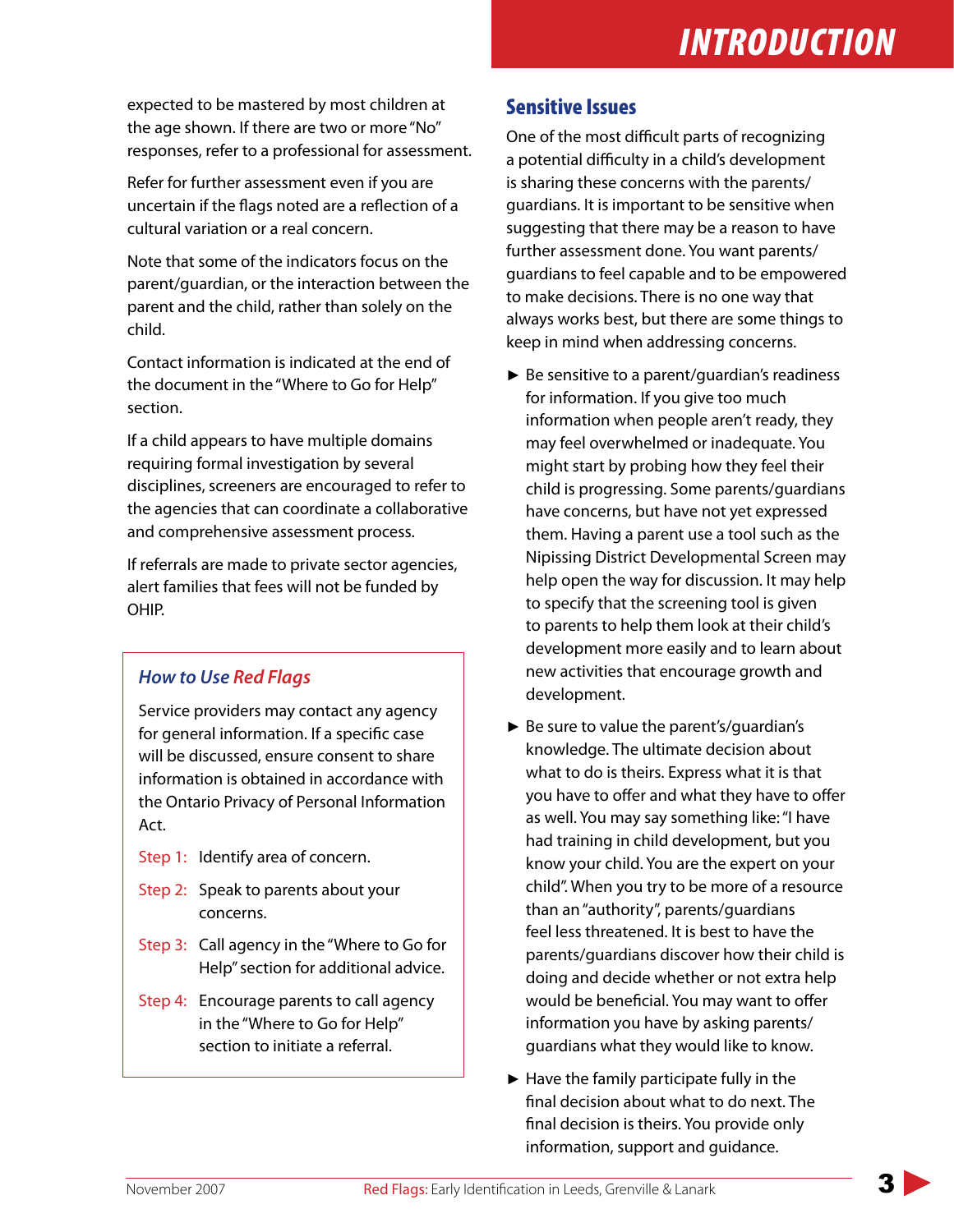expected to be mastered by most children at the age shown. If there are two or more "No" responses, refer to a professional for assessment.

Refer for further assessment even if you are uncertain if the flags noted are a reflection of a cultural variation or a real concern.

Note that some of the indicators focus on the parent/guardian, or the interaction between the parent and the child, rather than solely on the child.

Contact information is indicated at the end of the document in the "Where to Go for Help" section.

If a child appears to have multiple domains requiring formal investigation by several disciplines, screeners are encouraged to refer to the agencies that can coordinate a collaborative and comprehensive assessment process.

If referrals are made to private sector agencies, alert families that fees will not be funded by OHIP.

### *How to Use Red Flags*

Service providers may contact any agency for general information. If a specific case will be discussed, ensure consent to share information is obtained in accordance with the Ontario Privacy of Personal Information Act.

Step 1: Identify area of concern.

Step 2: Speak to parents about your concerns.

Step 3: Call agency in the "Where to Go for Help" section for additional advice.

Step 4: Encourage parents to call agency in the "Where to Go for Help" section to initiate a referral.

## Sensitive Issues

One of the most difficult parts of recognizing a potential difficulty in a child's development is sharing these concerns with the parents/guardians. It is important to be sensitive when suggesting that there may be a reason to have further assessment done. You want parents/guardians to feel capable and to be empowered to make decisions. There is no one way that always works best, but there are some things to keep in mind when addressing concerns.

- Be sensitive to a parent/guardian's readiness for information. If you give too much information when people aren't ready, they may feel overwhelmed or inadequate. You might start by probing how they feel their child is progressing. Some parents/guardians have concerns, but have not yet expressed them. Having a parent use a tool such as the Nipissing District Developmental Screen may help open the way for discussion. It may help to specify that the screening tool is given to parents to help them look at their child's development more easily and to learn about new activities that encourage growth and development.
- Be sure to value the parent's/guardian's knowledge. The ultimate decision about what to do is theirs. Express what it is that you have to offer and what they have to offer as well. You may say something like: "I have had training in child development, but you know your child. You are the expert on your child". When you try to be more of a resource than an "authority", parents/guardians feel less threatened. It is best to have the parents/guardians discover how their child is doing and decide whether or not extra help would be beneficial. You may want to offer information you have by asking parents/guardians what they would like to know.
- Have the family participate fully in the final decision about what to do next. The final decision is theirs. You provide only information, support and guidance.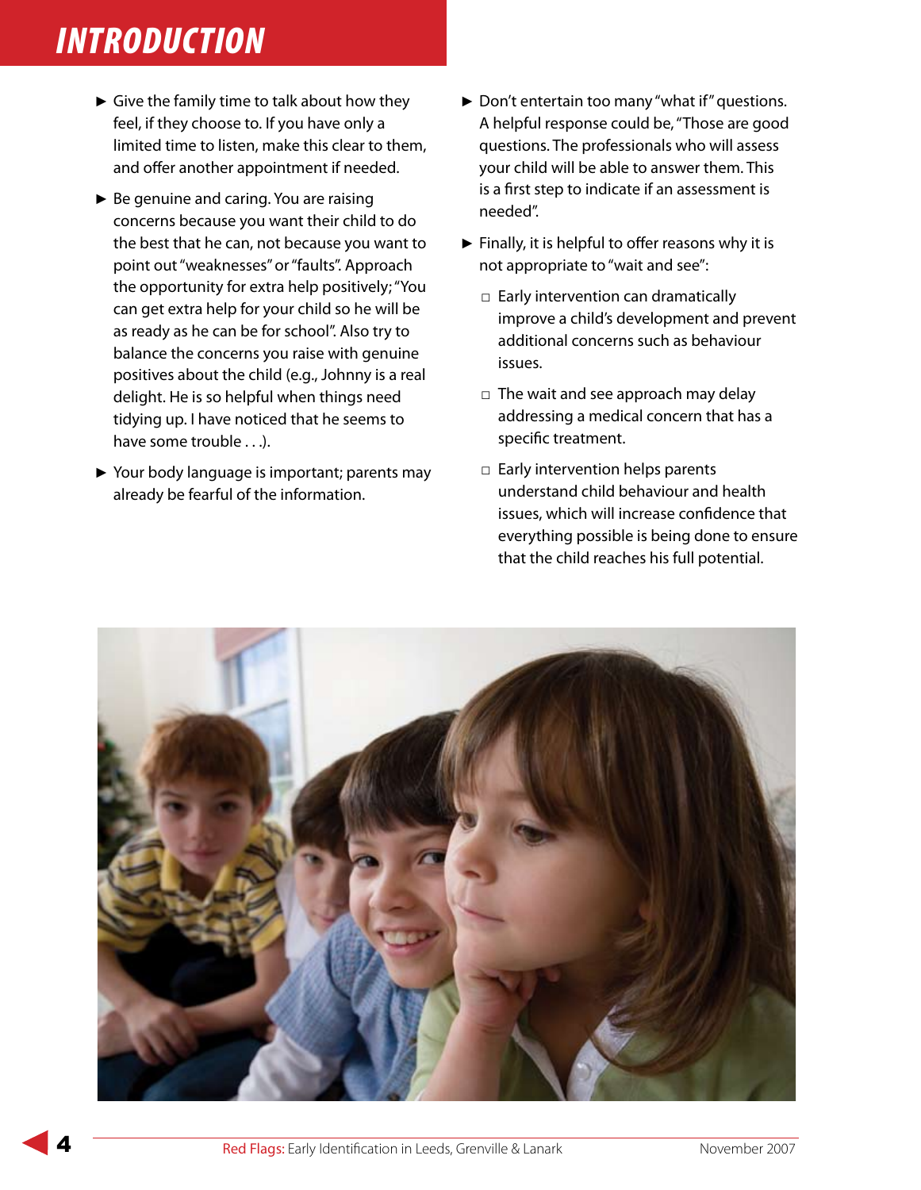# INTRODUCTION

- Give the family time to talk about how they feel, if they choose to. If you have only a limited time to listen, make this clear to them, and offer another appointment if needed.
- Be genuine and caring. You are raising concerns because you want their child to do the best that he can, not because you want to point out "weaknesses" or "faults". Approach the opportunity for extra help positively; "You can get extra help for your child so he will be as ready as he can be for school". Also try to balance the concerns you raise with genuine positives about the child (e.g., Johnny is a real delight. He is so helpful when things need tidying up. I have noticed that he seems to have some trouble . . .).
- Your body language is important; parents may already be fearful of the information.
- Don't entertain too many "what if" questions. A helpful response could be, "Those are good questions. The professionals who will assess your child will be able to answer them. This is a first step to indicate if an assessment is needed".
- Finally, it is helpful to offer reasons why it is not appropriate to "wait and see":
  - Early intervention can dramatically improve a child's development and prevent additional concerns such as behaviour issues.
  - The wait and see approach may delay addressing a medical concern that has a specific treatment.
  - Early intervention helps parents understand child behaviour and health issues, which will increase confidence that everything possible is being done to ensure that the child reaches his full potential.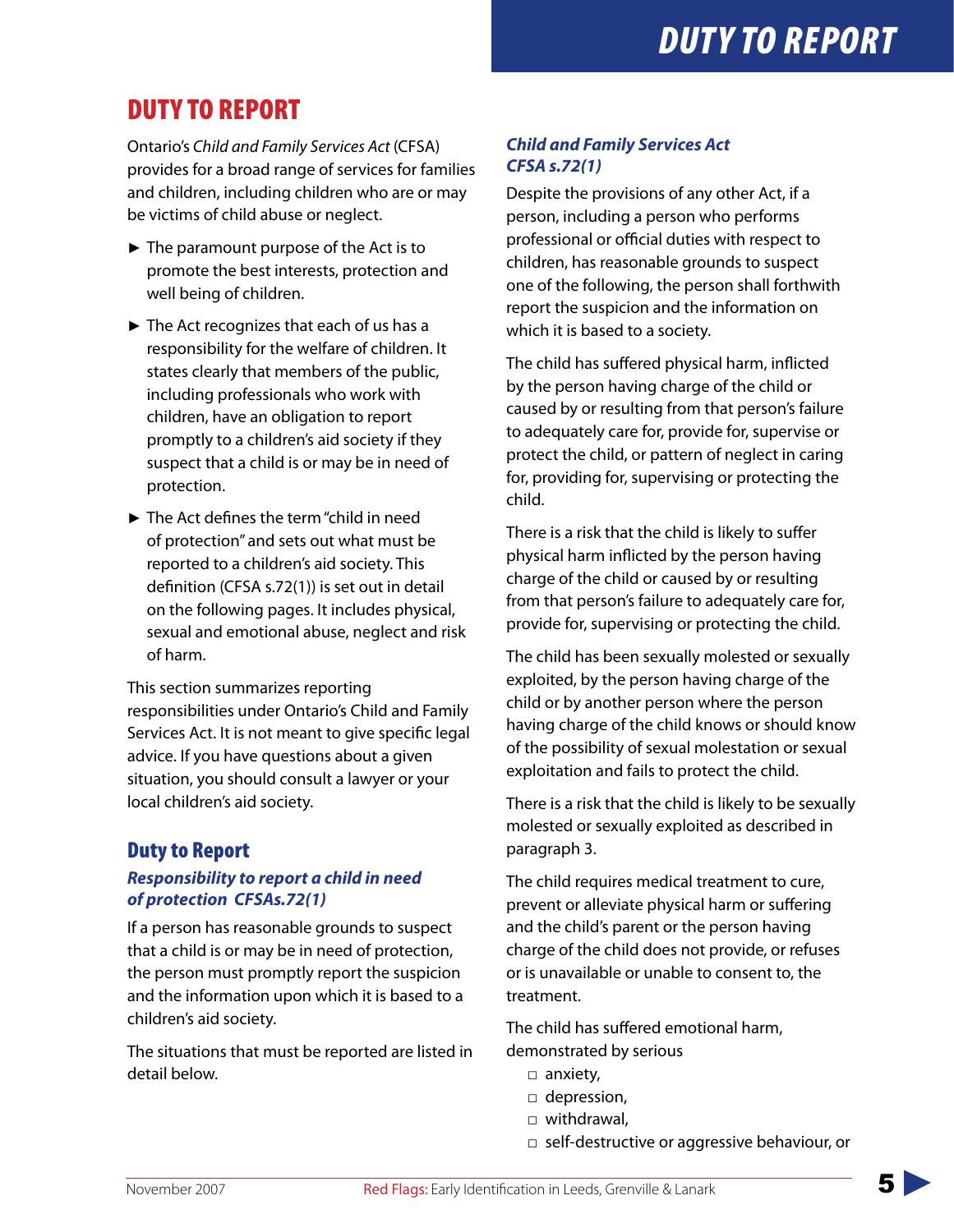# DUTY TO REPORT

Ontario's *Child and Family Services Act* (CFSA) provides for a broad range of services for families and children, including children who are or may be victims of child abuse or neglect.

- The paramount purpose of the Act is to promote the best interests, protection and well being of children.
- The Act recognizes that each of us has a responsibility for the welfare of children. It states clearly that members of the public, including professionals who work with children, have an obligation to report promptly to a children's aid society if they suspect that a child is or may be in need of protection.
- The Act defines the term "child in need of protection" and sets out what must be reported to a children's aid society. This definition (CFSA s.72(1)) is set out in detail on the following pages. It includes physical, sexual and emotional abuse, neglect and risk of harm.

This section summarizes reporting responsibilities under Ontario's Child and Family Services Act. It is not meant to give specific legal advice. If you have questions about a given situation, you should consult a lawyer or your local children's aid society.

## Duty to Report

### *Responsibility to report a child in need of protection CFSAs.72(1)*

If a person has reasonable grounds to suspect that a child is or may be in need of protection, the person must promptly report the suspicion and the information upon which it is based to a children's aid society.

The situations that must be reported are listed in detail below.

### *Child and Family Services Act CFSA s.72(1)*

Despite the provisions of any other Act, if a person, including a person who performs professional or official duties with respect to children, has reasonable grounds to suspect one of the following, the person shall forthwith report the suspicion and the information on which it is based to a society.

The child has suffered physical harm, inflicted by the person having charge of the child or caused by or resulting from that person's failure to adequately care for, provide for, supervise or protect the child, or pattern of neglect in caring for, providing for, supervising or protecting the child.

There is a risk that the child is likely to suffer physical harm inflicted by the person having charge of the child or caused by or resulting from that person's failure to adequately care for, provide for, supervising or protecting the child.

The child has been sexually molested or sexually exploited, by the person having charge of the child or by another person where the person having charge of the child knows or should know of the possibility of sexual molestation or sexual exploitation and fails to protect the child.

There is a risk that the child is likely to be sexually molested or sexually exploited as described in paragraph 3.

The child requires medical treatment to cure, prevent or alleviate physical harm or suffering and the child's parent or the person having charge of the child does not provide, or refuses or is unavailable or unable to consent to, the treatment.

The child has suffered emotional harm, demonstrated by serious

- anxiety,
- depression,
- withdrawal,
- self-destructive or aggressive behaviour, or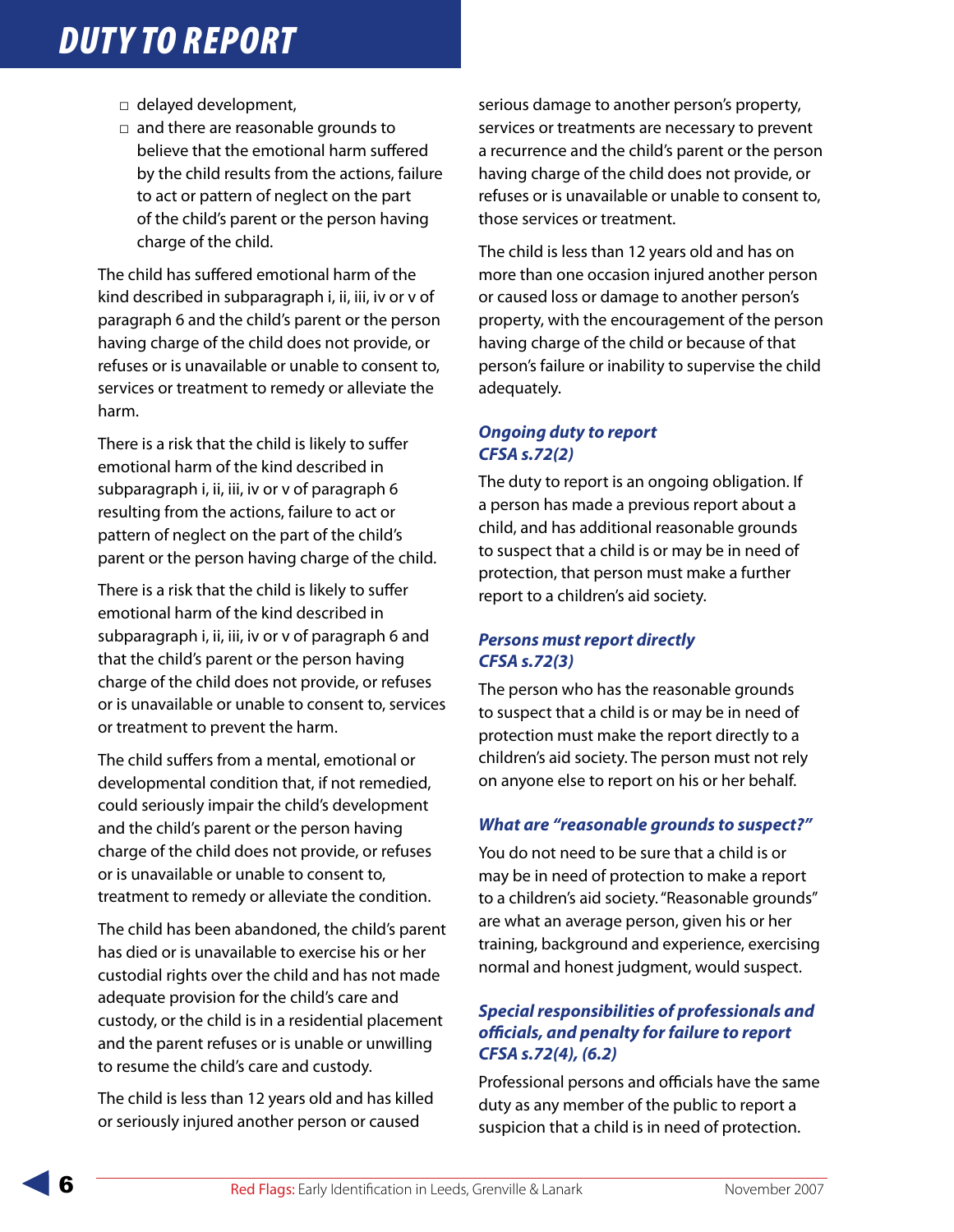- delayed development,
- and there are reasonable grounds to believe that the emotional harm suffered by the child results from the actions, failure to act or pattern of neglect on the part of the child's parent or the person having charge of the child.

The child has suffered emotional harm of the kind described in subparagraph i, ii, iii, iv or v of paragraph 6 and the child's parent or the person having charge of the child does not provide, or refuses or is unavailable or unable to consent to, services or treatment to remedy or alleviate the harm.

There is a risk that the child is likely to suffer emotional harm of the kind described in subparagraph i, ii, iii, iv or v of paragraph 6 resulting from the actions, failure to act or pattern of neglect on the part of the child's parent or the person having charge of the child.

There is a risk that the child is likely to suffer emotional harm of the kind described in subparagraph i, ii, iii, iv or v of paragraph 6 and that the child's parent or the person having charge of the child does not provide, or refuses or is unavailable or unable to consent to, services or treatment to prevent the harm.

The child suffers from a mental, emotional or developmental condition that, if not remedied, could seriously impair the child's development and the child's parent or the person having charge of the child does not provide, or refuses or is unavailable or unable to consent to, treatment to remedy or alleviate the condition.

The child has been abandoned, the child's parent has died or is unavailable to exercise his or her custodial rights over the child and has not made adequate provision for the child's care and custody, or the child is in a residential placement and the parent refuses or is unable or unwilling to resume the child's care and custody.

The child is less than 12 years old and has killed or seriously injured another person or caused serious damage to another person's property, services or treatments are necessary to prevent a recurrence and the child's parent or the person having charge of the child does not provide, or refuses or is unavailable or unable to consent to, those services or treatment.

The child is less than 12 years old and has on more than one occasion injured another person or caused loss or damage to another person's property, with the encouragement of the person having charge of the child or because of that person's failure or inability to supervise the child adequately.

### *Ongoing duty to report CFSA s.72(2)*

The duty to report is an ongoing obligation. If a person has made a previous report about a child, and has additional reasonable grounds to suspect that a child is or may be in need of protection, that person must make a further report to a children's aid society.

### *Persons must report directly CFSA s.72(3)*

The person who has the reasonable grounds to suspect that a child is or may be in need of protection must make the report directly to a children's aid society. The person must not rely on anyone else to report on his or her behalf.

### *What are "reasonable grounds to suspect?"*

You do not need to be sure that a child is or may be in need of protection to make a report to a children's aid society. "Reasonable grounds" are what an average person, given his or her training, background and experience, exercising normal and honest judgment, would suspect.

### *Special responsibilities of professionals and officials, and penalty for failure to report CFSA s.72(4), (6.2)*

Professional persons and officials have the same duty as any member of the public to report a suspicion that a child is in need of protection.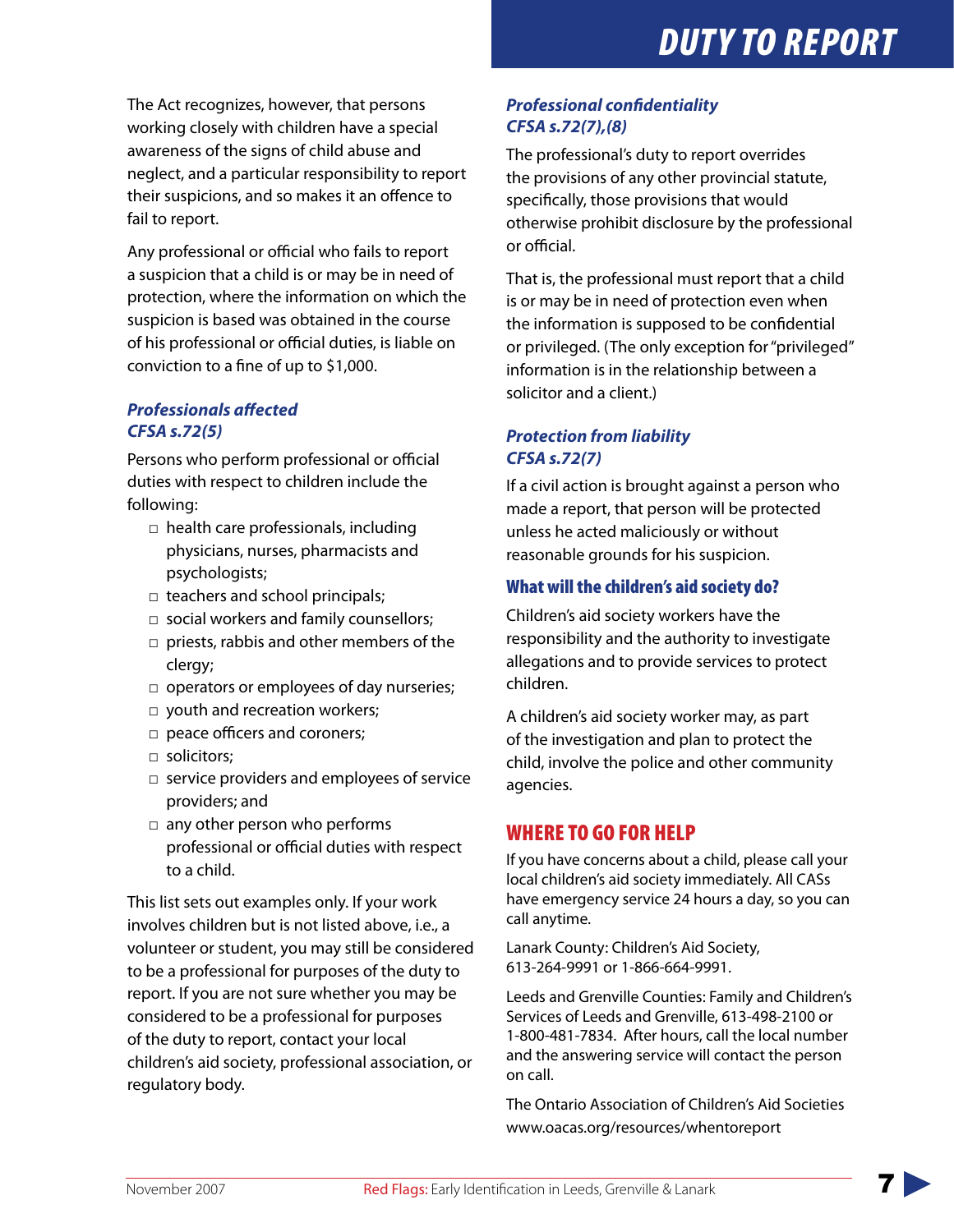The Act recognizes, however, that persons working closely with children have a special awareness of the signs of child abuse and neglect, and a particular responsibility to report their suspicions, and so makes it an offence to fail to report.

Any professional or official who fails to report a suspicion that a child is or may be in need of protection, where the information on which the suspicion is based was obtained in the course of his professional or official duties, is liable on conviction to a fine of up to $1,000.

### *Professionals affected CFSA s.72(5)*

Persons who perform professional or official duties with respect to children include the following:

- health care professionals, including physicians, nurses, pharmacists and psychologists;
- teachers and school principals;
- social workers and family counsellors;
- priests, rabbis and other members of the clergy;
- operators or employees of day nurseries;
- youth and recreation workers;
- peace officers and coroners;
- solicitors;
- service providers and employees of service providers; and
- any other person who performs professional or official duties with respect to a child.

This list sets out examples only. If your work involves children but is not listed above, i.e., a volunteer or student, you may still be considered to be a professional for purposes of the duty to report. If you are not sure whether you may be considered to be a professional for purposes of the duty to report, contact your local children's aid society, professional association, or regulatory body.

### *Professional confidentiality CFSA s.72(7),(8)*

The professional's duty to report overrides the provisions of any other provincial statute, specifically, those provisions that would otherwise prohibit disclosure by the professional or official.

That is, the professional must report that a child is or may be in need of protection even when the information is supposed to be confidential or privileged. (The only exception for "privileged" information is in the relationship between a solicitor and a client.)

### *Protection from liability CFSA s.72(7)*

If a civil action is brought against a person who made a report, that person will be protected unless he acted maliciously or without reasonable grounds for his suspicion.

### What will the children's aid society do?

Children's aid society workers have the responsibility and the authority to investigate allegations and to provide services to protect children.

A children's aid society worker may, as part of the investigation and plan to protect the child, involve the police and other community agencies.

## WHERE TO GO FOR HELP

If you have concerns about a child, please call your local children's aid society immediately. All CASs have emergency service 24 hours a day, so you can call anytime.

Lanark County: Children's Aid Society, 613-264-9991 or 1-866-664-9991.

Leeds and Grenville Counties: Family and Children's Services of Leeds and Grenville, 613-498-2100 or 1-800-481-7834. After hours, call the local number and the answering service will contact the person on call.

The Ontario Association of Children's Aid Societies
www.oacas.org/resources/whentoreport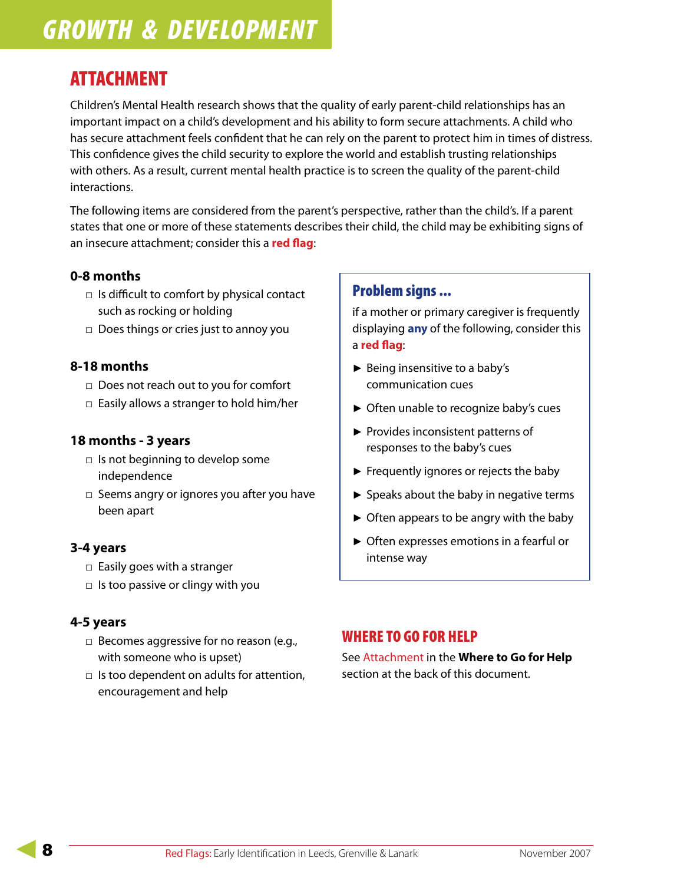# GROWTH & DEVELOPMENT

## ATTACHMENT

Children's Mental Health research shows that the quality of early parent-child relationships has an important impact on a child's development and his ability to form secure attachments. A child who has secure attachment feels confident that he can rely on the parent to protect him in times of distress. This confidence gives the child security to explore the world and establish trusting relationships with others. As a result, current mental health practice is to screen the quality of the parent-child interactions.

The following items are considered from the parent's perspective, rather than the child's. If a parent states that one or more of these statements describes their child, the child may be exhibiting signs of an insecure attachment; consider this a **red flag**:

### 0-8 months

- ☐ Is difficult to comfort by physical contact such as rocking or holding
- ☐ Does things or cries just to annoy you

### 8-18 months

- ☐ Does not reach out to you for comfort
- ☐ Easily allows a stranger to hold him/her

### 18 months - 3 years

- ☐ Is not beginning to develop some independence
- ☐ Seems angry or ignores you after you have been apart

### 3-4 years

- ☐ Easily goes with a stranger
- ☐ Is too passive or clingy with you

### 4-5 years

- ☐ Becomes aggressive for no reason (e.g., with someone who is upset)
- ☐ Is too dependent on adults for attention, encouragement and help

### Problem signs ...

if a mother or primary caregiver is frequently displaying **any** of the following, consider this a **red flag**:

- ► Being insensitive to a baby's communication cues
- ► Often unable to recognize baby's cues
- ► Provides inconsistent patterns of responses to the baby's cues
- ► Frequently ignores or rejects the baby
- ► Speaks about the baby in negative terms
- ► Often appears to be angry with the baby
- ► Often expresses emotions in a fearful or intense way

## WHERE TO GO FOR HELP

See Attachment in the **Where to Go for Help** section at the back of this document.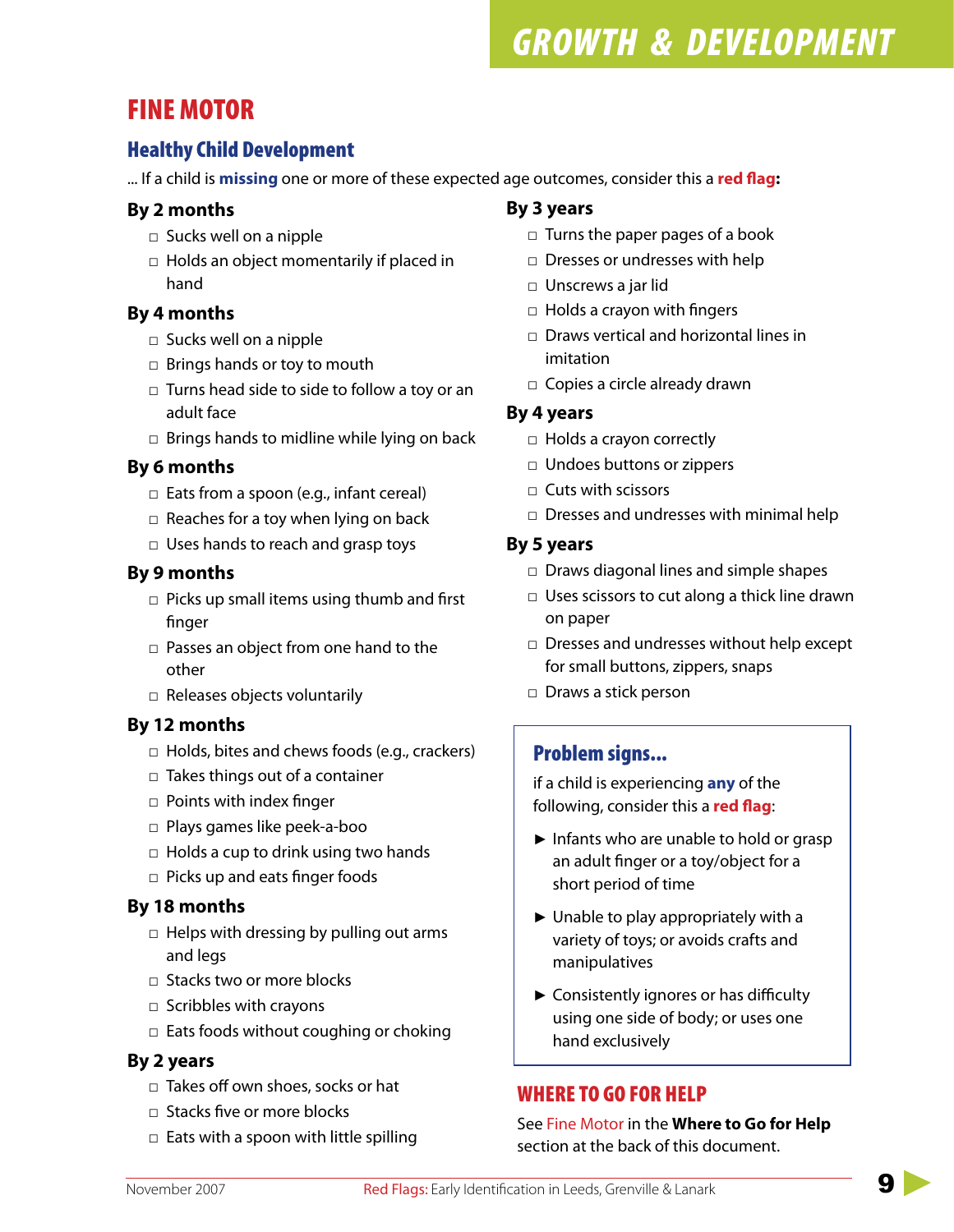# FINE MOTOR

## Healthy Child Development

... If a child is **missing** one or more of these expected age outcomes, consider this a **red flag**:

### By 2 months

- ☐ Sucks well on a nipple
- ☐ Holds an object momentarily if placed in hand

### By 4 months

- ☐ Sucks well on a nipple
- ☐ Brings hands or toy to mouth
- ☐ Turns head side to side to follow a toy or an adult face
- ☐ Brings hands to midline while lying on back

### By 6 months

- ☐ Eats from a spoon (e.g., infant cereal)
- ☐ Reaches for a toy when lying on back
- ☐ Uses hands to reach and grasp toys

### By 9 months

- ☐ Picks up small items using thumb and first finger
- ☐ Passes an object from one hand to the other
- ☐ Releases objects voluntarily

### By 12 months

- ☐ Holds, bites and chews foods (e.g., crackers)
- ☐ Takes things out of a container
- ☐ Points with index finger
- ☐ Plays games like peek-a-boo
- ☐ Holds a cup to drink using two hands
- ☐ Picks up and eats finger foods

### By 18 months

- ☐ Helps with dressing by pulling out arms and legs
- ☐ Stacks two or more blocks
- ☐ Scribbles with crayons
- ☐ Eats foods without coughing or choking

### By 2 years

- ☐ Takes off own shoes, socks or hat
- ☐ Stacks five or more blocks
- ☐ Eats with a spoon with little spilling

### By 3 years

- ☐ Turns the paper pages of a book
- ☐ Dresses or undresses with help
- ☐ Unscrews a jar lid
- ☐ Holds a crayon with fingers
- ☐ Draws vertical and horizontal lines in imitation
- ☐ Copies a circle already drawn

### By 4 years

- ☐ Holds a crayon correctly
- ☐ Undoes buttons or zippers
- ☐ Cuts with scissors
- ☐ Dresses and undresses with minimal help

### By 5 years

- ☐ Draws diagonal lines and simple shapes
- ☐ Uses scissors to cut along a thick line drawn on paper
- ☐ Dresses and undresses without help except for small buttons, zippers, snaps
- ☐ Draws a stick person

## Problem signs...

if a child is experiencing **any** of the following, consider this a **red flag**:

- ► Infants who are unable to hold or grasp an adult finger or a toy/object for a short period of time
- ► Unable to play appropriately with a variety of toys; or avoids crafts and manipulatives
- ► Consistently ignores or has difficulty using one side of body; or uses one hand exclusively

## WHERE TO GO FOR HELP

See Fine Motor in the **Where to Go for Help** section at the back of this document.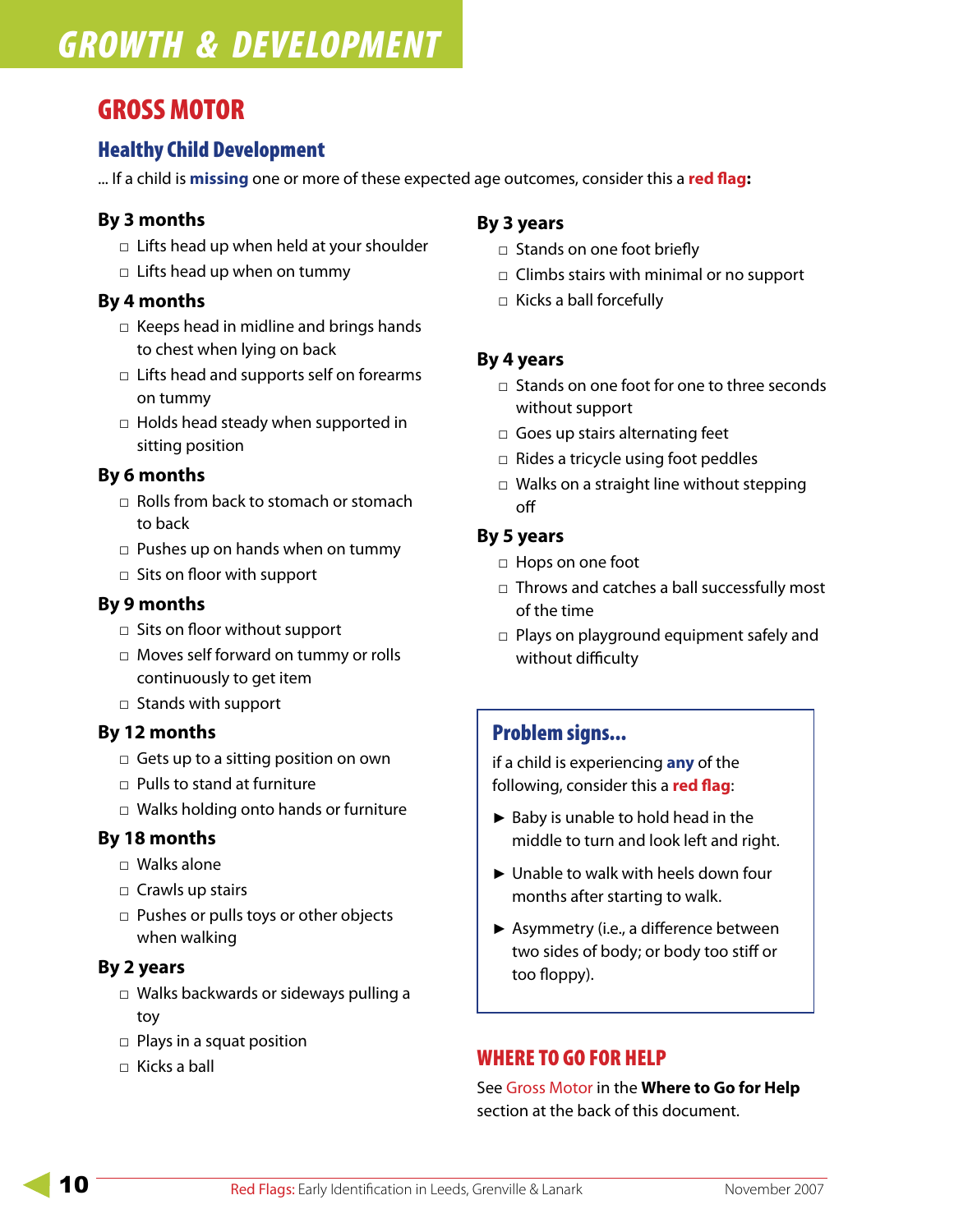# GROWTH & DEVELOPMENT

## GROSS MOTOR

### Healthy Child Development

... If a child is **missing** one or more of these expected age outcomes, consider this a **red flag:**

**By 3 months**

- ☐ Lifts head up when held at your shoulder
- ☐ Lifts head up when on tummy

**By 4 months**

- ☐ Keeps head in midline and brings hands to chest when lying on back
- ☐ Lifts head and supports self on forearms on tummy
- ☐ Holds head steady when supported in sitting position

**By 6 months**

- ☐ Rolls from back to stomach or stomach to back
- ☐ Pushes up on hands when on tummy
- ☐ Sits on floor with support

**By 9 months**

- ☐ Sits on floor without support
- ☐ Moves self forward on tummy or rolls continuously to get item
- ☐ Stands with support

**By 12 months**

- ☐ Gets up to a sitting position on own
- ☐ Pulls to stand at furniture
- ☐ Walks holding onto hands or furniture

**By 18 months**

- ☐ Walks alone
- ☐ Crawls up stairs
- ☐ Pushes or pulls toys or other objects when walking

**By 2 years**

- ☐ Walks backwards or sideways pulling a toy
- ☐ Plays in a squat position
- ☐ Kicks a ball

**By 3 years**

- ☐ Stands on one foot briefly
- ☐ Climbs stairs with minimal or no support
- ☐ Kicks a ball forcefully

**By 4 years**

- ☐ Stands on one foot for one to three seconds without support
- ☐ Goes up stairs alternating feet
- ☐ Rides a tricycle using foot peddles
- ☐ Walks on a straight line without stepping off

**By 5 years**

- ☐ Hops on one foot
- ☐ Throws and catches a ball successfully most of the time
- ☐ Plays on playground equipment safely and without difficulty

### Problem signs...

if a child is experiencing **any** of the following, consider this a **red flag**:

- ► Baby is unable to hold head in the middle to turn and look left and right.
- ► Unable to walk with heels down four months after starting to walk.
- ► Asymmetry (i.e., a difference between two sides of body; or body too stiff or too floppy).

## WHERE TO GO FOR HELP

See Gross Motor in the **Where to Go for Help** section at the back of this document.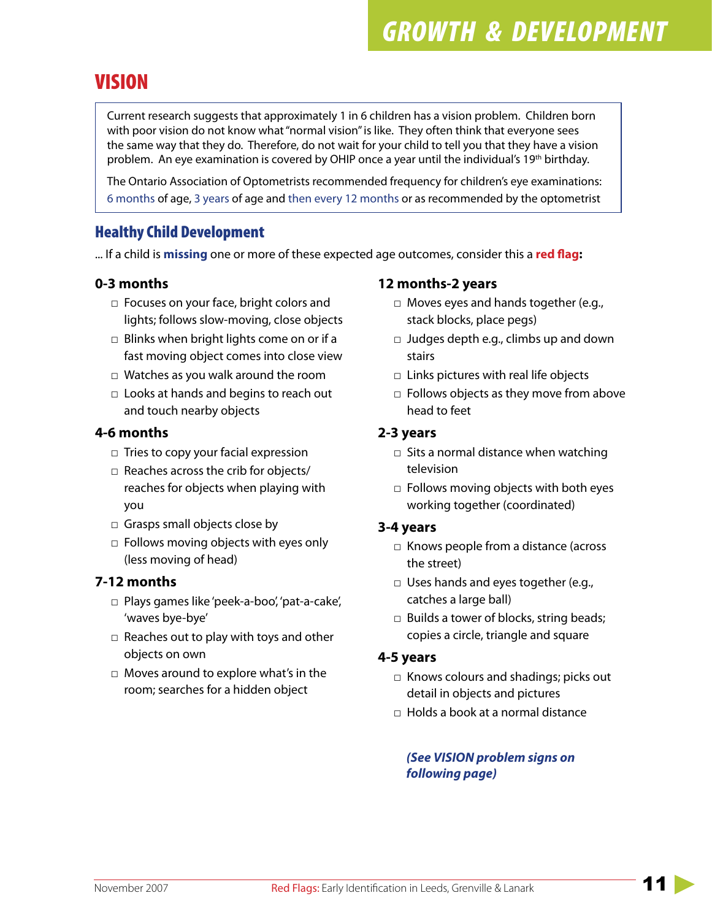# VISION

Current research suggests that approximately 1 in 6 children has a vision problem. Children born with poor vision do not know what "normal vision" is like. They often think that everyone sees the same way that they do. Therefore, do not wait for your child to tell you that they have a vision problem. An eye examination is covered by OHIP once a year until the individual's 19th birthday.

The Ontario Association of Optometrists recommended frequency for children's eye examinations: 6 months of age, 3 years of age and then every 12 months or as recommended by the optometrist

## Healthy Child Development

... If a child is **missing** one or more of these expected age outcomes, consider this a **red flag:**

### 0-3 months

- □ Focuses on your face, bright colors and lights; follows slow-moving, close objects
- □ Blinks when bright lights come on or if a fast moving object comes into close view
- □ Watches as you walk around the room
- □ Looks at hands and begins to reach out and touch nearby objects

### 4-6 months

- □ Tries to copy your facial expression
- □ Reaches across the crib for objects/ reaches for objects when playing with you
- □ Grasps small objects close by
- □ Follows moving objects with eyes only (less moving of head)

### 7-12 months

- □ Plays games like 'peek-a-boo', 'pat-a-cake', 'waves bye-bye'
- □ Reaches out to play with toys and other objects on own
- □ Moves around to explore what's in the room; searches for a hidden object

### 12 months-2 years

- □ Moves eyes and hands together (e.g., stack blocks, place pegs)
- □ Judges depth e.g., climbs up and down stairs
- □ Links pictures with real life objects
- □ Follows objects as they move from above head to feet

### 2-3 years

- □ Sits a normal distance when watching television
- □ Follows moving objects with both eyes working together (coordinated)

### 3-4 years

- □ Knows people from a distance (across the street)
- □ Uses hands and eyes together (e.g., catches a large ball)
- □ Builds a tower of blocks, string beads; copies a circle, triangle and square

### 4-5 years

- □ Knows colours and shadings; picks out detail in objects and pictures
- □ Holds a book at a normal distance

***(See VISION problem signs on following page)***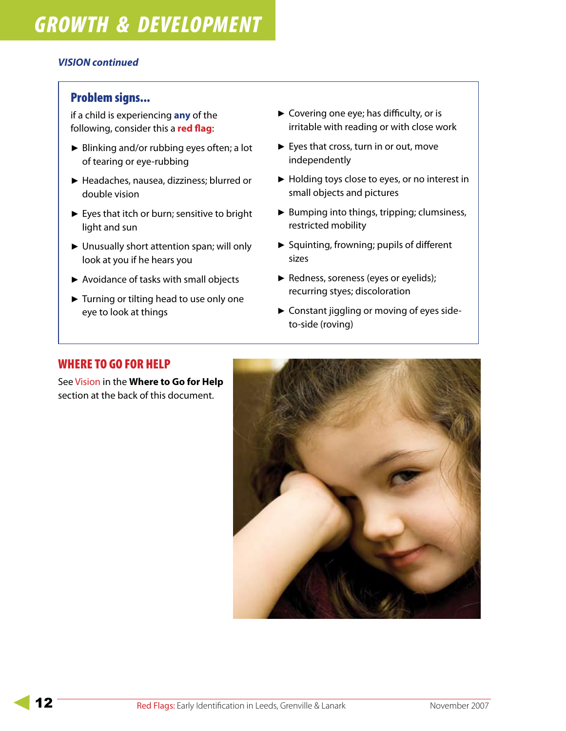*VISION continued*

### Problem signs...

if a child is experiencing **any** of the following, consider this a **red flag**:

- Blinking and/or rubbing eyes often; a lot of tearing or eye-rubbing
- Headaches, nausea, dizziness; blurred or double vision
- Eyes that itch or burn; sensitive to bright light and sun
- Unusually short attention span; will only look at you if he hears you
- Avoidance of tasks with small objects
- Turning or tilting head to use only one eye to look at things
- Covering one eye; has difficulty, or is irritable with reading or with close work
- Eyes that cross, turn in or out, move independently
- Holding toys close to eyes, or no interest in small objects and pictures
- Bumping into things, tripping; clumsiness, restricted mobility
- Squinting, frowning; pupils of different sizes
- Redness, soreness (eyes or eyelids); recurring styes; discoloration
- Constant jiggling or moving of eyes side-to-side (roving)

## WHERE TO GO FOR HELP

See Vision in the **Where to Go for Help** section at the back of this document.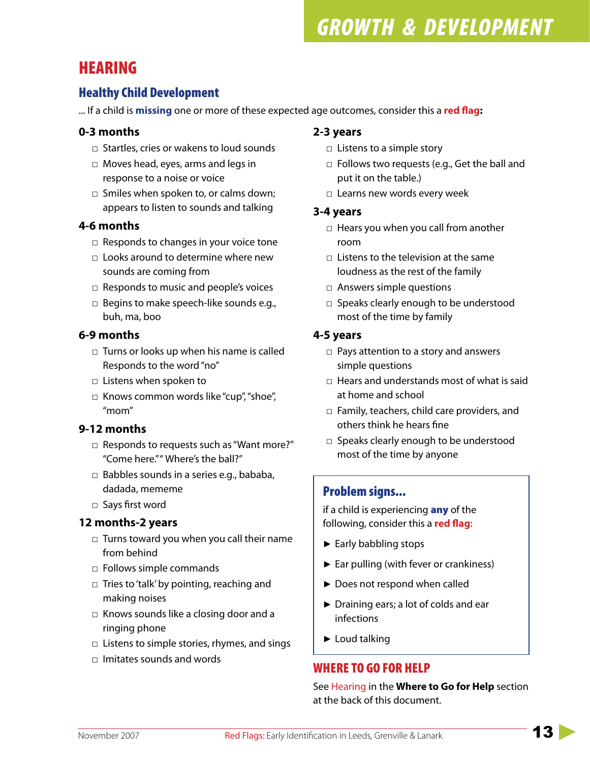# HEARING

## Healthy Child Development

... If a child is **missing** one or more of these expected age outcomes, consider this a **red flag**:

### 0-3 months

- ☐ Startles, cries or wakens to loud sounds
- ☐ Moves head, eyes, arms and legs in response to a noise or voice
- ☐ Smiles when spoken to, or calms down; appears to listen to sounds and talking

### 4-6 months

- ☐ Responds to changes in your voice tone
- ☐ Looks around to determine where new sounds are coming from
- ☐ Responds to music and people's voices
- ☐ Begins to make speech-like sounds e.g., buh, ma, boo

### 6-9 months

- ☐ Turns or looks up when his name is called Responds to the word "no"
- ☐ Listens when spoken to
- ☐ Knows common words like "cup", "shoe", "mom"

### 9-12 months

- ☐ Responds to requests such as "Want more?" "Come here." " Where's the ball?"
- ☐ Babbles sounds in a series e.g., bababa, dadada, mememe
- ☐ Says first word

### 12 months-2 years

- ☐ Turns toward you when you call their name from behind
- ☐ Follows simple commands
- ☐ Tries to 'talk' by pointing, reaching and making noises
- ☐ Knows sounds like a closing door and a ringing phone
- ☐ Listens to simple stories, rhymes, and sings
- ☐ Imitates sounds and words

### 2-3 years

- ☐ Listens to a simple story
- ☐ Follows two requests (e.g., Get the ball and put it on the table.)
- ☐ Learns new words every week

### 3-4 years

- ☐ Hears you when you call from another room
- ☐ Listens to the television at the same loudness as the rest of the family
- ☐ Answers simple questions
- ☐ Speaks clearly enough to be understood most of the time by family

### 4-5 years

- ☐ Pays attention to a story and answers simple questions
- ☐ Hears and understands most of what is said at home and school
- ☐ Family, teachers, child care providers, and others think he hears fine
- ☐ Speaks clearly enough to be understood most of the time by anyone

## Problem signs...

if a child is experiencing **any** of the following, consider this a **red flag**:

- ► Early babbling stops
- ► Ear pulling (with fever or crankiness)
- ► Does not respond when called
- ► Draining ears; a lot of colds and ear infections
- ► Loud talking

## WHERE TO GO FOR HELP

See Hearing in the **Where to Go for Help** section at the back of this document.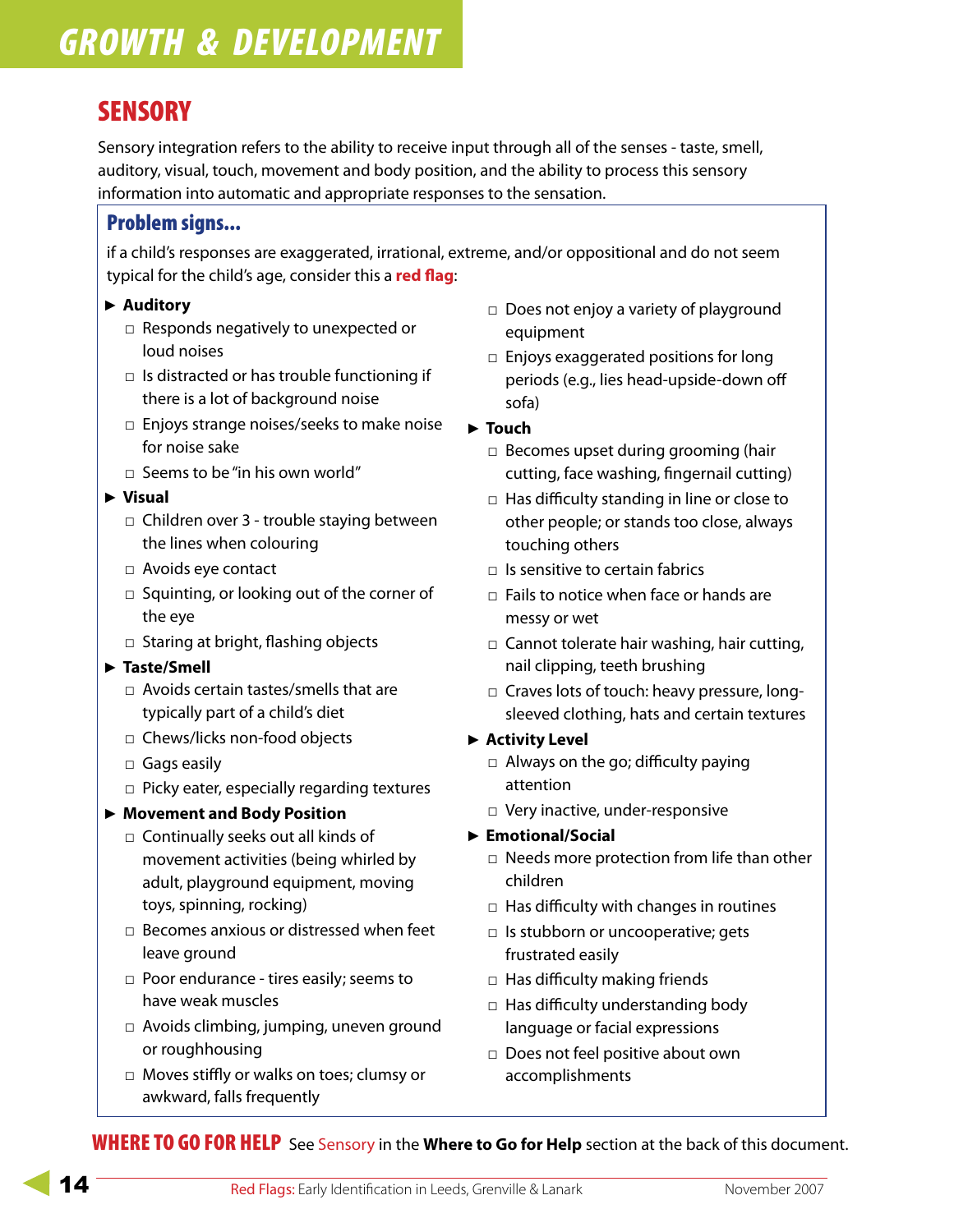# GROWTH & DEVELOPMENT

## SENSORY

Sensory integration refers to the ability to receive input through all of the senses - taste, smell, auditory, visual, touch, movement and body position, and the ability to process this sensory information into automatic and appropriate responses to the sensation.

### Problem signs...

if a child's responses are exaggerated, irrational, extreme, and/or oppositional and do not seem typical for the child's age, consider this a **red flag**:

- **Auditory**
  - ☐ Responds negatively to unexpected or loud noises
  - ☐ Is distracted or has trouble functioning if there is a lot of background noise
  - ☐ Enjoys strange noises/seeks to make noise for noise sake
  - ☐ Seems to be "in his own world"
- **Visual**
  - ☐ Children over 3 - trouble staying between the lines when colouring
  - ☐ Avoids eye contact
  - ☐ Squinting, or looking out of the corner of the eye
  - ☐ Staring at bright, flashing objects
- **Taste/Smell**
  - ☐ Avoids certain tastes/smells that are typically part of a child's diet
  - ☐ Chews/licks non-food objects
  - ☐ Gags easily
  - ☐ Picky eater, especially regarding textures
- **Movement and Body Position**
  - ☐ Continually seeks out all kinds of movement activities (being whirled by adult, playground equipment, moving toys, spinning, rocking)
  - ☐ Becomes anxious or distressed when feet leave ground
  - ☐ Poor endurance - tires easily; seems to have weak muscles
  - ☐ Avoids climbing, jumping, uneven ground or roughhousing
  - ☐ Moves stiffly or walks on toes; clumsy or awkward, falls frequently
  - ☐ Does not enjoy a variety of playground equipment
  - ☐ Enjoys exaggerated positions for long periods (e.g., lies head-upside-down off sofa)
- **Touch**
  - ☐ Becomes upset during grooming (hair cutting, face washing, fingernail cutting)
  - ☐ Has difficulty standing in line or close to other people; or stands too close, always touching others
  - ☐ Is sensitive to certain fabrics
  - ☐ Fails to notice when face or hands are messy or wet
  - ☐ Cannot tolerate hair washing, hair cutting, nail clipping, teeth brushing
  - ☐ Craves lots of touch: heavy pressure, long-sleeved clothing, hats and certain textures
- **Activity Level**
  - ☐ Always on the go; difficulty paying attention
  - ☐ Very inactive, under-responsive
- **Emotional/Social**
  - ☐ Needs more protection from life than other children
  - ☐ Has difficulty with changes in routines
  - ☐ Is stubborn or uncooperative; gets frustrated easily
  - ☐ Has difficulty making friends
  - ☐ Has difficulty understanding body language or facial expressions
  - ☐ Does not feel positive about own accomplishments

**WHERE TO GO FOR HELP** See Sensory in the **Where to Go for Help** section at the back of this document.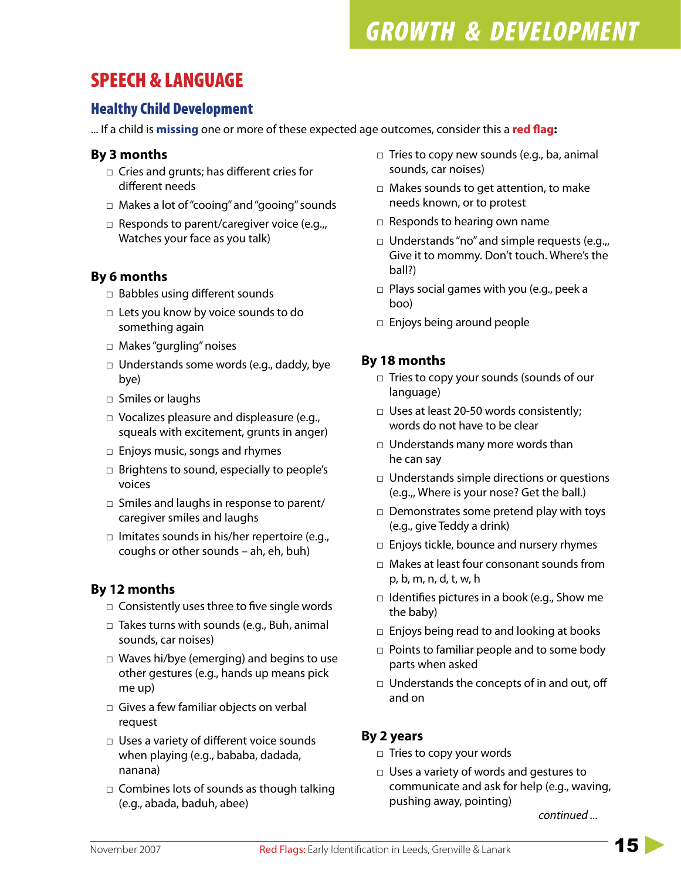# SPEECH & LANGUAGE

## Healthy Child Development

... If a child is **missing** one or more of these expected age outcomes, consider this a **red flag**:

### By 3 months

- □ Cries and grunts; has different cries for different needs
- □ Makes a lot of "cooing" and "gooing" sounds
- □ Responds to parent/caregiver voice (e.g.,, Watches your face as you talk)

### By 6 months

- □ Babbles using different sounds
- □ Lets you know by voice sounds to do something again
- □ Makes "gurgling" noises
- □ Understands some words (e.g., daddy, bye bye)
- □ Smiles or laughs
- □ Vocalizes pleasure and displeasure (e.g., squeals with excitement, grunts in anger)
- □ Enjoys music, songs and rhymes
- □ Brightens to sound, especially to people's voices
- □ Smiles and laughs in response to parent/ caregiver smiles and laughs
- □ Imitates sounds in his/her repertoire (e.g., coughs or other sounds – ah, eh, buh)

### By 12 months

- □ Consistently uses three to five single words
- □ Takes turns with sounds (e.g., Buh, animal sounds, car noises)
- □ Waves hi/bye (emerging) and begins to use other gestures (e.g., hands up means pick me up)
- □ Gives a few familiar objects on verbal request
- □ Uses a variety of different voice sounds when playing (e.g., bababa, dadada, nanana)
- □ Combines lots of sounds as though talking (e.g., abada, baduh, abee)
- □ Tries to copy new sounds (e.g., ba, animal sounds, car noises)
- □ Makes sounds to get attention, to make needs known, or to protest
- □ Responds to hearing own name
- □ Understands "no" and simple requests (e.g.,, Give it to mommy. Don't touch. Where's the ball?)
- □ Plays social games with you (e.g., peek a boo)
- □ Enjoys being around people

### By 18 months

- □ Tries to copy your sounds (sounds of our language)
- □ Uses at least 20-50 words consistently; words do not have to be clear
- □ Understands many more words than he can say
- □ Understands simple directions or questions (e.g.,, Where is your nose? Get the ball.)
- □ Demonstrates some pretend play with toys (e.g., give Teddy a drink)
- □ Enjoys tickle, bounce and nursery rhymes
- □ Makes at least four consonant sounds from p, b, m, n, d, t, w, h
- □ Identifies pictures in a book (e.g., Show me the baby)
- □ Enjoys being read to and looking at books
- □ Points to familiar people and to some body parts when asked
- □ Understands the concepts of in and out, off and on

### By 2 years

- □ Tries to copy your words
- □ Uses a variety of words and gestures to communicate and ask for help (e.g., waving, pushing away, pointing)

*continued ...*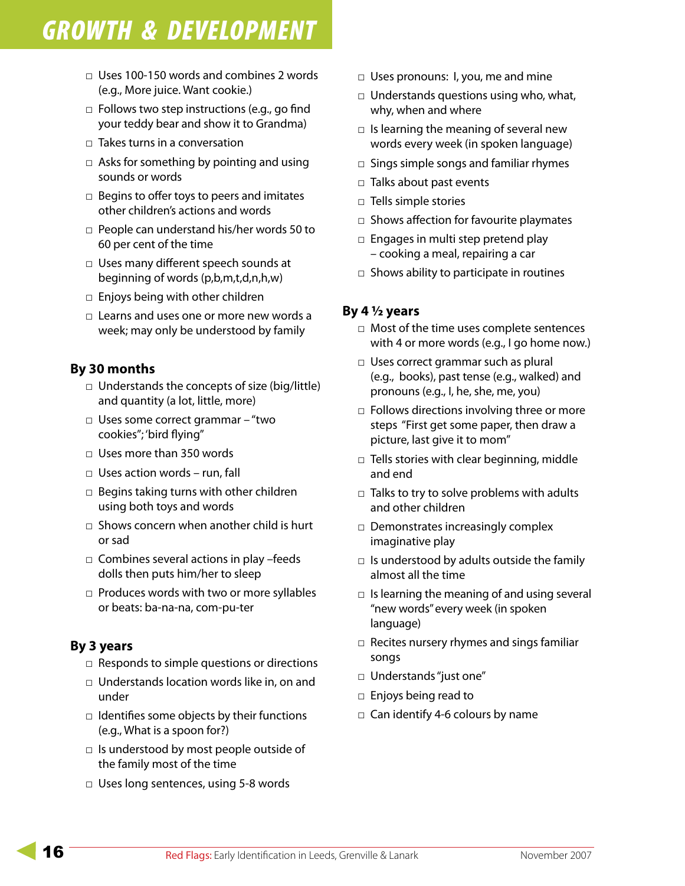# GROWTH & DEVELOPMENT

- ☐ Uses 100-150 words and combines 2 words (e.g., More juice. Want cookie.)
- ☐ Follows two step instructions (e.g., go find your teddy bear and show it to Grandma)
- ☐ Takes turns in a conversation
- ☐ Asks for something by pointing and using sounds or words
- ☐ Begins to offer toys to peers and imitates other children's actions and words
- ☐ People can understand his/her words 50 to 60 per cent of the time
- ☐ Uses many different speech sounds at beginning of words (p,b,m,t,d,n,h,w)
- ☐ Enjoys being with other children
- ☐ Learns and uses one or more new words a week; may only be understood by family

**By 30 months**

- ☐ Understands the concepts of size (big/little) and quantity (a lot, little, more)
- ☐ Uses some correct grammar – "two cookies"; 'bird flying"
- ☐ Uses more than 350 words
- ☐ Uses action words – run, fall
- ☐ Begins taking turns with other children using both toys and words
- ☐ Shows concern when another child is hurt or sad
- ☐ Combines several actions in play –feeds dolls then puts him/her to sleep
- ☐ Produces words with two or more syllables or beats: ba-na-na, com-pu-ter

**By 3 years**

- ☐ Responds to simple questions or directions
- ☐ Understands location words like in, on and under
- ☐ Identifies some objects by their functions (e.g., What is a spoon for?)
- ☐ Is understood by most people outside of the family most of the time
- ☐ Uses long sentences, using 5-8 words
- ☐ Uses pronouns: I, you, me and mine
- ☐ Understands questions using who, what, why, when and where
- ☐ Is learning the meaning of several new words every week (in spoken language)
- ☐ Sings simple songs and familiar rhymes
- ☐ Talks about past events
- ☐ Tells simple stories
- ☐ Shows affection for favourite playmates
- ☐ Engages in multi step pretend play – cooking a meal, repairing a car
- ☐ Shows ability to participate in routines

**By 4 ½ years**

- ☐ Most of the time uses complete sentences with 4 or more words (e.g., I go home now.)
- ☐ Uses correct grammar such as plural (e.g., books), past tense (e.g., walked) and pronouns (e.g., I, he, she, me, you)
- ☐ Follows directions involving three or more steps "First get some paper, then draw a picture, last give it to mom"
- ☐ Tells stories with clear beginning, middle and end
- ☐ Talks to try to solve problems with adults and other children
- ☐ Demonstrates increasingly complex imaginative play
- ☐ Is understood by adults outside the family almost all the time
- ☐ Is learning the meaning of and using several "new words" every week (in spoken language)
- ☐ Recites nursery rhymes and sings familiar songs
- ☐ Understands "just one"
- ☐ Enjoys being read to
- ☐ Can identify 4-6 colours by name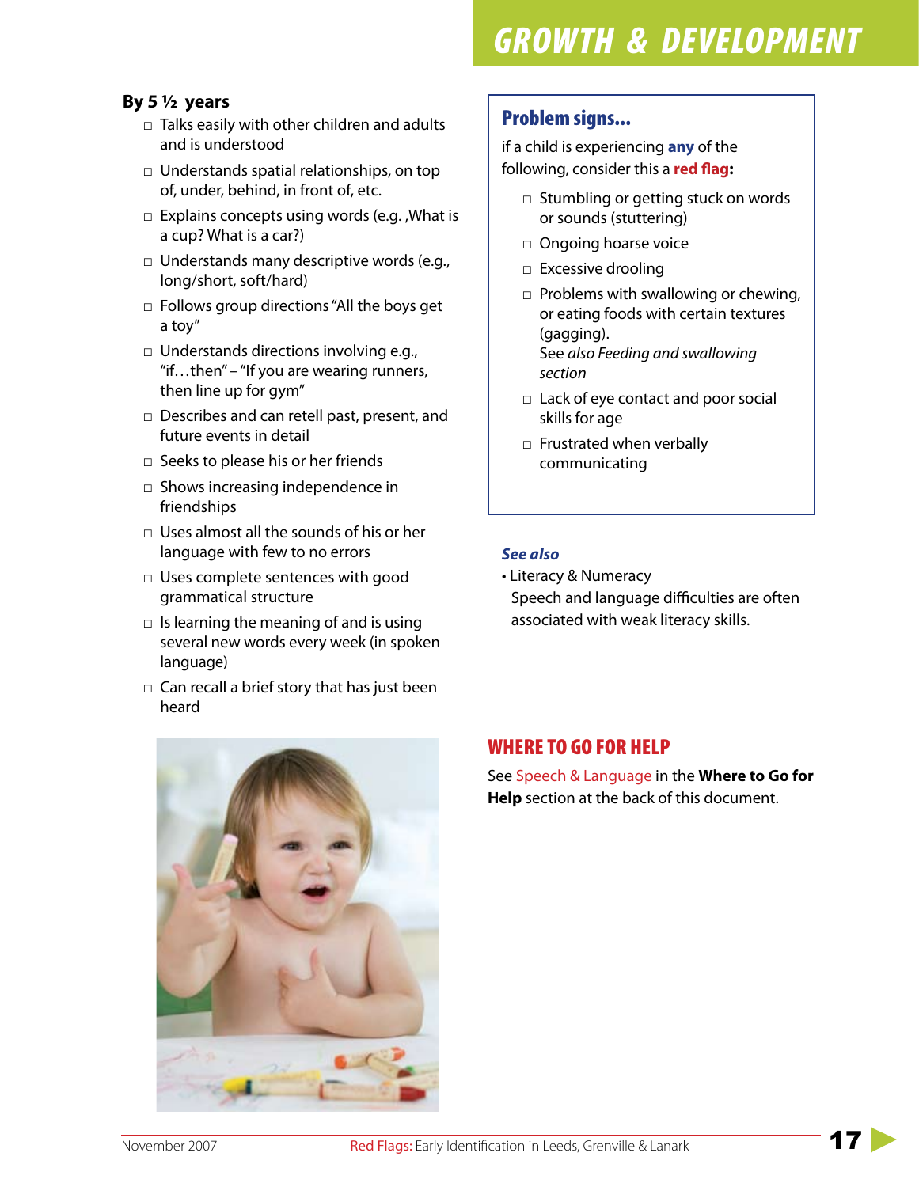# GROWTH & DEVELOPMENT

## By 5 ½ years

- ☐ Talks easily with other children and adults and is understood
- ☐ Understands spatial relationships, on top of, under, behind, in front of, etc.
- ☐ Explains concepts using words (e.g. ,What is a cup? What is a car?)
- ☐ Understands many descriptive words (e.g., long/short, soft/hard)
- ☐ Follows group directions "All the boys get a toy"
- ☐ Understands directions involving e.g., "if…then" – "If you are wearing runners, then line up for gym"
- ☐ Describes and can retell past, present, and future events in detail
- ☐ Seeks to please his or her friends
- ☐ Shows increasing independence in friendships
- ☐ Uses almost all the sounds of his or her language with few to no errors
- ☐ Uses complete sentences with good grammatical structure
- ☐ Is learning the meaning of and is using several new words every week (in spoken language)
- ☐ Can recall a brief story that has just been heard

## Problem signs...

if a child is experiencing **any** of the following, consider this a **red flag**:

- ☐ Stumbling or getting stuck on words or sounds (stuttering)
- ☐ Ongoing hoarse voice
- ☐ Excessive drooling
- ☐ Problems with swallowing or chewing, or eating foods with certain textures (gagging). See *also Feeding and swallowing section*
- ☐ Lack of eye contact and poor social skills for age
- ☐ Frustrated when verbally communicating

***See also***

- Literacy & Numeracy
  Speech and language difficulties are often associated with weak literacy skills.

## WHERE TO GO FOR HELP

See Speech & Language in the **Where to Go for Help** section at the back of this document.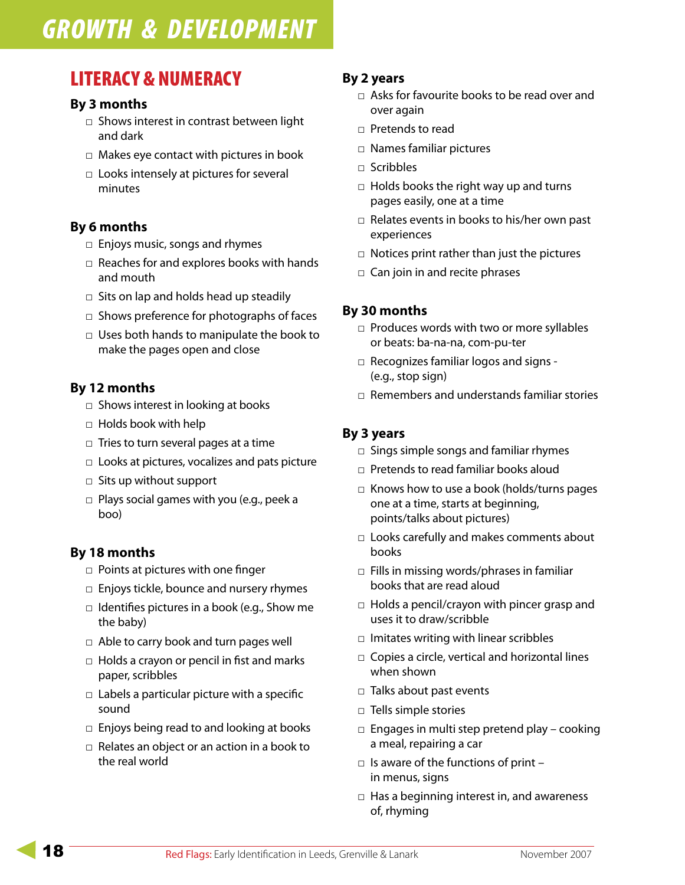# GROWTH & DEVELOPMENT

## LITERACY & NUMERACY

### By 3 months

- ☐ Shows interest in contrast between light and dark
- ☐ Makes eye contact with pictures in book
- ☐ Looks intensely at pictures for several minutes

### By 6 months

- ☐ Enjoys music, songs and rhymes
- ☐ Reaches for and explores books with hands and mouth
- ☐ Sits on lap and holds head up steadily
- ☐ Shows preference for photographs of faces
- ☐ Uses both hands to manipulate the book to make the pages open and close

### By 12 months

- ☐ Shows interest in looking at books
- ☐ Holds book with help
- ☐ Tries to turn several pages at a time
- ☐ Looks at pictures, vocalizes and pats picture
- ☐ Sits up without support
- ☐ Plays social games with you (e.g., peek a boo)

### By 18 months

- ☐ Points at pictures with one finger
- ☐ Enjoys tickle, bounce and nursery rhymes
- ☐ Identifies pictures in a book (e.g., Show me the baby)
- ☐ Able to carry book and turn pages well
- ☐ Holds a crayon or pencil in fist and marks paper, scribbles
- ☐ Labels a particular picture with a specific sound
- ☐ Enjoys being read to and looking at books
- ☐ Relates an object or an action in a book to the real world

### By 2 years

- ☐ Asks for favourite books to be read over and over again
- ☐ Pretends to read
- ☐ Names familiar pictures
- ☐ Scribbles
- ☐ Holds books the right way up and turns pages easily, one at a time
- ☐ Relates events in books to his/her own past experiences
- ☐ Notices print rather than just the pictures
- ☐ Can join in and recite phrases

### By 30 months

- ☐ Produces words with two or more syllables or beats: ba-na-na, com-pu-ter
- ☐ Recognizes familiar logos and signs - (e.g., stop sign)
- ☐ Remembers and understands familiar stories

### By 3 years

- ☐ Sings simple songs and familiar rhymes
- ☐ Pretends to read familiar books aloud
- ☐ Knows how to use a book (holds/turns pages one at a time, starts at beginning, points/talks about pictures)
- ☐ Looks carefully and makes comments about books
- ☐ Fills in missing words/phrases in familiar books that are read aloud
- ☐ Holds a pencil/crayon with pincer grasp and uses it to draw/scribble
- ☐ Imitates writing with linear scribbles
- ☐ Copies a circle, vertical and horizontal lines when shown
- ☐ Talks about past events
- ☐ Tells simple stories
- ☐ Engages in multi step pretend play – cooking a meal, repairing a car
- ☐ Is aware of the functions of print – in menus, signs
- ☐ Has a beginning interest in, and awareness of, rhyming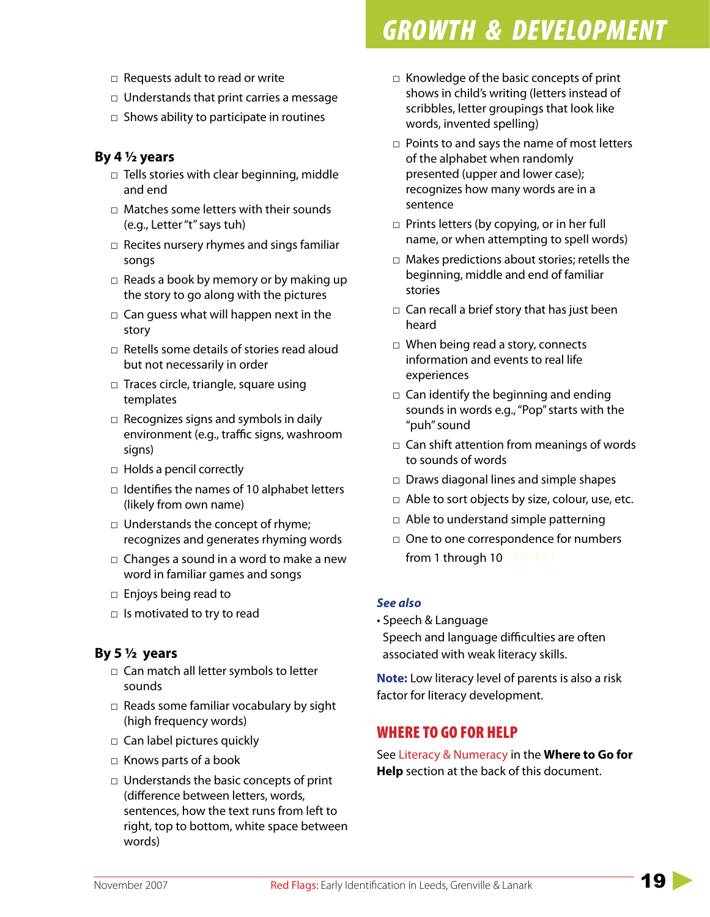- □ Requests adult to read or write
- □ Understands that print carries a message
- □ Shows ability to participate in routines

### By 4 ½ years

- □ Tells stories with clear beginning, middle and end
- □ Matches some letters with their sounds (e.g., Letter "t" says tuh)
- □ Recites nursery rhymes and sings familiar songs
- □ Reads a book by memory or by making up the story to go along with the pictures
- □ Can guess what will happen next in the story
- □ Retells some details of stories read aloud but not necessarily in order
- □ Traces circle, triangle, square using templates
- □ Recognizes signs and symbols in daily environment (e.g., traffic signs, washroom signs)
- □ Holds a pencil correctly
- □ Identifies the names of 10 alphabet letters (likely from own name)
- □ Understands the concept of rhyme; recognizes and generates rhyming words
- □ Changes a sound in a word to make a new word in familiar games and songs
- □ Enjoys being read to
- □ Is motivated to try to read

### By 5 ½ years

- □ Can match all letter symbols to letter sounds
- □ Reads some familiar vocabulary by sight (high frequency words)
- □ Can label pictures quickly
- □ Knows parts of a book
- □ Understands the basic concepts of print (difference between letters, words, sentences, how the text runs from left to right, top to bottom, white space between words)
- □ Knowledge of the basic concepts of print shows in child's writing (letters instead of scribbles, letter groupings that look like words, invented spelling)
- □ Points to and says the name of most letters of the alphabet when randomly presented (upper and lower case); recognizes how many words are in a sentence
- □ Prints letters (by copying, or in her full name, or when attempting to spell words)
- □ Makes predictions about stories; retells the beginning, middle and end of familiar stories
- □ Can recall a brief story that has just been heard
- □ When being read a story, connects information and events to real life experiences
- □ Can identify the beginning and ending sounds in words e.g., "Pop" starts with the "puh" sound
- □ Can shift attention from meanings of words to sounds of words
- □ Draws diagonal lines and simple shapes
- □ Able to sort objects by size, colour, use, etc.
- □ Able to understand simple patterning
- □ One to one correspondence for numbers from 1 through 10

***See also***

- Speech & Language
  Speech and language difficulties are often associated with weak literacy skills.

**Note:** Low literacy level of parents is also a risk factor for literacy development.

## WHERE TO GO FOR HELP

See Literacy & Numeracy in the **Where to Go for Help** section at the back of this document.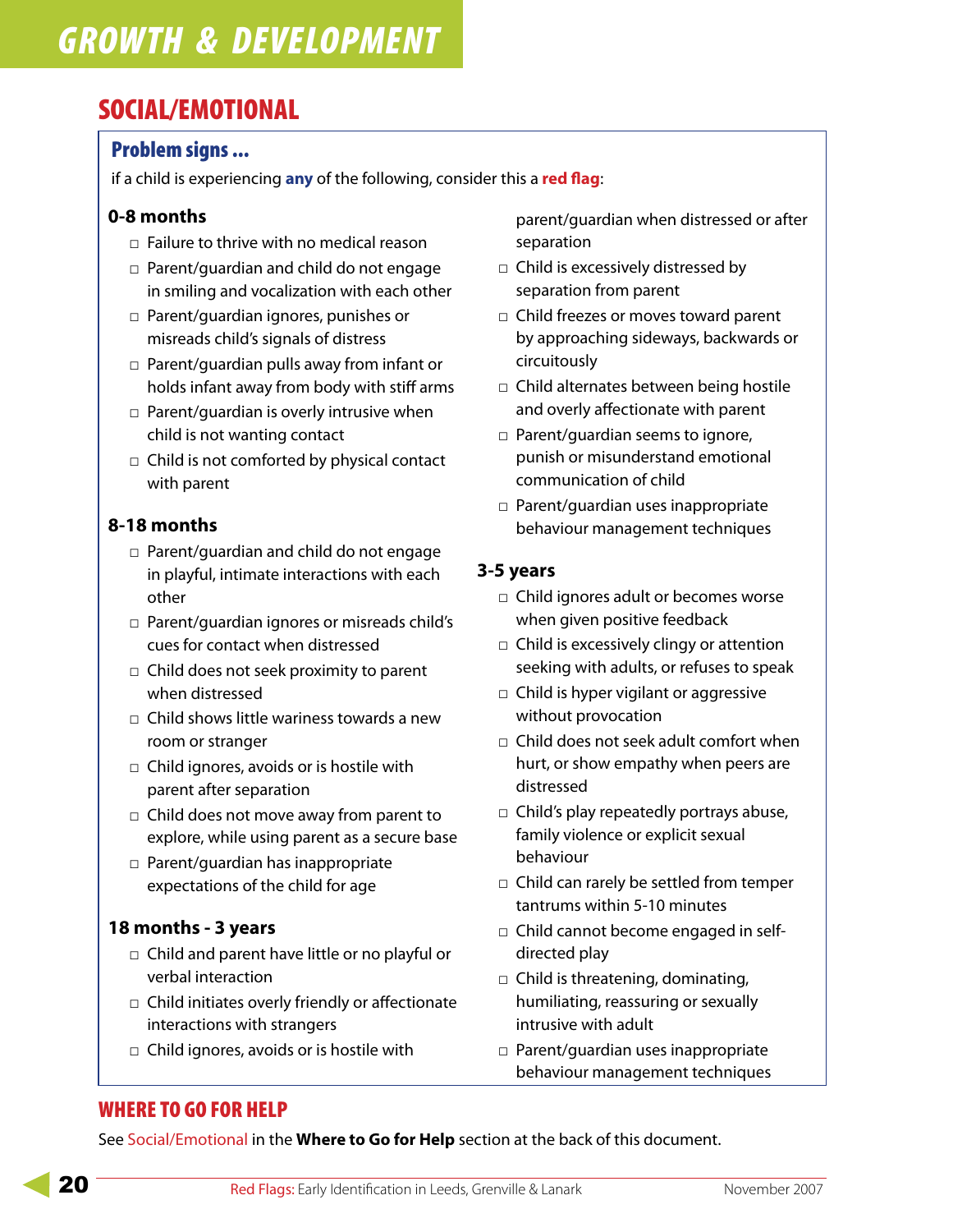# GROWTH & DEVELOPMENT

## SOCIAL/EMOTIONAL

### Problem signs ...

if a child is experiencing **any** of the following, consider this a **red flag**:

**0-8 months**

- ☐ Failure to thrive with no medical reason
- ☐ Parent/guardian and child do not engage in smiling and vocalization with each other
- ☐ Parent/guardian ignores, punishes or misreads child's signals of distress
- ☐ Parent/guardian pulls away from infant or holds infant away from body with stiff arms
- ☐ Parent/guardian is overly intrusive when child is not wanting contact
- ☐ Child is not comforted by physical contact with parent

**8-18 months**

- ☐ Parent/guardian and child do not engage in playful, intimate interactions with each other
- ☐ Parent/guardian ignores or misreads child's cues for contact when distressed
- ☐ Child does not seek proximity to parent when distressed
- ☐ Child shows little wariness towards a new room or stranger
- ☐ Child ignores, avoids or is hostile with parent after separation
- ☐ Child does not move away from parent to explore, while using parent as a secure base
- ☐ Parent/guardian has inappropriate expectations of the child for age

**18 months - 3 years**

- ☐ Child and parent have little or no playful or verbal interaction
- ☐ Child initiates overly friendly or affectionate interactions with strangers
- ☐ Child ignores, avoids or is hostile with parent/guardian when distressed or after separation
- ☐ Child is excessively distressed by separation from parent
- ☐ Child freezes or moves toward parent by approaching sideways, backwards or circuitously
- ☐ Child alternates between being hostile and overly affectionate with parent
- ☐ Parent/guardian seems to ignore, punish or misunderstand emotional communication of child
- ☐ Parent/guardian uses inappropriate behaviour management techniques

**3-5 years**

- ☐ Child ignores adult or becomes worse when given positive feedback
- ☐ Child is excessively clingy or attention seeking with adults, or refuses to speak
- ☐ Child is hyper vigilant or aggressive without provocation
- ☐ Child does not seek adult comfort when hurt, or show empathy when peers are distressed
- ☐ Child's play repeatedly portrays abuse, family violence or explicit sexual behaviour
- ☐ Child can rarely be settled from temper tantrums within 5-10 minutes
- ☐ Child cannot become engaged in self-directed play
- ☐ Child is threatening, dominating, humiliating, reassuring or sexually intrusive with adult
- ☐ Parent/guardian uses inappropriate behaviour management techniques

## WHERE TO GO FOR HELP

See Social/Emotional in the **Where to Go for Help** section at the back of this document.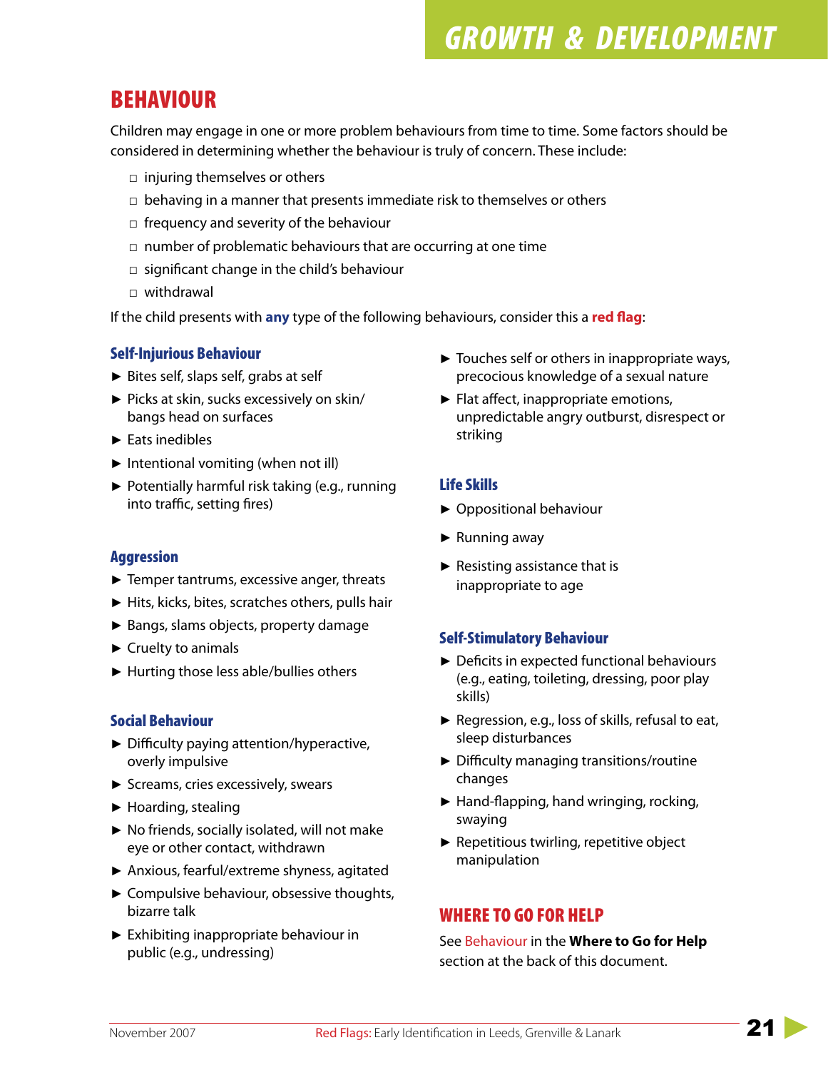# BEHAVIOUR

Children may engage in one or more problem behaviours from time to time. Some factors should be considered in determining whether the behaviour is truly of concern. These include:

- injuring themselves or others
- behaving in a manner that presents immediate risk to themselves or others
- frequency and severity of the behaviour
- number of problematic behaviours that are occurring at one time
- significant change in the child's behaviour
- withdrawal

If the child presents with **any** type of the following behaviours, consider this a **red flag**:

### Self-Injurious Behaviour

- Bites self, slaps self, grabs at self
- Picks at skin, sucks excessively on skin/ bangs head on surfaces
- Eats inedibles
- Intentional vomiting (when not ill)
- Potentially harmful risk taking (e.g., running into traffic, setting fires)

### Aggression

- Temper tantrums, excessive anger, threats
- Hits, kicks, bites, scratches others, pulls hair
- Bangs, slams objects, property damage
- Cruelty to animals
- Hurting those less able/bullies others

### Social Behaviour

- Difficulty paying attention/hyperactive, overly impulsive
- Screams, cries excessively, swears
- Hoarding, stealing
- No friends, socially isolated, will not make eye or other contact, withdrawn
- Anxious, fearful/extreme shyness, agitated
- Compulsive behaviour, obsessive thoughts, bizarre talk
- Exhibiting inappropriate behaviour in public (e.g., undressing)
- Touches self or others in inappropriate ways, precocious knowledge of a sexual nature
- Flat affect, inappropriate emotions, unpredictable angry outburst, disrespect or striking

### Life Skills

- Oppositional behaviour
- Running away
- Resisting assistance that is inappropriate to age

### Self-Stimulatory Behaviour

- Deficits in expected functional behaviours (e.g., eating, toileting, dressing, poor play skills)
- Regression, e.g., loss of skills, refusal to eat, sleep disturbances
- Difficulty managing transitions/routine changes
- Hand-flapping, hand wringing, rocking, swaying
- Repetitious twirling, repetitive object manipulation

## WHERE TO GO FOR HELP

See Behaviour in the **Where to Go for Help** section at the back of this document.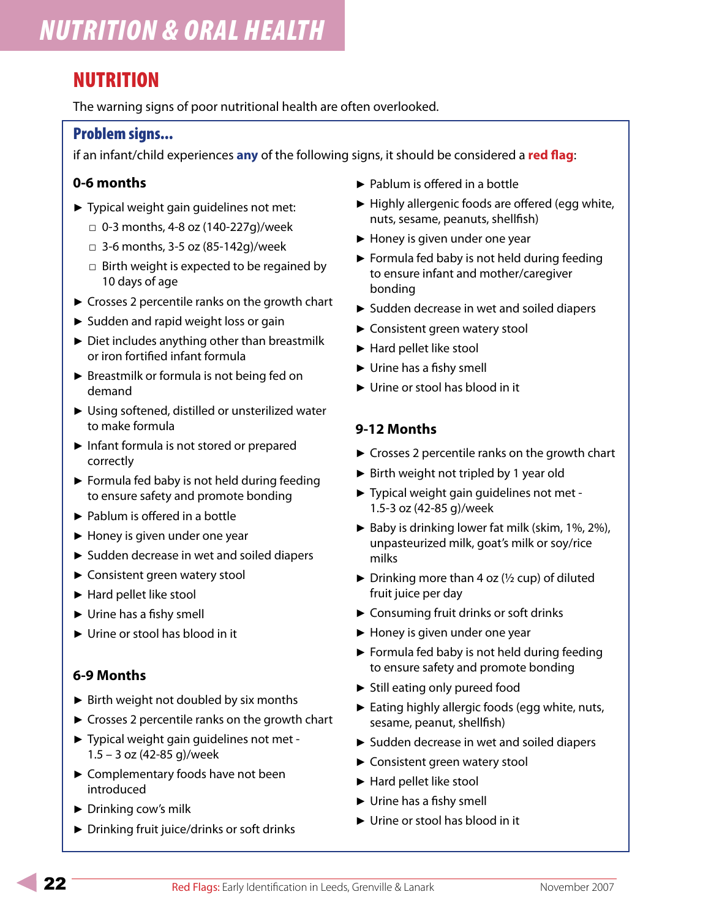# NUTRITION & ORAL HEALTH

## NUTRITION

The warning signs of poor nutritional health are often overlooked.

### Problem signs...

if an infant/child experiences **any** of the following signs, it should be considered a **red flag**:

#### 0-6 months

- Typical weight gain guidelines not met:
  - 0-3 months, 4-8 oz (140-227g)/week
  - 3-6 months, 3-5 oz (85-142g)/week
  - Birth weight is expected to be regained by 10 days of age
- Crosses 2 percentile ranks on the growth chart
- Sudden and rapid weight loss or gain
- Diet includes anything other than breastmilk or iron fortified infant formula
- Breastmilk or formula is not being fed on demand
- Using softened, distilled or unsterilized water to make formula
- Infant formula is not stored or prepared correctly
- Formula fed baby is not held during feeding to ensure safety and promote bonding
- Pablum is offered in a bottle
- Honey is given under one year
- Sudden decrease in wet and soiled diapers
- Consistent green watery stool
- Hard pellet like stool
- Urine has a fishy smell
- Urine or stool has blood in it

#### 6-9 Months

- Birth weight not doubled by six months
- Crosses 2 percentile ranks on the growth chart
- Typical weight gain guidelines not met - 1.5 – 3 oz (42-85 g)/week
- Complementary foods have not been introduced
- Drinking cow's milk
- Drinking fruit juice/drinks or soft drinks
- Pablum is offered in a bottle
- Highly allergenic foods are offered (egg white, nuts, sesame, peanuts, shellfish)
- Honey is given under one year
- Formula fed baby is not held during feeding to ensure infant and mother/caregiver bonding
- Sudden decrease in wet and soiled diapers
- Consistent green watery stool
- Hard pellet like stool
- Urine has a fishy smell
- Urine or stool has blood in it

#### 9-12 Months

- Crosses 2 percentile ranks on the growth chart
- Birth weight not tripled by 1 year old
- Typical weight gain guidelines not met - 1.5-3 oz (42-85 g)/week
- Baby is drinking lower fat milk (skim, 1%, 2%), unpasteurized milk, goat's milk or soy/rice milks
- Drinking more than 4 oz (½ cup) of diluted fruit juice per day
- Consuming fruit drinks or soft drinks
- Honey is given under one year
- Formula fed baby is not held during feeding to ensure safety and promote bonding
- Still eating only pureed food
- Eating highly allergic foods (egg white, nuts, sesame, peanut, shellfish)
- Sudden decrease in wet and soiled diapers
- Consistent green watery stool
- Hard pellet like stool
- Urine has a fishy smell
- Urine or stool has blood in it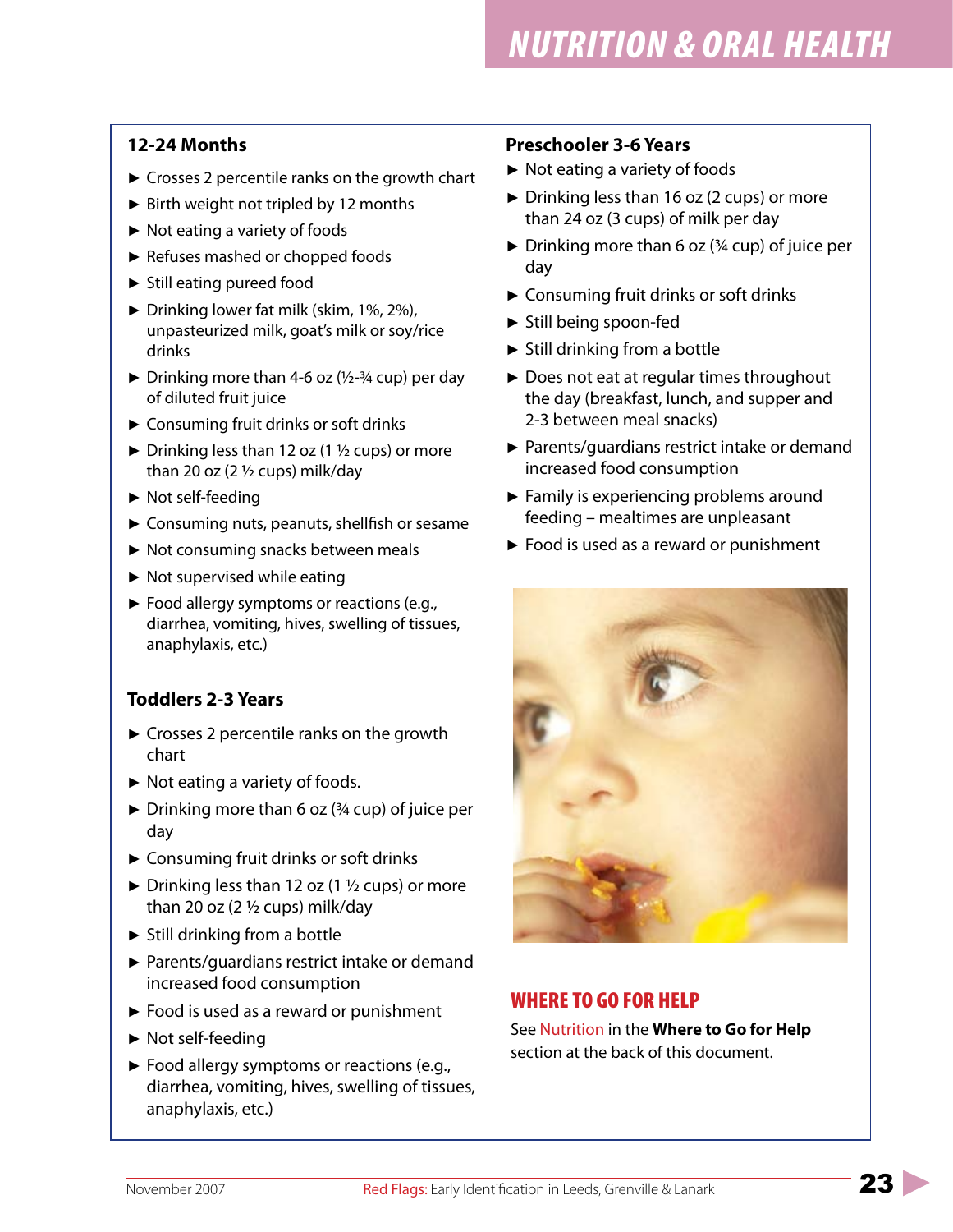# NUTRITION & ORAL HEALTH

## 12-24 Months

- Crosses 2 percentile ranks on the growth chart
- Birth weight not tripled by 12 months
- Not eating a variety of foods
- Refuses mashed or chopped foods
- Still eating pureed food
- Drinking lower fat milk (skim, 1%, 2%), unpasteurized milk, goat's milk or soy/rice drinks
- Drinking more than 4-6 oz (½-¾ cup) per day of diluted fruit juice
- Consuming fruit drinks or soft drinks
- Drinking less than 12 oz (1 ½ cups) or more than 20 oz (2 ½ cups) milk/day
- Not self-feeding
- Consuming nuts, peanuts, shellfish or sesame
- Not consuming snacks between meals
- Not supervised while eating
- Food allergy symptoms or reactions (e.g., diarrhea, vomiting, hives, swelling of tissues, anaphylaxis, etc.)

## Toddlers 2-3 Years

- Crosses 2 percentile ranks on the growth chart
- Not eating a variety of foods.
- Drinking more than 6 oz (¾ cup) of juice per day
- Consuming fruit drinks or soft drinks
- Drinking less than 12 oz (1 ½ cups) or more than 20 oz (2 ½ cups) milk/day
- Still drinking from a bottle
- Parents/guardians restrict intake or demand increased food consumption
- Food is used as a reward or punishment
- Not self-feeding
- Food allergy symptoms or reactions (e.g., diarrhea, vomiting, hives, swelling of tissues, anaphylaxis, etc.)

## Preschooler 3-6 Years

- Not eating a variety of foods
- Drinking less than 16 oz (2 cups) or more than 24 oz (3 cups) of milk per day
- Drinking more than 6 oz (¾ cup) of juice per day
- Consuming fruit drinks or soft drinks
- Still being spoon-fed
- Still drinking from a bottle
- Does not eat at regular times throughout the day (breakfast, lunch, and supper and 2-3 between meal snacks)
- Parents/guardians restrict intake or demand increased food consumption
- Family is experiencing problems around feeding – mealtimes are unpleasant
- Food is used as a reward or punishment

## WHERE TO GO FOR HELP

See Nutrition in the **Where to Go for Help** section at the back of this document.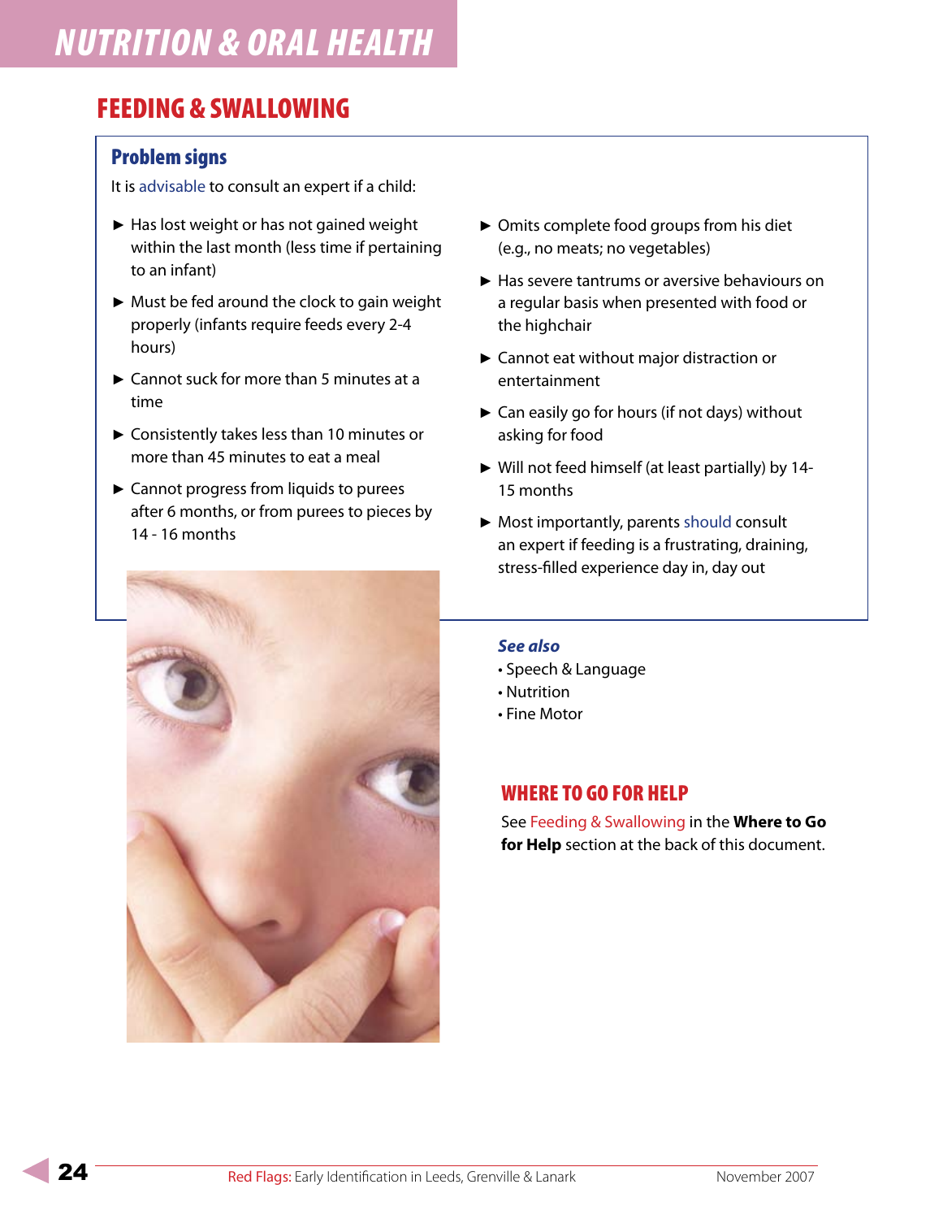# NUTRITION & ORAL HEALTH

## FEEDING & SWALLOWING

### Problem signs

It is advisable to consult an expert if a child:

- Has lost weight or has not gained weight within the last month (less time if pertaining to an infant)
- Must be fed around the clock to gain weight properly (infants require feeds every 2-4 hours)
- Cannot suck for more than 5 minutes at a time
- Consistently takes less than 10 minutes or more than 45 minutes to eat a meal
- Cannot progress from liquids to purees after 6 months, or from purees to pieces by 14 - 16 months
- Omits complete food groups from his diet (e.g., no meats; no vegetables)
- Has severe tantrums or aversive behaviours on a regular basis when presented with food or the highchair
- Cannot eat without major distraction or entertainment
- Can easily go for hours (if not days) without asking for food
- Will not feed himself (at least partially) by 14-15 months
- Most importantly, parents should consult an expert if feeding is a frustrating, draining, stress-filled experience day in, day out

***See also***

- Speech & Language
- Nutrition
- Fine Motor

## WHERE TO GO FOR HELP

See Feeding & Swallowing in the **Where to Go for Help** section at the back of this document.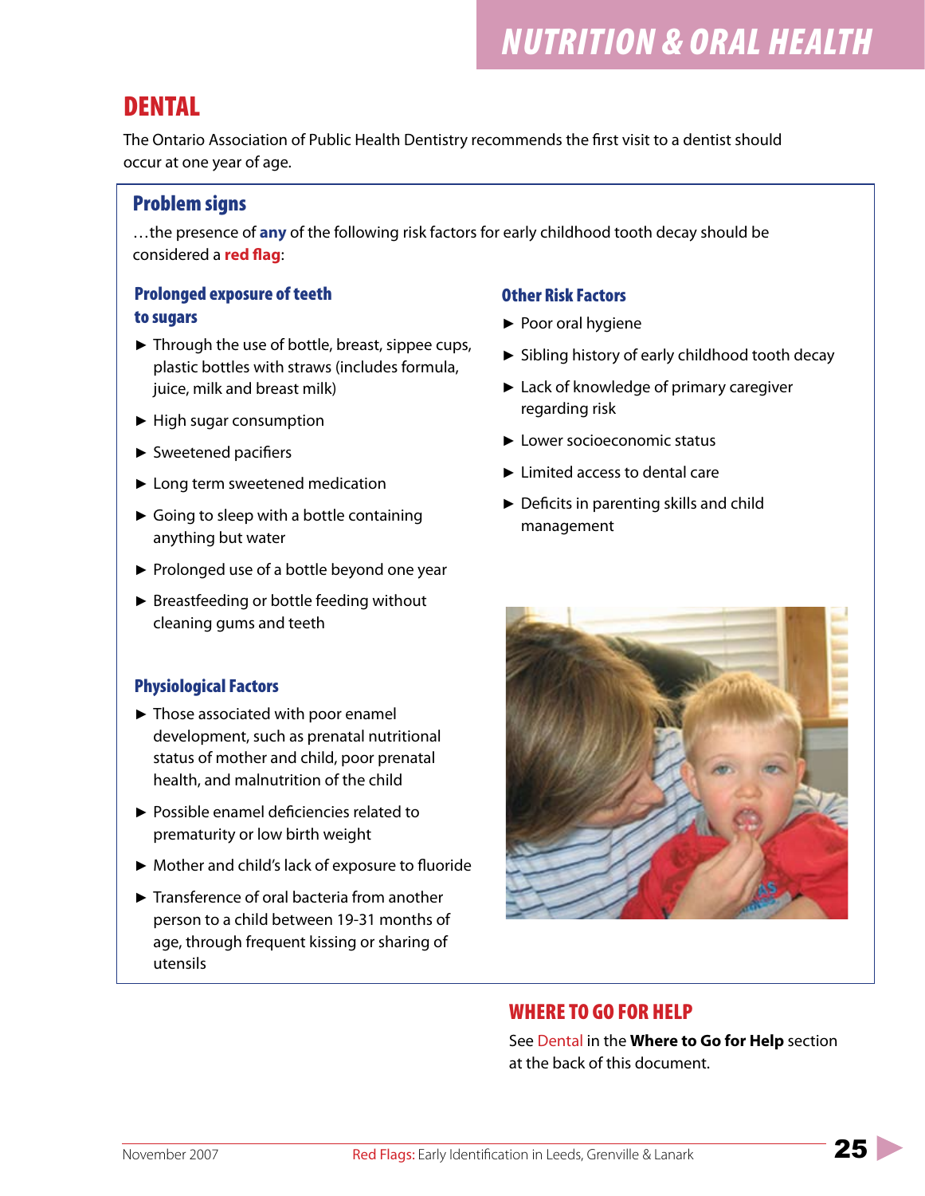# NUTRITION & ORAL HEALTH

## DENTAL

The Ontario Association of Public Health Dentistry recommends the first visit to a dentist should occur at one year of age.

### Problem signs

…the presence of **any** of the following risk factors for early childhood tooth decay should be considered a **red flag**:

#### Prolonged exposure of teeth to sugars

- Through the use of bottle, breast, sippee cups, plastic bottles with straws (includes formula, juice, milk and breast milk)
- High sugar consumption
- Sweetened pacifiers
- Long term sweetened medication
- Going to sleep with a bottle containing anything but water
- Prolonged use of a bottle beyond one year
- Breastfeeding or bottle feeding without cleaning gums and teeth

#### Physiological Factors

- Those associated with poor enamel development, such as prenatal nutritional status of mother and child, poor prenatal health, and malnutrition of the child
- Possible enamel deficiencies related to prematurity or low birth weight
- Mother and child's lack of exposure to fluoride
- Transference of oral bacteria from another person to a child between 19-31 months of age, through frequent kissing or sharing of utensils

#### Other Risk Factors

- Poor oral hygiene
- Sibling history of early childhood tooth decay
- Lack of knowledge of primary caregiver regarding risk
- Lower socioeconomic status
- Limited access to dental care
- Deficits in parenting skills and child management

### WHERE TO GO FOR HELP

See Dental in the **Where to Go for Help** section at the back of this document.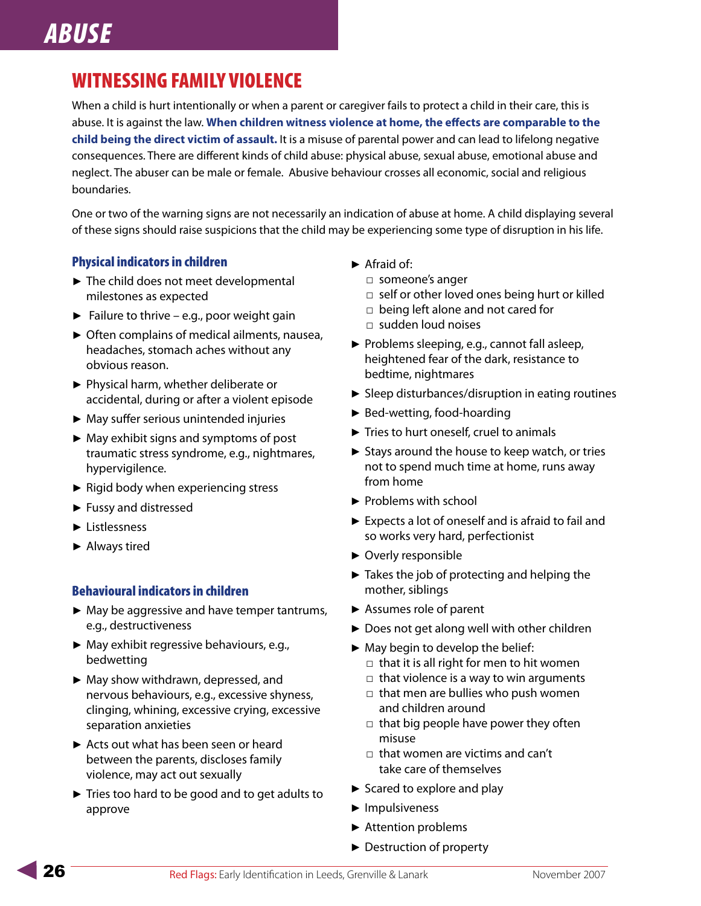# ABUSE

## WITNESSING FAMILY VIOLENCE

When a child is hurt intentionally or when a parent or caregiver fails to protect a child in their care, this is abuse. It is against the law. **When children witness violence at home, the effects are comparable to the child being the direct victim of assault.** It is a misuse of parental power and can lead to lifelong negative consequences. There are different kinds of child abuse: physical abuse, sexual abuse, emotional abuse and neglect. The abuser can be male or female. Abusive behaviour crosses all economic, social and religious boundaries.

One or two of the warning signs are not necessarily an indication of abuse at home. A child displaying several of these signs should raise suspicions that the child may be experiencing some type of disruption in his life.

### Physical indicators in children

- The child does not meet developmental milestones as expected
- Failure to thrive – e.g., poor weight gain
- Often complains of medical ailments, nausea, headaches, stomach aches without any obvious reason.
- Physical harm, whether deliberate or accidental, during or after a violent episode
- May suffer serious unintended injuries
- May exhibit signs and symptoms of post traumatic stress syndrome, e.g., nightmares, hypervigilence.
- Rigid body when experiencing stress
- Fussy and distressed
- Listlessness
- Always tired

### Behavioural indicators in children

- May be aggressive and have temper tantrums, e.g., destructiveness
- May exhibit regressive behaviours, e.g., bedwetting
- May show withdrawn, depressed, and nervous behaviours, e.g., excessive shyness, clinging, whining, excessive crying, excessive separation anxieties
- Acts out what has been seen or heard between the parents, discloses family violence, may act out sexually
- Tries too hard to be good and to get adults to approve
- Afraid of:
  - someone's anger
  - self or other loved ones being hurt or killed
  - being left alone and not cared for
  - sudden loud noises
- Problems sleeping, e.g., cannot fall asleep, heightened fear of the dark, resistance to bedtime, nightmares
- Sleep disturbances/disruption in eating routines
- Bed-wetting, food-hoarding
- Tries to hurt oneself, cruel to animals
- Stays around the house to keep watch, or tries not to spend much time at home, runs away from home
- Problems with school
- Expects a lot of oneself and is afraid to fail and so works very hard, perfectionist
- Overly responsible
- Takes the job of protecting and helping the mother, siblings
- Assumes role of parent
- Does not get along well with other children
- May begin to develop the belief:
  - that it is all right for men to hit women
  - that violence is a way to win arguments
  - that men are bullies who push women and children around
  - that big people have power they often misuse
  - that women are victims and can't take care of themselves
- Scared to explore and play
- Impulsiveness
- Attention problems
- Destruction of property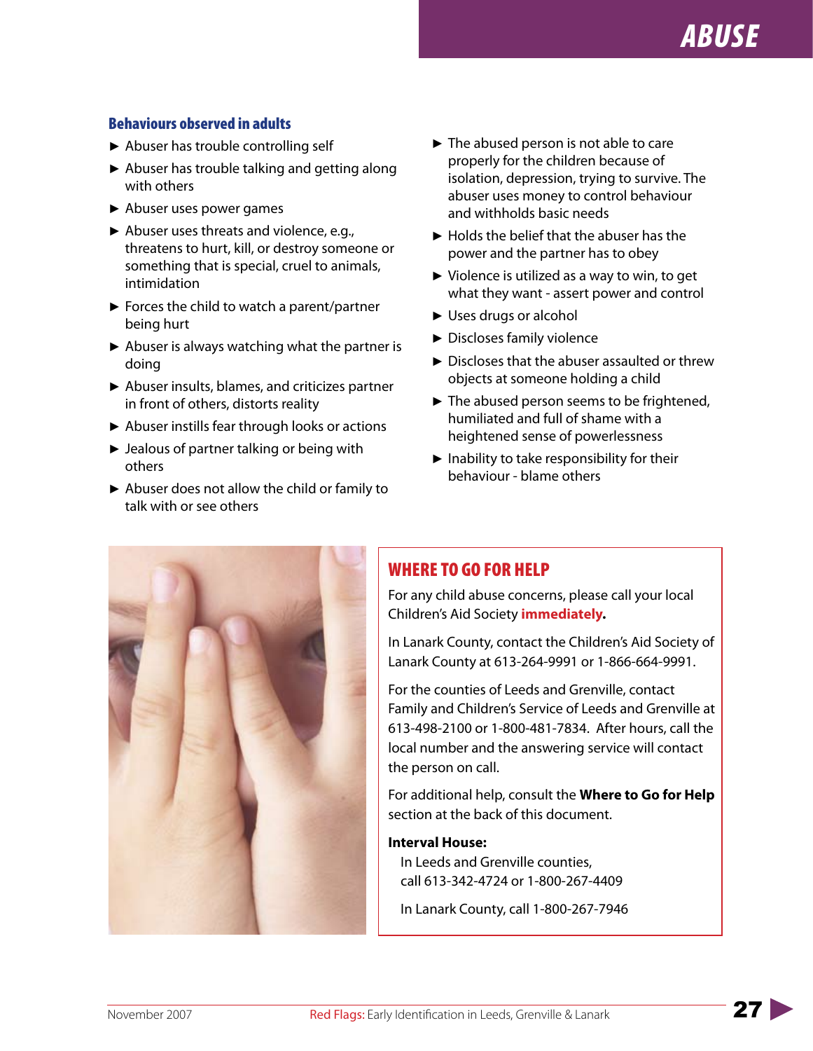# ABUSE

### Behaviours observed in adults

- Abuser has trouble controlling self
- Abuser has trouble talking and getting along with others
- Abuser uses power games
- Abuser uses threats and violence, e.g., threatens to hurt, kill, or destroy someone or something that is special, cruel to animals, intimidation
- Forces the child to watch a parent/partner being hurt
- Abuser is always watching what the partner is doing
- Abuser insults, blames, and criticizes partner in front of others, distorts reality
- Abuser instills fear through looks or actions
- Jealous of partner talking or being with others
- Abuser does not allow the child or family to talk with or see others
- The abused person is not able to care properly for the children because of isolation, depression, trying to survive. The abuser uses money to control behaviour and withholds basic needs
- Holds the belief that the abuser has the power and the partner has to obey
- Violence is utilized as a way to win, to get what they want - assert power and control
- Uses drugs or alcohol
- Discloses family violence
- Discloses that the abuser assaulted or threw objects at someone holding a child
- The abused person seems to be frightened, humiliated and full of shame with a heightened sense of powerlessness
- Inability to take responsibility for their behaviour - blame others

## WHERE TO GO FOR HELP

For any child abuse concerns, please call your local Children's Aid Society **immediately.**

In Lanark County, contact the Children's Aid Society of Lanark County at 613-264-9991 or 1-866-664-9991.

For the counties of Leeds and Grenville, contact Family and Children's Service of Leeds and Grenville at 613-498-2100 or 1-800-481-7834. After hours, call the local number and the answering service will contact the person on call.

For additional help, consult the **Where to Go for Help** section at the back of this document.

**Interval House:**

In Leeds and Grenville counties, call 613-342-4724 or 1-800-267-4409

In Lanark County, call 1-800-267-7946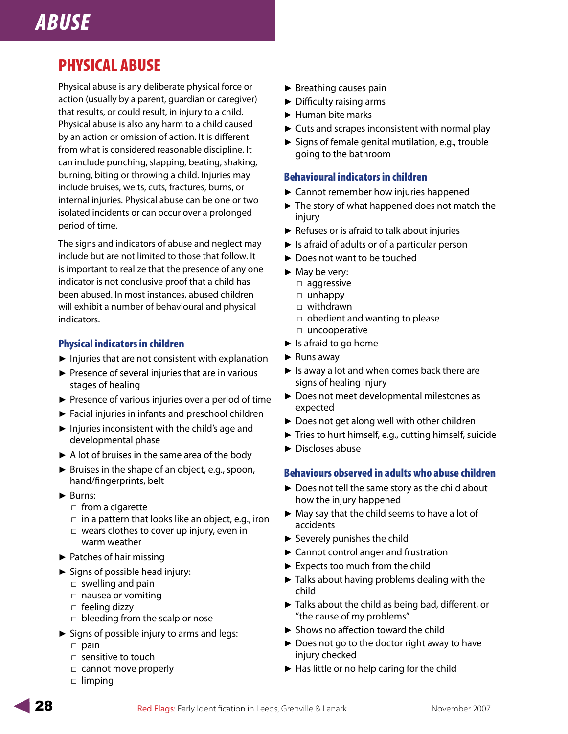# ABUSE

## PHYSICAL ABUSE

Physical abuse is any deliberate physical force or action (usually by a parent, guardian or caregiver) that results, or could result, in injury to a child. Physical abuse is also any harm to a child caused by an action or omission of action. It is different from what is considered reasonable discipline. It can include punching, slapping, beating, shaking, burning, biting or throwing a child. Injuries may include bruises, welts, cuts, fractures, burns, or internal injuries. Physical abuse can be one or two isolated incidents or can occur over a prolonged period of time.

The signs and indicators of abuse and neglect may include but are not limited to those that follow. It is important to realize that the presence of any one indicator is not conclusive proof that a child has been abused. In most instances, abused children will exhibit a number of behavioural and physical indicators.

### Physical indicators in children

- Injuries that are not consistent with explanation
- Presence of several injuries that are in various stages of healing
- Presence of various injuries over a period of time
- Facial injuries in infants and preschool children
- Injuries inconsistent with the child's age and developmental phase
- A lot of bruises in the same area of the body
- Bruises in the shape of an object, e.g., spoon, hand/fingerprints, belt
- Burns:
  - from a cigarette
  - in a pattern that looks like an object, e.g., iron
  - wears clothes to cover up injury, even in warm weather
- Patches of hair missing
- Signs of possible head injury:
  - swelling and pain
  - nausea or vomiting
  - feeling dizzy
  - bleeding from the scalp or nose
- Signs of possible injury to arms and legs:
  - pain
  - sensitive to touch
  - cannot move properly
  - limping
- Breathing causes pain
- Difficulty raising arms
- Human bite marks
- Cuts and scrapes inconsistent with normal play
- Signs of female genital mutilation, e.g., trouble going to the bathroom

### Behavioural indicators in children

- Cannot remember how injuries happened
- The story of what happened does not match the injury
- Refuses or is afraid to talk about injuries
- Is afraid of adults or of a particular person
- Does not want to be touched
- May be very:
  - aggressive
  - unhappy
  - withdrawn
  - obedient and wanting to please
  - uncooperative
- Is afraid to go home
- Runs away
- Is away a lot and when comes back there are signs of healing injury
- Does not meet developmental milestones as expected
- Does not get along well with other children
- Tries to hurt himself, e.g., cutting himself, suicide
- Discloses abuse

### Behaviours observed in adults who abuse children

- Does not tell the same story as the child about how the injury happened
- May say that the child seems to have a lot of accidents
- Severely punishes the child
- Cannot control anger and frustration
- Expects too much from the child
- Talks about having problems dealing with the child
- Talks about the child as being bad, different, or "the cause of my problems"
- Shows no affection toward the child
- Does not go to the doctor right away to have injury checked
- Has little or no help caring for the child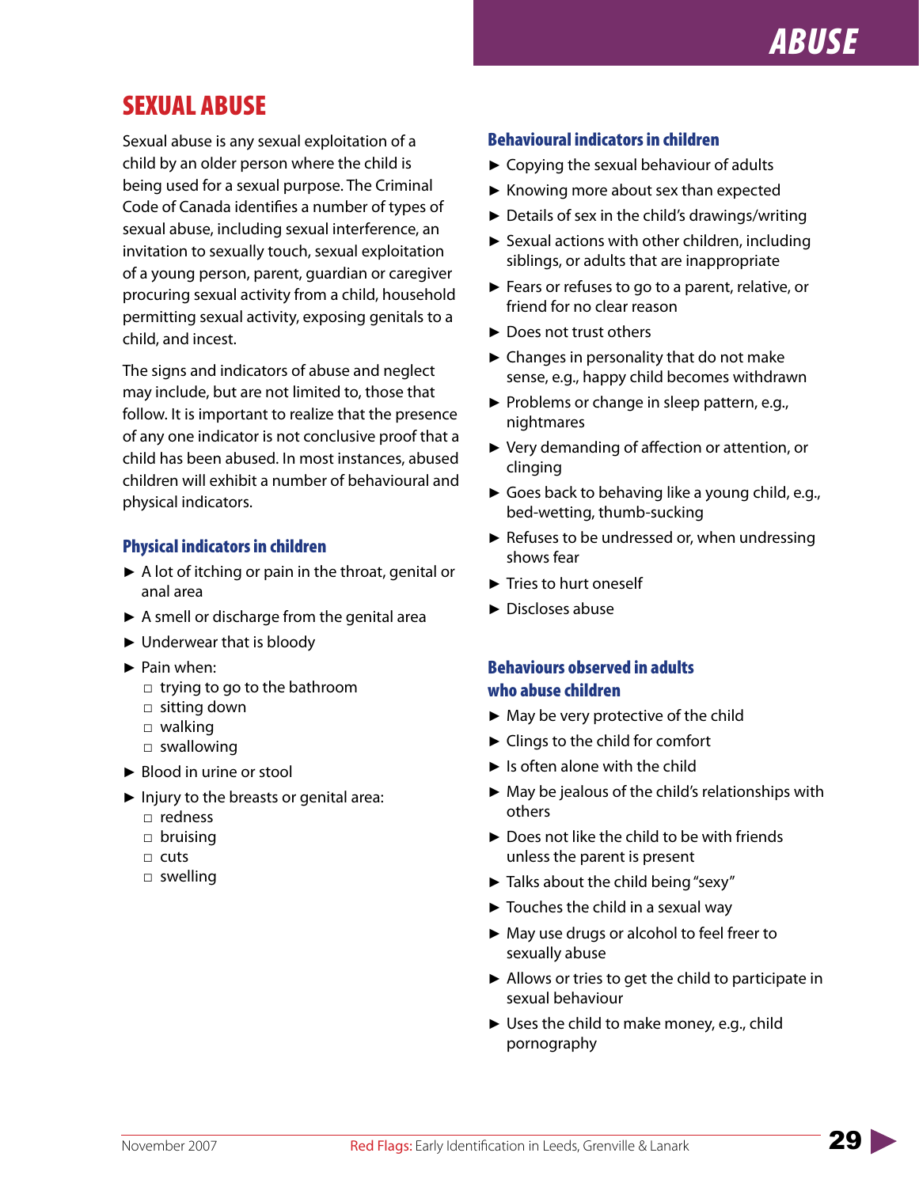# SEXUAL ABUSE

Sexual abuse is any sexual exploitation of a child by an older person where the child is being used for a sexual purpose. The Criminal Code of Canada identifies a number of types of sexual abuse, including sexual interference, an invitation to sexually touch, sexual exploitation of a young person, parent, guardian or caregiver procuring sexual activity from a child, household permitting sexual activity, exposing genitals to a child, and incest.

The signs and indicators of abuse and neglect may include, but are not limited to, those that follow. It is important to realize that the presence of any one indicator is not conclusive proof that a child has been abused. In most instances, abused children will exhibit a number of behavioural and physical indicators.

## Physical indicators in children

- A lot of itching or pain in the throat, genital or anal area
- A smell or discharge from the genital area
- Underwear that is bloody
- Pain when:
  - trying to go to the bathroom
  - sitting down
  - walking
  - swallowing
- Blood in urine or stool
- Injury to the breasts or genital area:
  - redness
  - bruising
  - cuts
  - swelling

## Behavioural indicators in children

- Copying the sexual behaviour of adults
- Knowing more about sex than expected
- Details of sex in the child's drawings/writing
- Sexual actions with other children, including siblings, or adults that are inappropriate
- Fears or refuses to go to a parent, relative, or friend for no clear reason
- Does not trust others
- Changes in personality that do not make sense, e.g., happy child becomes withdrawn
- Problems or change in sleep pattern, e.g., nightmares
- Very demanding of affection or attention, or clinging
- Goes back to behaving like a young child, e.g., bed-wetting, thumb-sucking
- Refuses to be undressed or, when undressing shows fear
- Tries to hurt oneself
- Discloses abuse

## Behaviours observed in adults who abuse children

- May be very protective of the child
- Clings to the child for comfort
- Is often alone with the child
- May be jealous of the child's relationships with others
- Does not like the child to be with friends unless the parent is present
- Talks about the child being "sexy"
- Touches the child in a sexual way
- May use drugs or alcohol to feel freer to sexually abuse
- Allows or tries to get the child to participate in sexual behaviour
- Uses the child to make money, e.g., child pornography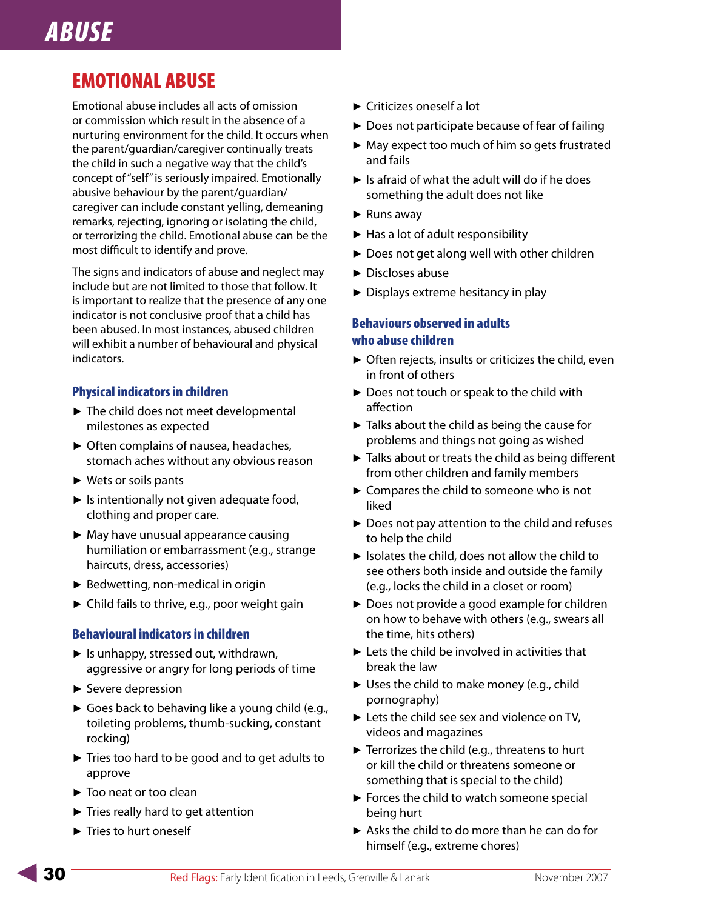# ABUSE

## EMOTIONAL ABUSE

Emotional abuse includes all acts of omission or commission which result in the absence of a nurturing environment for the child. It occurs when the parent/guardian/caregiver continually treats the child in such a negative way that the child's concept of "self" is seriously impaired. Emotionally abusive behaviour by the parent/guardian/caregiver can include constant yelling, demeaning remarks, rejecting, ignoring or isolating the child, or terrorizing the child. Emotional abuse can be the most difficult to identify and prove.

The signs and indicators of abuse and neglect may include but are not limited to those that follow. It is important to realize that the presence of any one indicator is not conclusive proof that a child has been abused. In most instances, abused children will exhibit a number of behavioural and physical indicators.

### Physical indicators in children

- The child does not meet developmental milestones as expected
- Often complains of nausea, headaches, stomach aches without any obvious reason
- Wets or soils pants
- Is intentionally not given adequate food, clothing and proper care.
- May have unusual appearance causing humiliation or embarrassment (e.g., strange haircuts, dress, accessories)
- Bedwetting, non-medical in origin
- Child fails to thrive, e.g., poor weight gain

### Behavioural indicators in children

- Is unhappy, stressed out, withdrawn, aggressive or angry for long periods of time
- Severe depression
- Goes back to behaving like a young child (e.g., toileting problems, thumb-sucking, constant rocking)
- Tries too hard to be good and to get adults to approve
- Too neat or too clean
- Tries really hard to get attention
- Tries to hurt oneself
- Criticizes oneself a lot
- Does not participate because of fear of failing
- May expect too much of him so gets frustrated and fails
- Is afraid of what the adult will do if he does something the adult does not like
- Runs away
- Has a lot of adult responsibility
- Does not get along well with other children
- Discloses abuse
- Displays extreme hesitancy in play

### Behaviours observed in adults who abuse children

- Often rejects, insults or criticizes the child, even in front of others
- Does not touch or speak to the child with affection
- Talks about the child as being the cause for problems and things not going as wished
- Talks about or treats the child as being different from other children and family members
- Compares the child to someone who is not liked
- Does not pay attention to the child and refuses to help the child
- Isolates the child, does not allow the child to see others both inside and outside the family (e.g., locks the child in a closet or room)
- Does not provide a good example for children on how to behave with others (e.g., swears all the time, hits others)
- Lets the child be involved in activities that break the law
- Uses the child to make money (e.g., child pornography)
- Lets the child see sex and violence on TV, videos and magazines
- Terrorizes the child (e.g., threatens to hurt or kill the child or threatens someone or something that is special to the child)
- Forces the child to watch someone special being hurt
- Asks the child to do more than he can do for himself (e.g., extreme chores)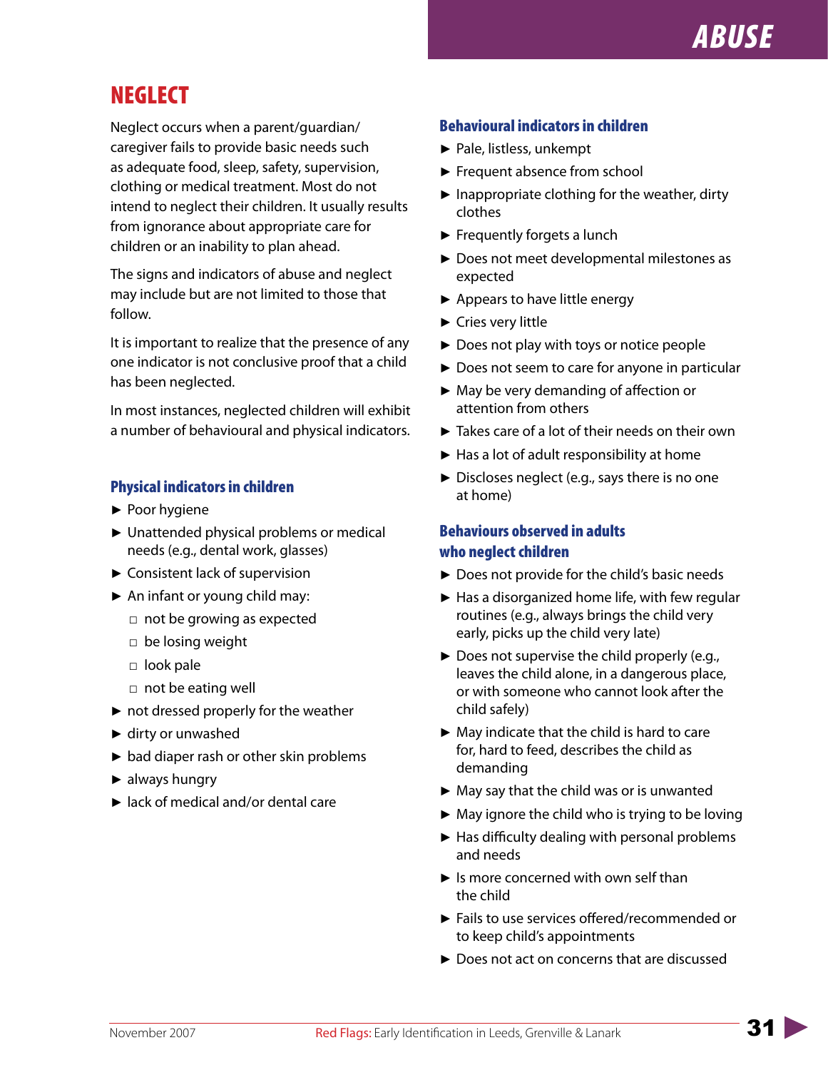# NEGLECT

Neglect occurs when a parent/guardian/caregiver fails to provide basic needs such as adequate food, sleep, safety, supervision, clothing or medical treatment. Most do not intend to neglect their children. It usually results from ignorance about appropriate care for children or an inability to plan ahead.

The signs and indicators of abuse and neglect may include but are not limited to those that follow.

It is important to realize that the presence of any one indicator is not conclusive proof that a child has been neglected.

In most instances, neglected children will exhibit a number of behavioural and physical indicators.

## Physical indicators in children

- Poor hygiene
- Unattended physical problems or medical needs (e.g., dental work, glasses)
- Consistent lack of supervision
- An infant or young child may:
  - not be growing as expected
  - be losing weight
  - look pale
  - not be eating well
- not dressed properly for the weather
- dirty or unwashed
- bad diaper rash or other skin problems
- always hungry
- lack of medical and/or dental care

## Behavioural indicators in children

- Pale, listless, unkempt
- Frequent absence from school
- Inappropriate clothing for the weather, dirty clothes
- Frequently forgets a lunch
- Does not meet developmental milestones as expected
- Appears to have little energy
- Cries very little
- Does not play with toys or notice people
- Does not seem to care for anyone in particular
- May be very demanding of affection or attention from others
- Takes care of a lot of their needs on their own
- Has a lot of adult responsibility at home
- Discloses neglect (e.g., says there is no one at home)

## Behaviours observed in adults who neglect children

- Does not provide for the child's basic needs
- Has a disorganized home life, with few regular routines (e.g., always brings the child very early, picks up the child very late)
- Does not supervise the child properly (e.g., leaves the child alone, in a dangerous place, or with someone who cannot look after the child safely)
- May indicate that the child is hard to care for, hard to feed, describes the child as demanding
- May say that the child was or is unwanted
- May ignore the child who is trying to be loving
- Has difficulty dealing with personal problems and needs
- Is more concerned with own self than the child
- Fails to use services offered/recommended or to keep child's appointments
- Does not act on concerns that are discussed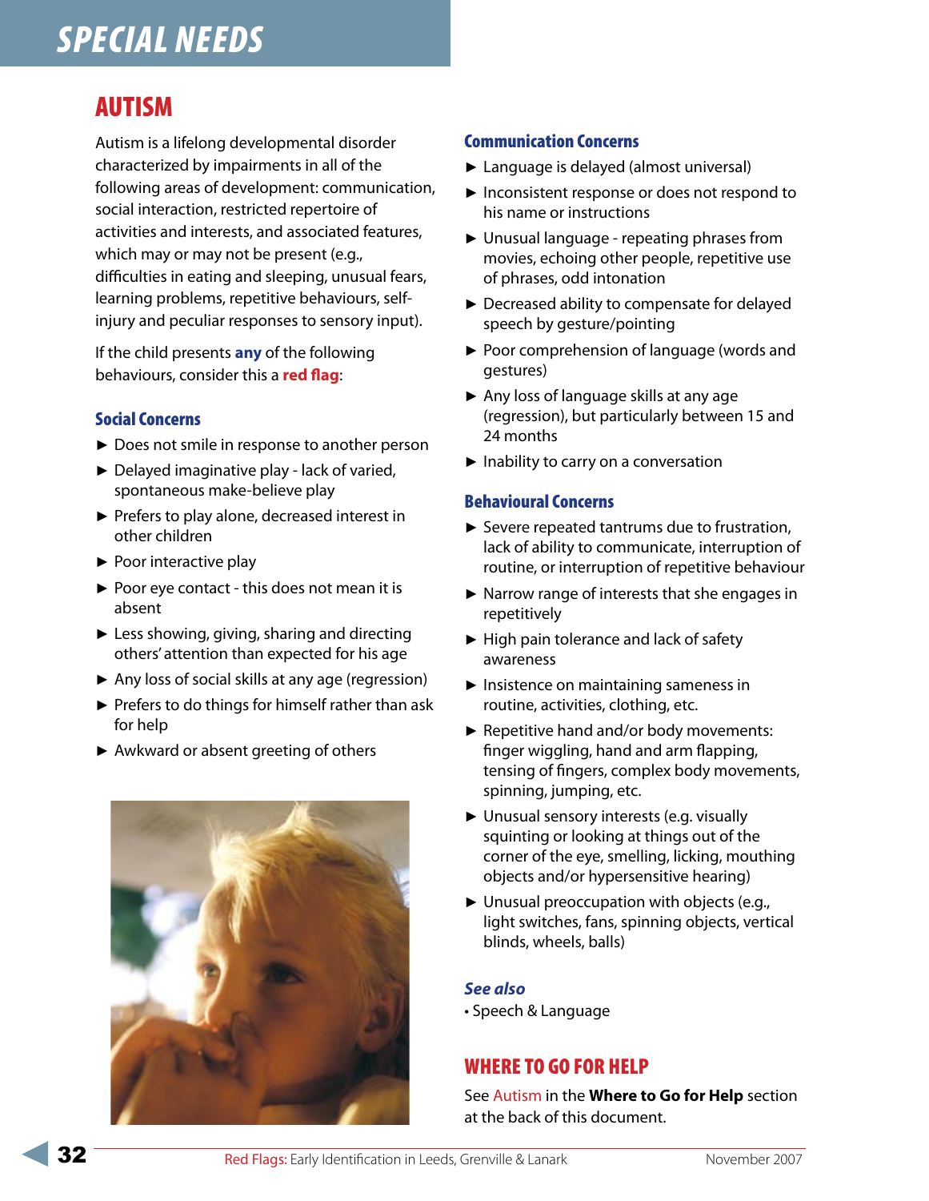# SPECIAL NEEDS

## AUTISM

Autism is a lifelong developmental disorder characterized by impairments in all of the following areas of development: communication, social interaction, restricted repertoire of activities and interests, and associated features, which may or may not be present (e.g., difficulties in eating and sleeping, unusual fears, learning problems, repetitive behaviours, self-injury and peculiar responses to sensory input).

If the child presents **any** of the following behaviours, consider this a **red flag**:

### Social Concerns

- Does not smile in response to another person
- Delayed imaginative play - lack of varied, spontaneous make-believe play
- Prefers to play alone, decreased interest in other children
- Poor interactive play
- Poor eye contact - this does not mean it is absent
- Less showing, giving, sharing and directing others' attention than expected for his age
- Any loss of social skills at any age (regression)
- Prefers to do things for himself rather than ask for help
- Awkward or absent greeting of others

### Communication Concerns

- Language is delayed (almost universal)
- Inconsistent response or does not respond to his name or instructions
- Unusual language - repeating phrases from movies, echoing other people, repetitive use of phrases, odd intonation
- Decreased ability to compensate for delayed speech by gesture/pointing
- Poor comprehension of language (words and gestures)
- Any loss of language skills at any age (regression), but particularly between 15 and 24 months
- Inability to carry on a conversation

### Behavioural Concerns

- Severe repeated tantrums due to frustration, lack of ability to communicate, interruption of routine, or interruption of repetitive behaviour
- Narrow range of interests that she engages in repetitively
- High pain tolerance and lack of safety awareness
- Insistence on maintaining sameness in routine, activities, clothing, etc.
- Repetitive hand and/or body movements: finger wiggling, hand and arm flapping, tensing of fingers, complex body movements, spinning, jumping, etc.
- Unusual sensory interests (e.g. visually squinting or looking at things out of the corner of the eye, smelling, licking, mouthing objects and/or hypersensitive hearing)
- Unusual preoccupation with objects (e.g., light switches, fans, spinning objects, vertical blinds, wheels, balls)

### *See also*

- Speech & Language

## WHERE TO GO FOR HELP

See Autism in the **Where to Go for Help** section at the back of this document.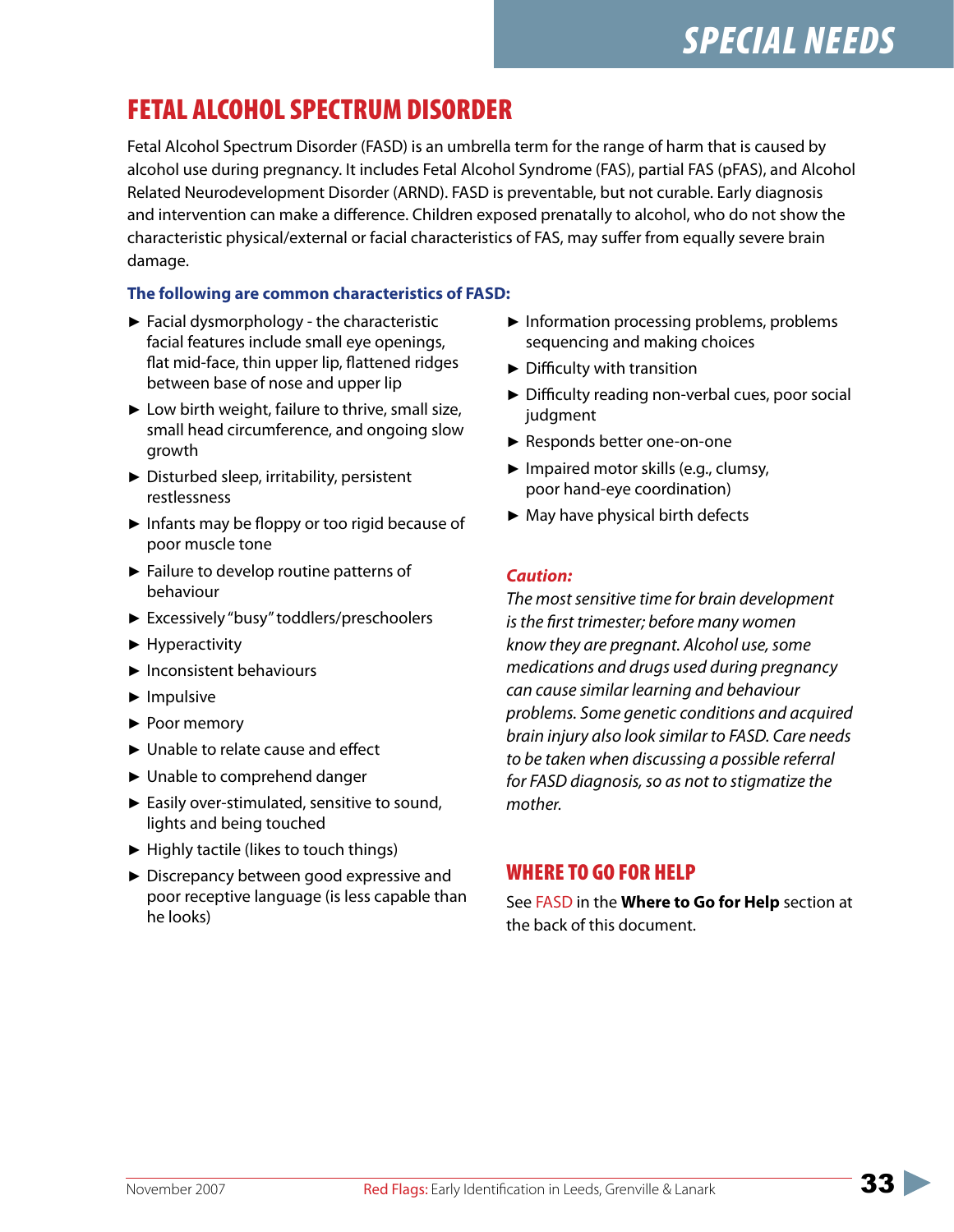# FETAL ALCOHOL SPECTRUM DISORDER

Fetal Alcohol Spectrum Disorder (FASD) is an umbrella term for the range of harm that is caused by alcohol use during pregnancy. It includes Fetal Alcohol Syndrome (FAS), partial FAS (pFAS), and Alcohol Related Neurodevelopment Disorder (ARND). FASD is preventable, but not curable. Early diagnosis and intervention can make a difference. Children exposed prenatally to alcohol, who do not show the characteristic physical/external or facial characteristics of FAS, may suffer from equally severe brain damage.

**The following are common characteristics of FASD:**

- Facial dysmorphology - the characteristic facial features include small eye openings, flat mid-face, thin upper lip, flattened ridges between base of nose and upper lip
- Low birth weight, failure to thrive, small size, small head circumference, and ongoing slow growth
- Disturbed sleep, irritability, persistent restlessness
- Infants may be floppy or too rigid because of poor muscle tone
- Failure to develop routine patterns of behaviour
- Excessively "busy" toddlers/preschoolers
- Hyperactivity
- Inconsistent behaviours
- Impulsive
- Poor memory
- Unable to relate cause and effect
- Unable to comprehend danger
- Easily over-stimulated, sensitive to sound, lights and being touched
- Highly tactile (likes to touch things)
- Discrepancy between good expressive and poor receptive language (is less capable than he looks)
- Information processing problems, problems sequencing and making choices
- Difficulty with transition
- Difficulty reading non-verbal cues, poor social judgment
- Responds better one-on-one
- Impaired motor skills (e.g., clumsy, poor hand-eye coordination)
- May have physical birth defects

***Caution:***

*The most sensitive time for brain development is the first trimester; before many women know they are pregnant. Alcohol use, some medications and drugs used during pregnancy can cause similar learning and behaviour problems. Some genetic conditions and acquired brain injury also look similar to FASD. Care needs to be taken when discussing a possible referral for FASD diagnosis, so as not to stigmatize the mother.*

## WHERE TO GO FOR HELP

See FASD in the **Where to Go for Help** section at the back of this document.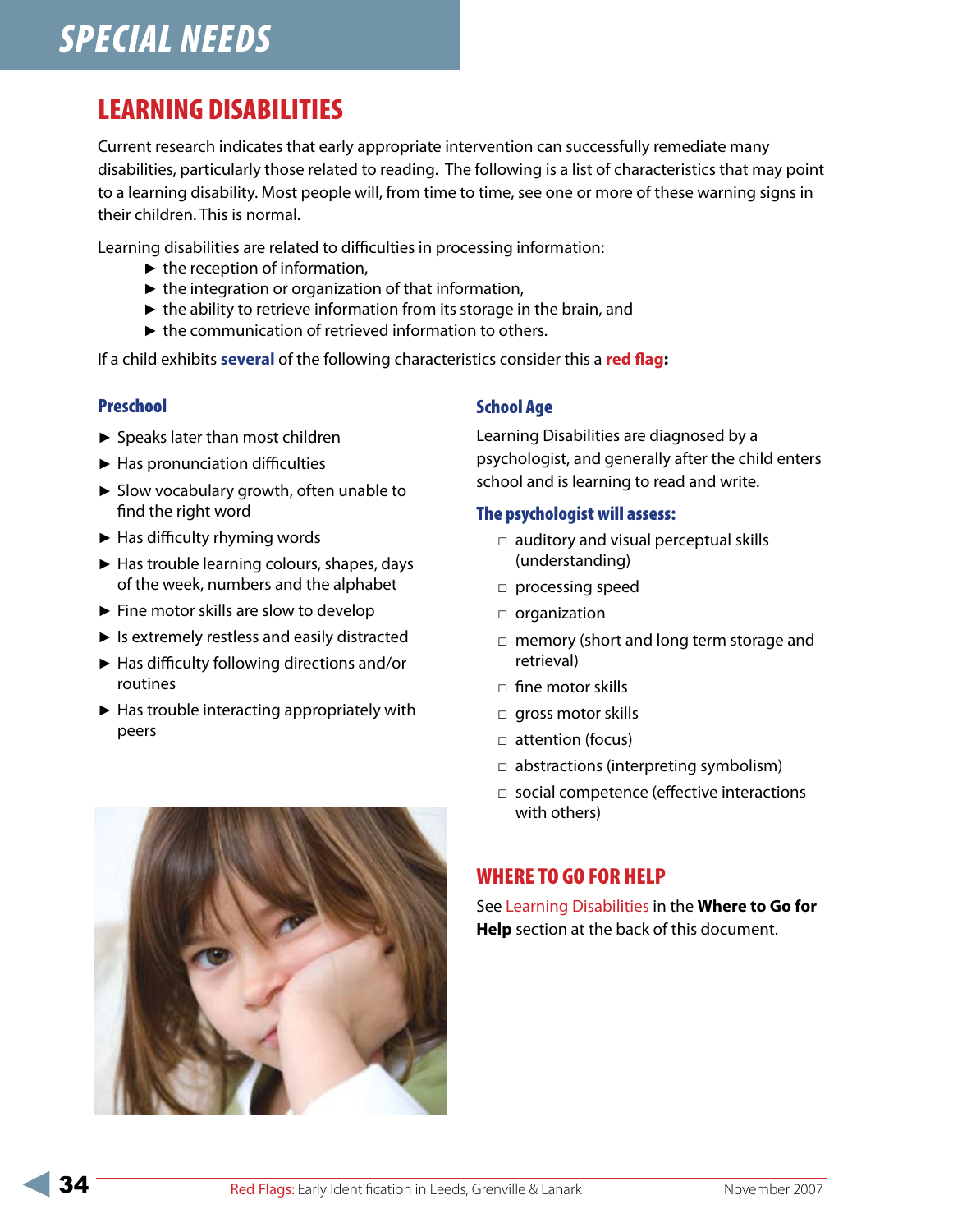# SPECIAL NEEDS

## LEARNING DISABILITIES

Current research indicates that early appropriate intervention can successfully remediate many disabilities, particularly those related to reading. The following is a list of characteristics that may point to a learning disability. Most people will, from time to time, see one or more of these warning signs in their children. This is normal.

Learning disabilities are related to difficulties in processing information:

- the reception of information,
- the integration or organization of that information,
- the ability to retrieve information from its storage in the brain, and
- the communication of retrieved information to others.

If a child exhibits **several** of the following characteristics consider this a **red flag**:

### Preschool

- Speaks later than most children
- Has pronunciation difficulties
- Slow vocabulary growth, often unable to find the right word
- Has difficulty rhyming words
- Has trouble learning colours, shapes, days of the week, numbers and the alphabet
- Fine motor skills are slow to develop
- Is extremely restless and easily distracted
- Has difficulty following directions and/or routines
- Has trouble interacting appropriately with peers

### School Age

Learning Disabilities are diagnosed by a psychologist, and generally after the child enters school and is learning to read and write.

### The psychologist will assess:

- auditory and visual perceptual skills (understanding)
- processing speed
- organization
- memory (short and long term storage and retrieval)
- fine motor skills
- gross motor skills
- attention (focus)
- abstractions (interpreting symbolism)
- social competence (effective interactions with others)

## WHERE TO GO FOR HELP

See Learning Disabilities in the **Where to Go for Help** section at the back of this document.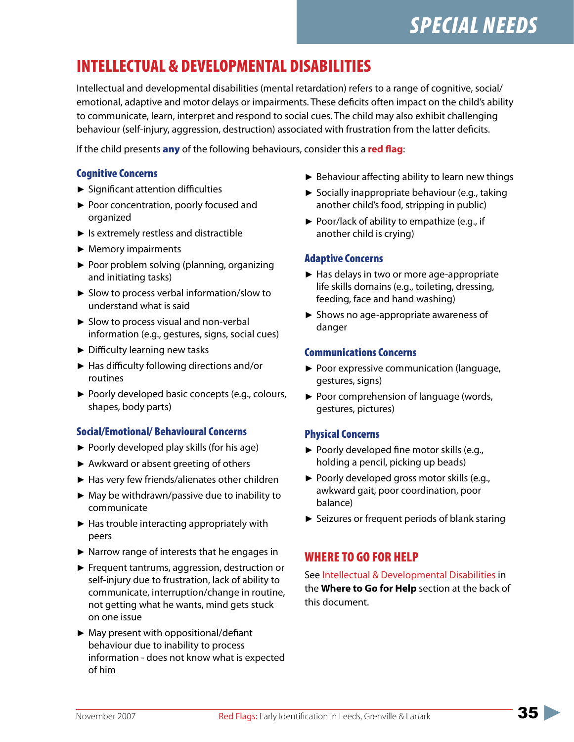# INTELLECTUAL & DEVELOPMENTAL DISABILITIES

Intellectual and developmental disabilities (mental retardation) refers to a range of cognitive, social/emotional, adaptive and motor delays or impairments. These deficits often impact on the child's ability to communicate, learn, interpret and respond to social cues. The child may also exhibit challenging behaviour (self-injury, aggression, destruction) associated with frustration from the latter deficits.

If the child presents **any** of the following behaviours, consider this a **red flag**:

### Cognitive Concerns

- Significant attention difficulties
- Poor concentration, poorly focused and organized
- Is extremely restless and distractible
- Memory impairments
- Poor problem solving (planning, organizing and initiating tasks)
- Slow to process verbal information/slow to understand what is said
- Slow to process visual and non-verbal information (e.g., gestures, signs, social cues)
- Difficulty learning new tasks
- Has difficulty following directions and/or routines
- Poorly developed basic concepts (e.g., colours, shapes, body parts)

### Social/Emotional/ Behavioural Concerns

- Poorly developed play skills (for his age)
- Awkward or absent greeting of others
- Has very few friends/alienates other children
- May be withdrawn/passive due to inability to communicate
- Has trouble interacting appropriately with peers
- Narrow range of interests that he engages in
- Frequent tantrums, aggression, destruction or self-injury due to frustration, lack of ability to communicate, interruption/change in routine, not getting what he wants, mind gets stuck on one issue
- May present with oppositional/defiant behaviour due to inability to process information - does not know what is expected of him
- Behaviour affecting ability to learn new things
- Socially inappropriate behaviour (e.g., taking another child's food, stripping in public)
- Poor/lack of ability to empathize (e.g., if another child is crying)

### Adaptive Concerns

- Has delays in two or more age-appropriate life skills domains (e.g., toileting, dressing, feeding, face and hand washing)
- Shows no age-appropriate awareness of danger

### Communications Concerns

- Poor expressive communication (language, gestures, signs)
- Poor comprehension of language (words, gestures, pictures)

### Physical Concerns

- Poorly developed fine motor skills (e.g., holding a pencil, picking up beads)
- Poorly developed gross motor skills (e.g., awkward gait, poor coordination, poor balance)
- Seizures or frequent periods of blank staring

## WHERE TO GO FOR HELP

See Intellectual & Developmental Disabilities in the **Where to Go for Help** section at the back of this document.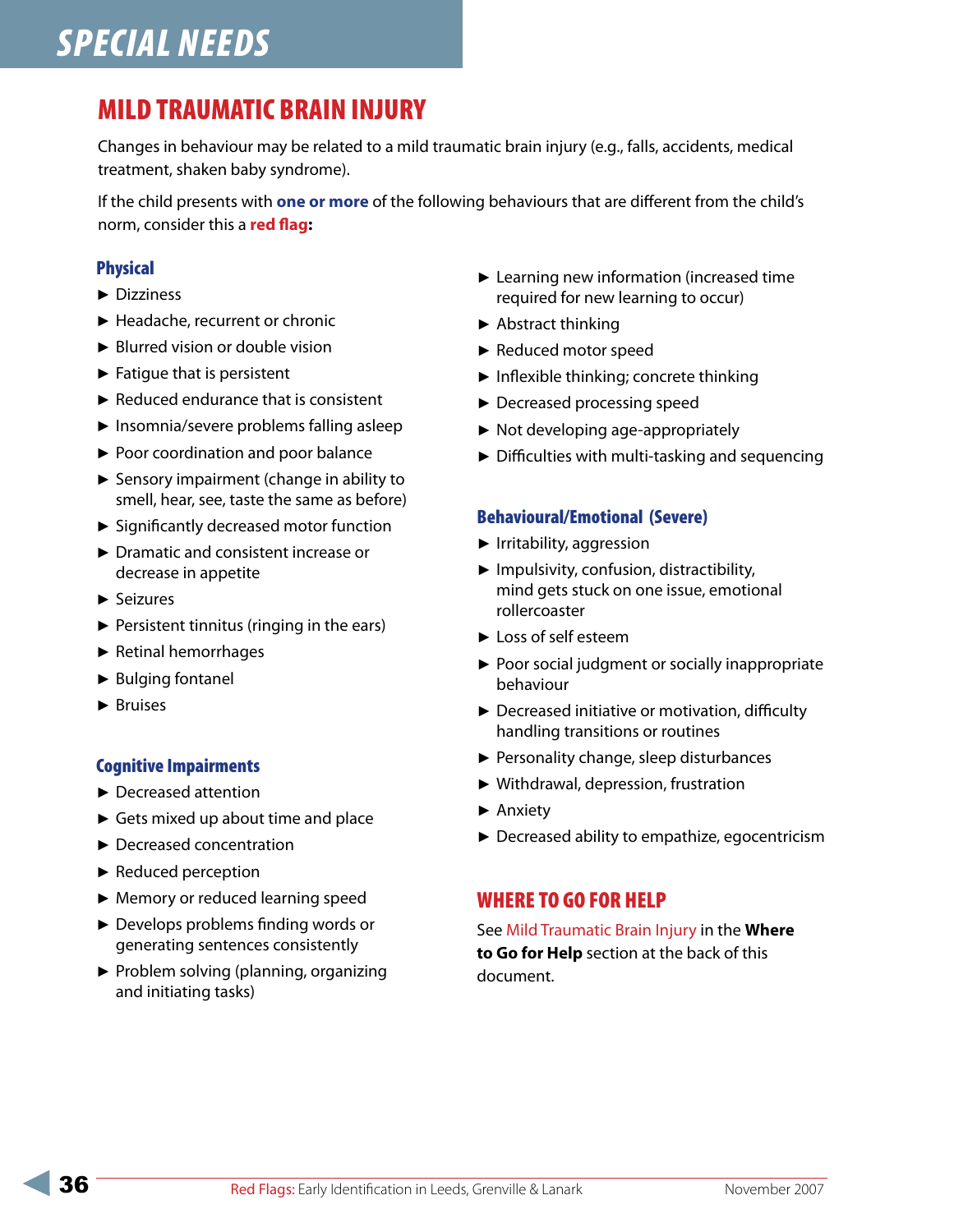# SPECIAL NEEDS

## MILD TRAUMATIC BRAIN INJURY

Changes in behaviour may be related to a mild traumatic brain injury (e.g., falls, accidents, medical treatment, shaken baby syndrome).

If the child presents with **one or more** of the following behaviours that are different from the child's norm, consider this a **red flag**:

### Physical

- Dizziness
- Headache, recurrent or chronic
- Blurred vision or double vision
- Fatigue that is persistent
- Reduced endurance that is consistent
- Insomnia/severe problems falling asleep
- Poor coordination and poor balance
- Sensory impairment (change in ability to smell, hear, see, taste the same as before)
- Significantly decreased motor function
- Dramatic and consistent increase or decrease in appetite
- Seizures
- Persistent tinnitus (ringing in the ears)
- Retinal hemorrhages
- Bulging fontanel
- Bruises

### Cognitive Impairments

- Decreased attention
- Gets mixed up about time and place
- Decreased concentration
- Reduced perception
- Memory or reduced learning speed
- Develops problems finding words or generating sentences consistently
- Problem solving (planning, organizing and initiating tasks)
- Learning new information (increased time required for new learning to occur)
- Abstract thinking
- Reduced motor speed
- Inflexible thinking; concrete thinking
- Decreased processing speed
- Not developing age-appropriately
- Difficulties with multi-tasking and sequencing

### Behavioural/Emotional (Severe)

- Irritability, aggression
- Impulsivity, confusion, distractibility, mind gets stuck on one issue, emotional rollercoaster
- Loss of self esteem
- Poor social judgment or socially inappropriate behaviour
- Decreased initiative or motivation, difficulty handling transitions or routines
- Personality change, sleep disturbances
- Withdrawal, depression, frustration
- Anxiety
- Decreased ability to empathize, egocentricism

## WHERE TO GO FOR HELP

See Mild Traumatic Brain Injury in the **Where to Go for Help** section at the back of this document.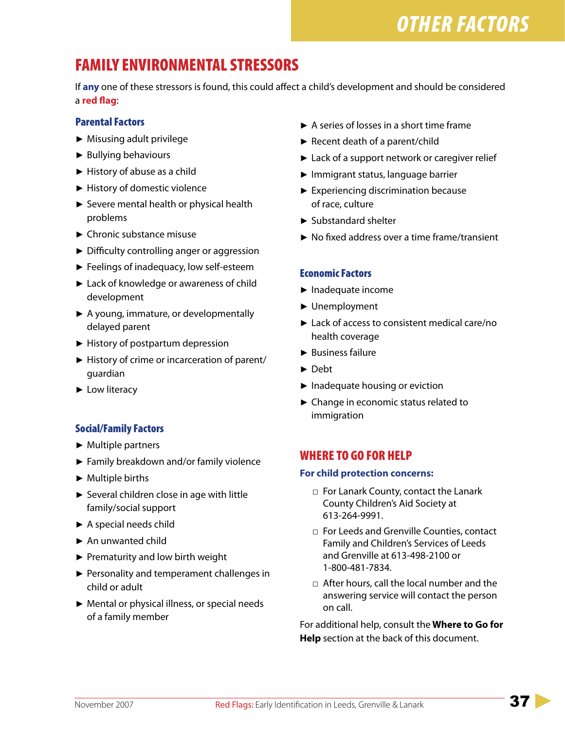# OTHER FACTORS

## FAMILY ENVIRONMENTAL STRESSORS

If **any** one of these stressors is found, this could affect a child's development and should be considered a **red flag**:

### Parental Factors

- Misusing adult privilege
- Bullying behaviours
- History of abuse as a child
- History of domestic violence
- Severe mental health or physical health problems
- Chronic substance misuse
- Difficulty controlling anger or aggression
- Feelings of inadequacy, low self-esteem
- Lack of knowledge or awareness of child development
- A young, immature, or developmentally delayed parent
- History of postpartum depression
- History of crime or incarceration of parent/guardian
- Low literacy

### Social/Family Factors

- Multiple partners
- Family breakdown and/or family violence
- Multiple births
- Several children close in age with little family/social support
- A special needs child
- An unwanted child
- Prematurity and low birth weight
- Personality and temperament challenges in child or adult
- Mental or physical illness, or special needs of a family member
- A series of losses in a short time frame
- Recent death of a parent/child
- Lack of a support network or caregiver relief
- Immigrant status, language barrier
- Experiencing discrimination because of race, culture
- Substandard shelter
- No fixed address over a time frame/transient

### Economic Factors

- Inadequate income
- Unemployment
- Lack of access to consistent medical care/no health coverage
- Business failure
- Debt
- Inadequate housing or eviction
- Change in economic status related to immigration

## WHERE TO GO FOR HELP

**For child protection concerns:**

- For Lanark County, contact the Lanark County Children's Aid Society at 613-264-9991.
- For Leeds and Grenville Counties, contact Family and Children's Services of Leeds and Grenville at 613-498-2100 or 1-800-481-7834.
- After hours, call the local number and the answering service will contact the person on call.

For additional help, consult the **Where to Go for Help** section at the back of this document.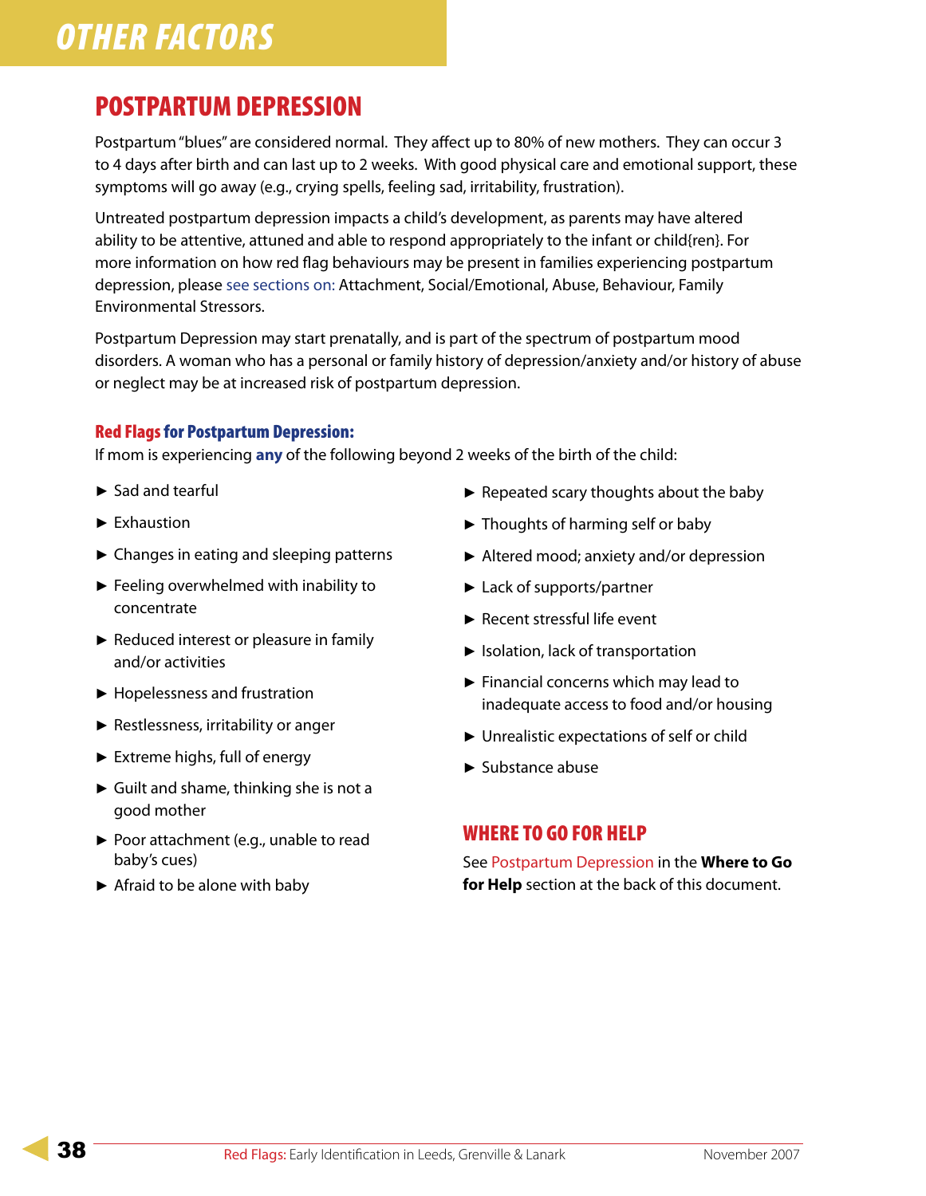# OTHER FACTORS

## POSTPARTUM DEPRESSION

Postpartum "blues" are considered normal. They affect up to 80% of new mothers. They can occur 3 to 4 days after birth and can last up to 2 weeks. With good physical care and emotional support, these symptoms will go away (e.g., crying spells, feeling sad, irritability, frustration).

Untreated postpartum depression impacts a child's development, as parents may have altered ability to be attentive, attuned and able to respond appropriately to the infant or child{ren}. For more information on how red flag behaviours may be present in families experiencing postpartum depression, please see sections on: Attachment, Social/Emotional, Abuse, Behaviour, Family Environmental Stressors.

Postpartum Depression may start prenatally, and is part of the spectrum of postpartum mood disorders. A woman who has a personal or family history of depression/anxiety and/or history of abuse or neglect may be at increased risk of postpartum depression.

### Red Flags for Postpartum Depression:

If mom is experiencing **any** of the following beyond 2 weeks of the birth of the child:

- Sad and tearful
- Exhaustion
- Changes in eating and sleeping patterns
- Feeling overwhelmed with inability to concentrate
- Reduced interest or pleasure in family and/or activities
- Hopelessness and frustration
- Restlessness, irritability or anger
- Extreme highs, full of energy
- Guilt and shame, thinking she is not a good mother
- Poor attachment (e.g., unable to read baby's cues)
- Afraid to be alone with baby
- Repeated scary thoughts about the baby
- Thoughts of harming self or baby
- Altered mood; anxiety and/or depression
- Lack of supports/partner
- Recent stressful life event
- Isolation, lack of transportation
- Financial concerns which may lead to inadequate access to food and/or housing
- Unrealistic expectations of self or child
- Substance abuse

### WHERE TO GO FOR HELP

See Postpartum Depression in the **Where to Go for Help** section at the back of this document.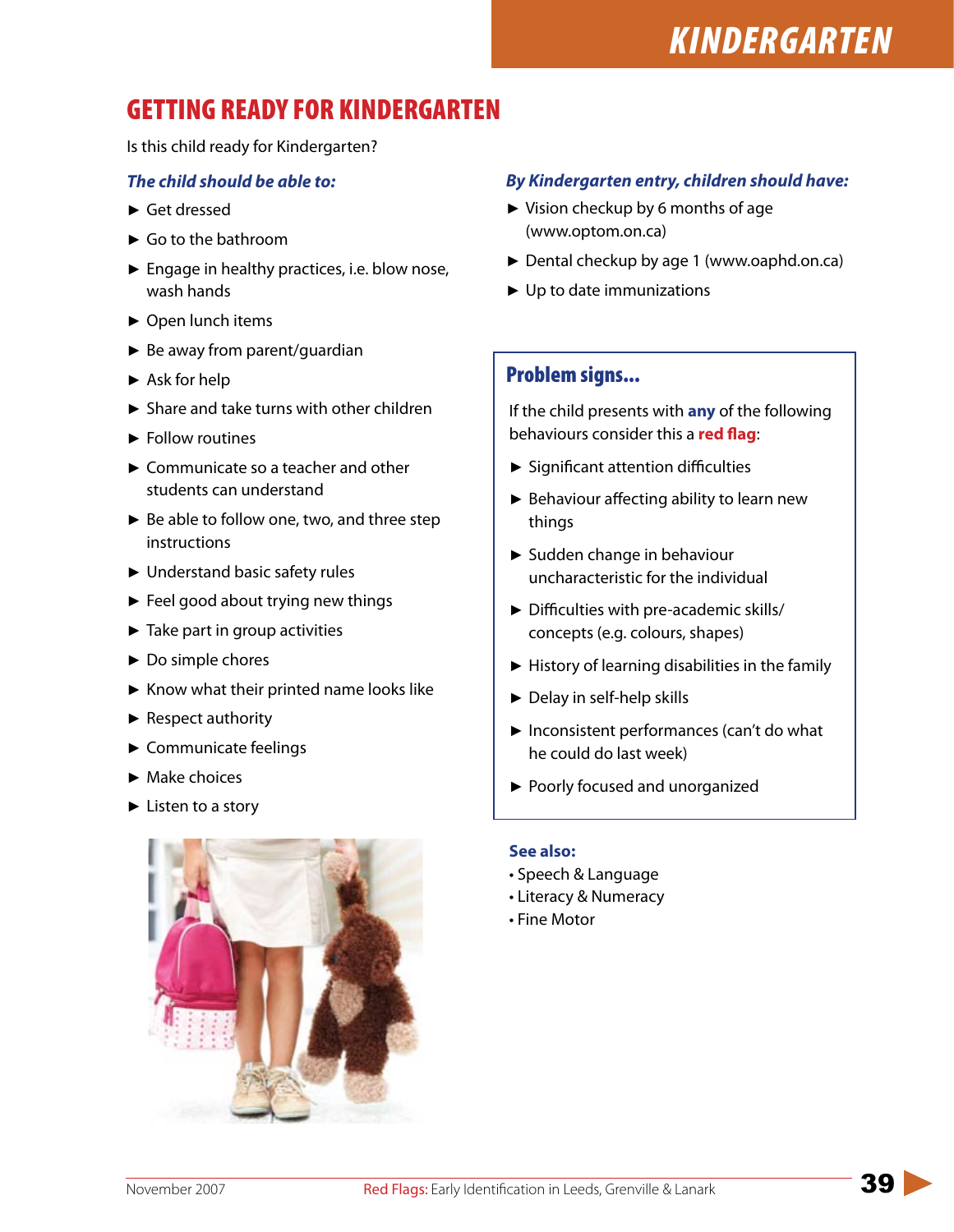# KINDERGARTEN

## GETTING READY FOR KINDERGARTEN

Is this child ready for Kindergarten?

### *The child should be able to:*

- Get dressed
- Go to the bathroom
- Engage in healthy practices, i.e. blow nose, wash hands
- Open lunch items
- Be away from parent/guardian
- Ask for help
- Share and take turns with other children
- Follow routines
- Communicate so a teacher and other students can understand
- Be able to follow one, two, and three step instructions
- Understand basic safety rules
- Feel good about trying new things
- Take part in group activities
- Do simple chores
- Know what their printed name looks like
- Respect authority
- Communicate feelings
- Make choices
- Listen to a story

### *By Kindergarten entry, children should have:*

- Vision checkup by 6 months of age (www.optom.on.ca)
- Dental checkup by age 1 (www.oaphd.on.ca)
- Up to date immunizations

### Problem signs...

If the child presents with **any** of the following behaviours consider this a **red flag**:

- Significant attention difficulties
- Behaviour affecting ability to learn new things
- Sudden change in behaviour uncharacteristic for the individual
- Difficulties with pre-academic skills/ concepts (e.g. colours, shapes)
- History of learning disabilities in the family
- Delay in self-help skills
- Inconsistent performances (can't do what he could do last week)
- Poorly focused and unorganized

**See also:**

- Speech & Language
- Literacy & Numeracy
- Fine Motor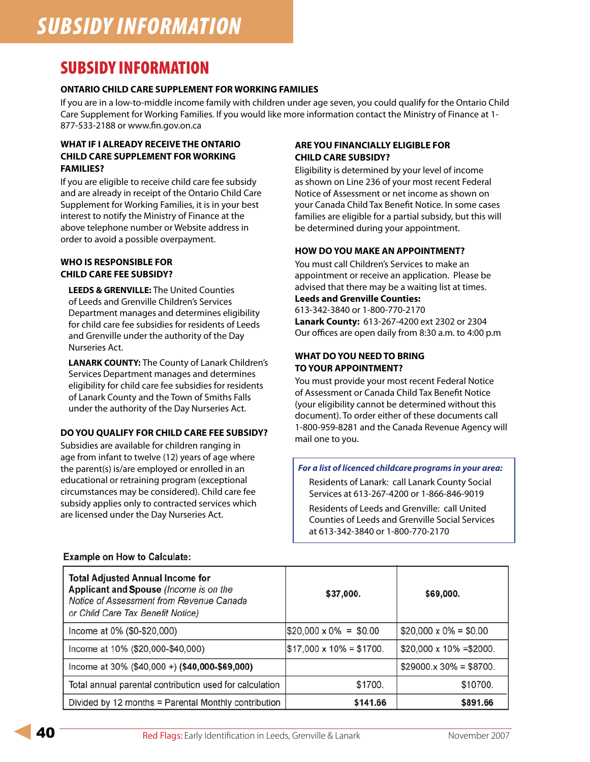# SUBSIDY INFORMATION

## SUBSIDY INFORMATION

### ONTARIO CHILD CARE SUPPLEMENT FOR WORKING FAMILIES

If you are in a low-to-middle income family with children under age seven, you could qualify for the Ontario Child Care Supplement for Working Families. If you would like more information contact the Ministry of Finance at 1-877-533-2188 or www.fin.gov.on.ca

### WHAT IF I ALREADY RECEIVE THE ONTARIO CHILD CARE SUPPLEMENT FOR WORKING FAMILIES?

If you are eligible to receive child care fee subsidy and are already in receipt of the Ontario Child Care Supplement for Working Families, it is in your best interest to notify the Ministry of Finance at the above telephone number or Website address in order to avoid a possible overpayment.

### WHO IS RESPONSIBLE FOR CHILD CARE FEE SUBSIDY?

**LEEDS & GRENVILLE:** The United Counties of Leeds and Grenville Children's Services Department manages and determines eligibility for child care fee subsidies for residents of Leeds and Grenville under the authority of the Day Nurseries Act.

**LANARK COUNTY:** The County of Lanark Children's Services Department manages and determines eligibility for child care fee subsidies for residents of Lanark County and the Town of Smiths Falls under the authority of the Day Nurseries Act.

### DO YOU QUALIFY FOR CHILD CARE FEE SUBSIDY?

Subsidies are available for children ranging in age from infant to twelve (12) years of age where the parent(s) is/are employed or enrolled in an educational or retraining program (exceptional circumstances may be considered). Child care fee subsidy applies only to contracted services which are licensed under the Day Nurseries Act.

### ARE YOU FINANCIALLY ELIGIBLE FOR CHILD CARE SUBSIDY?

Eligibility is determined by your level of income as shown on Line 236 of your most recent Federal Notice of Assessment or net income as shown on your Canada Child Tax Benefit Notice. In some cases families are eligible for a partial subsidy, but this will be determined during your appointment.

### HOW DO YOU MAKE AN APPOINTMENT?

You must call Children's Services to make an appointment or receive an application. Please be advised that there may be a waiting list at times.

**Leeds and Grenville Counties:**
613-342-3840 or 1-800-770-2170

**Lanark County:** 613-267-4200 ext 2302 or 2304

Our offices are open daily from 8:30 a.m. to 4:00 p.m

### WHAT DO YOU NEED TO BRING TO YOUR APPOINTMENT?

You must provide your most recent Federal Notice of Assessment or Canada Child Tax Benefit Notice (your eligibility cannot be determined without this document). To order either of these documents call 1-800-959-8281 and the Canada Revenue Agency will mail one to you.

***For a list of licenced childcare programs in your area:***

Residents of Lanark: call Lanark County Social Services at 613-267-4200 or 1-866-846-9019

Residents of Leeds and Grenville: call United Counties of Leeds and Grenville Social Services at 613-342-3840 or 1-800-770-2170

**Example on How to Calculate:**

| **Total Adjusted Annual Income for Applicant and Spouse** *(Income is on the Notice of Assessment from Revenue Canada or Child Care Tax Benefit Notice)* | **$37,000.** | **$69,000.** |
|---|---|---|
| Income at 0% ($0-$20,000) | $20,000 x 0% = $0.00 | $20,000 x 0% = $0.00 |
| Income at 10% ($20,000-$40,000) | $17,000 x 10% = $1700. | $20,000 x 10% =$2000. |
| Income at 30% ($40,000 +) **($40,000-$69,000)** | | $29000.x 30% = $8700. |
| Total annual parental contribution used for calculation | $1700. | $10700. |
| Divided by 12 months = Parental Monthly contribution | **$141.66** | **$891.66** |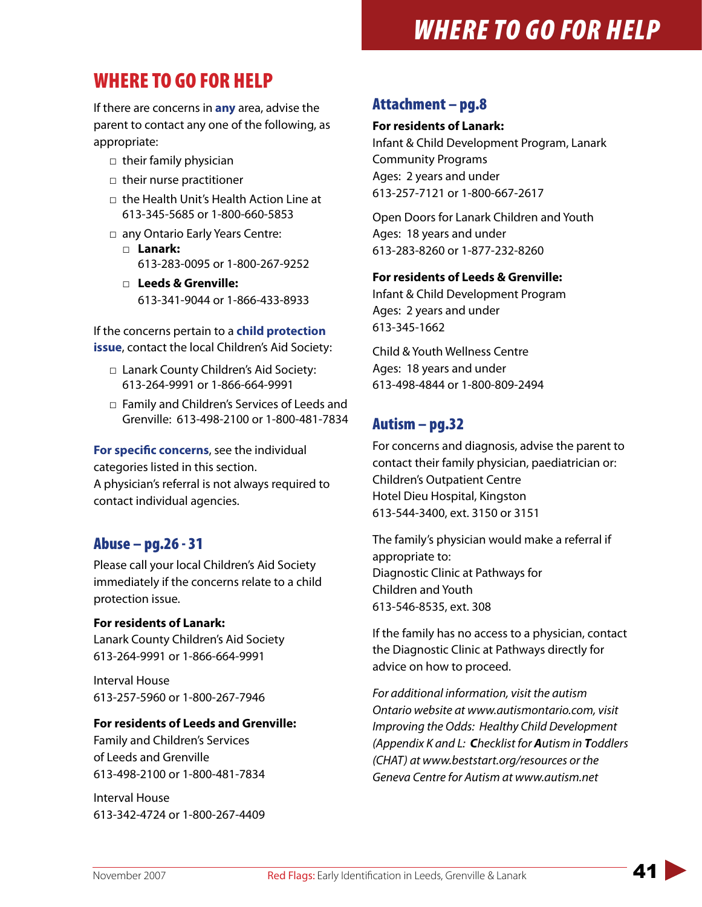# WHERE TO GO FOR HELP

If there are concerns in **any** area, advise the parent to contact any one of the following, as appropriate:

- their family physician
- their nurse practitioner
- the Health Unit's Health Action Line at 613-345-5685 or 1-800-660-5853
- any Ontario Early Years Centre:
  - **Lanark:** 613-283-0095 or 1-800-267-9252
  - **Leeds & Grenville:** 613-341-9044 or 1-866-433-8933

If the concerns pertain to a **child protection issue**, contact the local Children's Aid Society:

- Lanark County Children's Aid Society: 613-264-9991 or 1-866-664-9991
- Family and Children's Services of Leeds and Grenville: 613-498-2100 or 1-800-481-7834

**For specific concerns**, see the individual categories listed in this section.
A physician's referral is not always required to contact individual agencies.

## Abuse – pg.26 - 31

Please call your local Children's Aid Society immediately if the concerns relate to a child protection issue.

**For residents of Lanark:**
Lanark County Children's Aid Society
613-264-9991 or 1-866-664-9991

Interval House
613-257-5960 or 1-800-267-7946

**For residents of Leeds and Grenville:**
Family and Children's Services of Leeds and Grenville
613-498-2100 or 1-800-481-7834

Interval House
613-342-4724 or 1-800-267-4409

## Attachment – pg.8

**For residents of Lanark:**
Infant & Child Development Program, Lanark Community Programs
Ages: 2 years and under
613-257-7121 or 1-800-667-2617

Open Doors for Lanark Children and Youth
Ages: 18 years and under
613-283-8260 or 1-877-232-8260

**For residents of Leeds & Grenville:**
Infant & Child Development Program
Ages: 2 years and under
613-345-1662

Child & Youth Wellness Centre
Ages: 18 years and under
613-498-4844 or 1-800-809-2494

## Autism – pg.32

For concerns and diagnosis, advise the parent to contact their family physician, paediatrician or:
Children's Outpatient Centre
Hotel Dieu Hospital, Kingston
613-544-3400, ext. 3150 or 3151

The family's physician would make a referral if appropriate to:
Diagnostic Clinic at Pathways for Children and Youth
613-546-8535, ext. 308

If the family has no access to a physician, contact the Diagnostic Clinic at Pathways directly for advice on how to proceed.

*For additional information, visit the autism Ontario website at www.autismontario.com, visit Improving the Odds: Healthy Child Development (Appendix K and L: **C**hecklist for **A**utism in **T**oddlers (CHAT) at www.beststart.org/resources or the Geneva Centre for Autism at www.autism.net*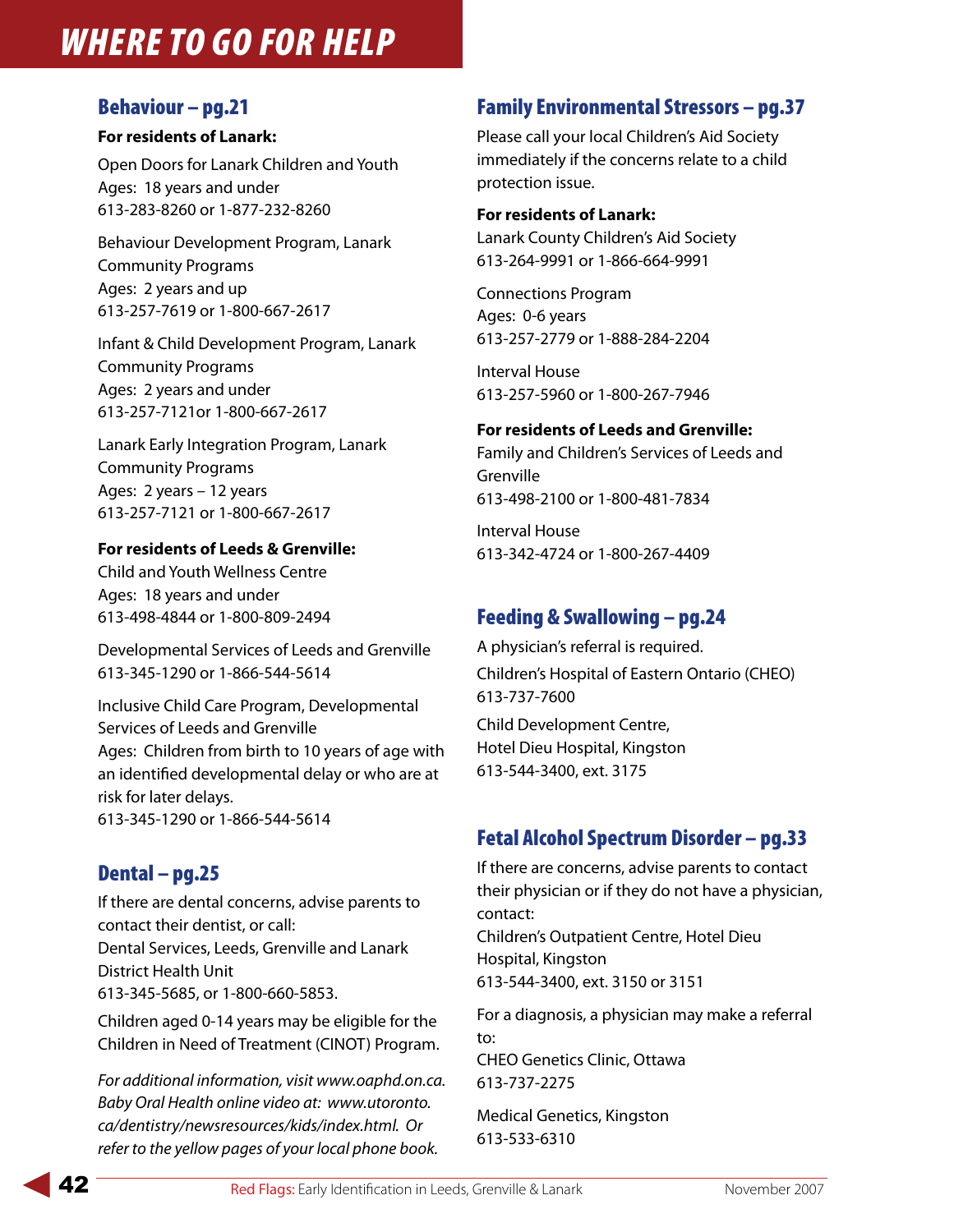# WHERE TO GO FOR HELP

## Behaviour – pg.21

**For residents of Lanark:**

Open Doors for Lanark Children and Youth
Ages: 18 years and under
613-283-8260 or 1-877-232-8260

Behaviour Development Program, Lanark Community Programs
Ages: 2 years and up
613-257-7619 or 1-800-667-2617

Infant & Child Development Program, Lanark Community Programs
Ages: 2 years and under
613-257-7121or 1-800-667-2617

Lanark Early Integration Program, Lanark Community Programs
Ages: 2 years – 12 years
613-257-7121 or 1-800-667-2617

**For residents of Leeds & Grenville:**
Child and Youth Wellness Centre
Ages: 18 years and under
613-498-4844 or 1-800-809-2494

Developmental Services of Leeds and Grenville
613-345-1290 or 1-866-544-5614

Inclusive Child Care Program, Developmental Services of Leeds and Grenville
Ages: Children from birth to 10 years of age with an identified developmental delay or who are at risk for later delays.
613-345-1290 or 1-866-544-5614

## Dental – pg.25

If there are dental concerns, advise parents to contact their dentist, or call:
Dental Services, Leeds, Grenville and Lanark District Health Unit
613-345-5685, or 1-800-660-5853.

Children aged 0-14 years may be eligible for the Children in Need of Treatment (CINOT) Program.

*For additional information, visit www.oaphd.on.ca. Baby Oral Health online video at: www.utoronto.ca/dentistry/newsresources/kids/index.html. Or refer to the yellow pages of your local phone book.*

## Family Environmental Stressors – pg.37

Please call your local Children's Aid Society immediately if the concerns relate to a child protection issue.

**For residents of Lanark:**
Lanark County Children's Aid Society
613-264-9991 or 1-866-664-9991

Connections Program
Ages: 0-6 years
613-257-2779 or 1-888-284-2204

Interval House
613-257-5960 or 1-800-267-7946

**For residents of Leeds and Grenville:**
Family and Children's Services of Leeds and Grenville
613-498-2100 or 1-800-481-7834

Interval House
613-342-4724 or 1-800-267-4409

## Feeding & Swallowing – pg.24

A physician's referral is required.

Children's Hospital of Eastern Ontario (CHEO)
613-737-7600

Child Development Centre,
Hotel Dieu Hospital, Kingston
613-544-3400, ext. 3175

## Fetal Alcohol Spectrum Disorder – pg.33

If there are concerns, advise parents to contact their physician or if they do not have a physician, contact:
Children's Outpatient Centre, Hotel Dieu Hospital, Kingston
613-544-3400, ext. 3150 or 3151

For a diagnosis, a physician may make a referral to:
CHEO Genetics Clinic, Ottawa
613-737-2275

Medical Genetics, Kingston
613-533-6310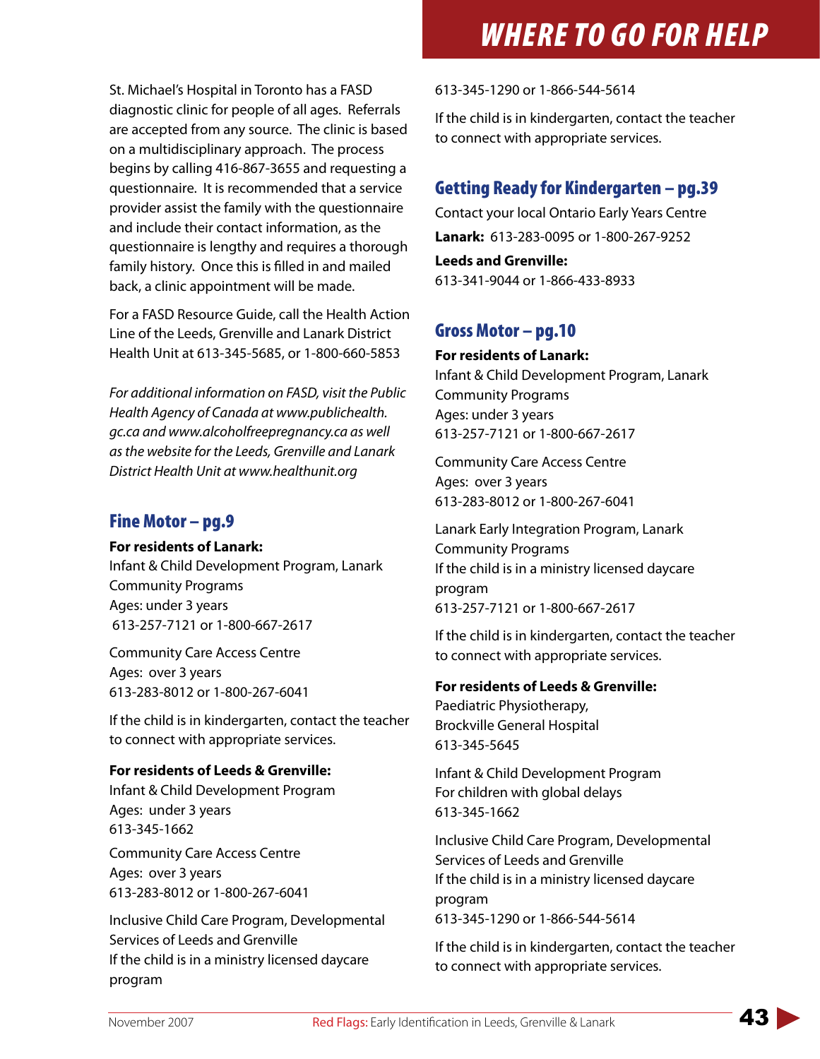St. Michael's Hospital in Toronto has a FASD diagnostic clinic for people of all ages. Referrals are accepted from any source. The clinic is based on a multidisciplinary approach. The process begins by calling 416-867-3655 and requesting a questionnaire. It is recommended that a service provider assist the family with the questionnaire and include their contact information, as the questionnaire is lengthy and requires a thorough family history. Once this is filled in and mailed back, a clinic appointment will be made.

For a FASD Resource Guide, call the Health Action Line of the Leeds, Grenville and Lanark District Health Unit at 613-345-5685, or 1-800-660-5853

*For additional information on FASD, visit the Public Health Agency of Canada at www.publichealth.gc.ca and www.alcoholfreepregnancy.ca as well as the website for the Leeds, Grenville and Lanark District Health Unit at www.healthunit.org*

## Fine Motor – pg.9

**For residents of Lanark:**
Infant & Child Development Program, Lanark Community Programs
Ages: under 3 years
613-257-7121 or 1-800-667-2617

Community Care Access Centre
Ages: over 3 years
613-283-8012 or 1-800-267-6041

If the child is in kindergarten, contact the teacher to connect with appropriate services.

**For residents of Leeds & Grenville:**
Infant & Child Development Program
Ages: under 3 years
613-345-1662

Community Care Access Centre
Ages: over 3 years
613-283-8012 or 1-800-267-6041

Inclusive Child Care Program, Developmental Services of Leeds and Grenville
If the child is in a ministry licensed daycare program
613-345-1290 or 1-866-544-5614

If the child is in kindergarten, contact the teacher to connect with appropriate services.

## Getting Ready for Kindergarten – pg.39

Contact your local Ontario Early Years Centre

**Lanark:** 613-283-0095 or 1-800-267-9252

**Leeds and Grenville:**
613-341-9044 or 1-866-433-8933

## Gross Motor – pg.10

**For residents of Lanark:**
Infant & Child Development Program, Lanark Community Programs
Ages: under 3 years
613-257-7121 or 1-800-667-2617

Community Care Access Centre
Ages: over 3 years
613-283-8012 or 1-800-267-6041

Lanark Early Integration Program, Lanark Community Programs
If the child is in a ministry licensed daycare program
613-257-7121 or 1-800-667-2617

If the child is in kindergarten, contact the teacher to connect with appropriate services.

**For residents of Leeds & Grenville:**
Paediatric Physiotherapy,
Brockville General Hospital
613-345-5645

Infant & Child Development Program
For children with global delays
613-345-1662

Inclusive Child Care Program, Developmental Services of Leeds and Grenville
If the child is in a ministry licensed daycare program
613-345-1290 or 1-866-544-5614

If the child is in kindergarten, contact the teacher to connect with appropriate services.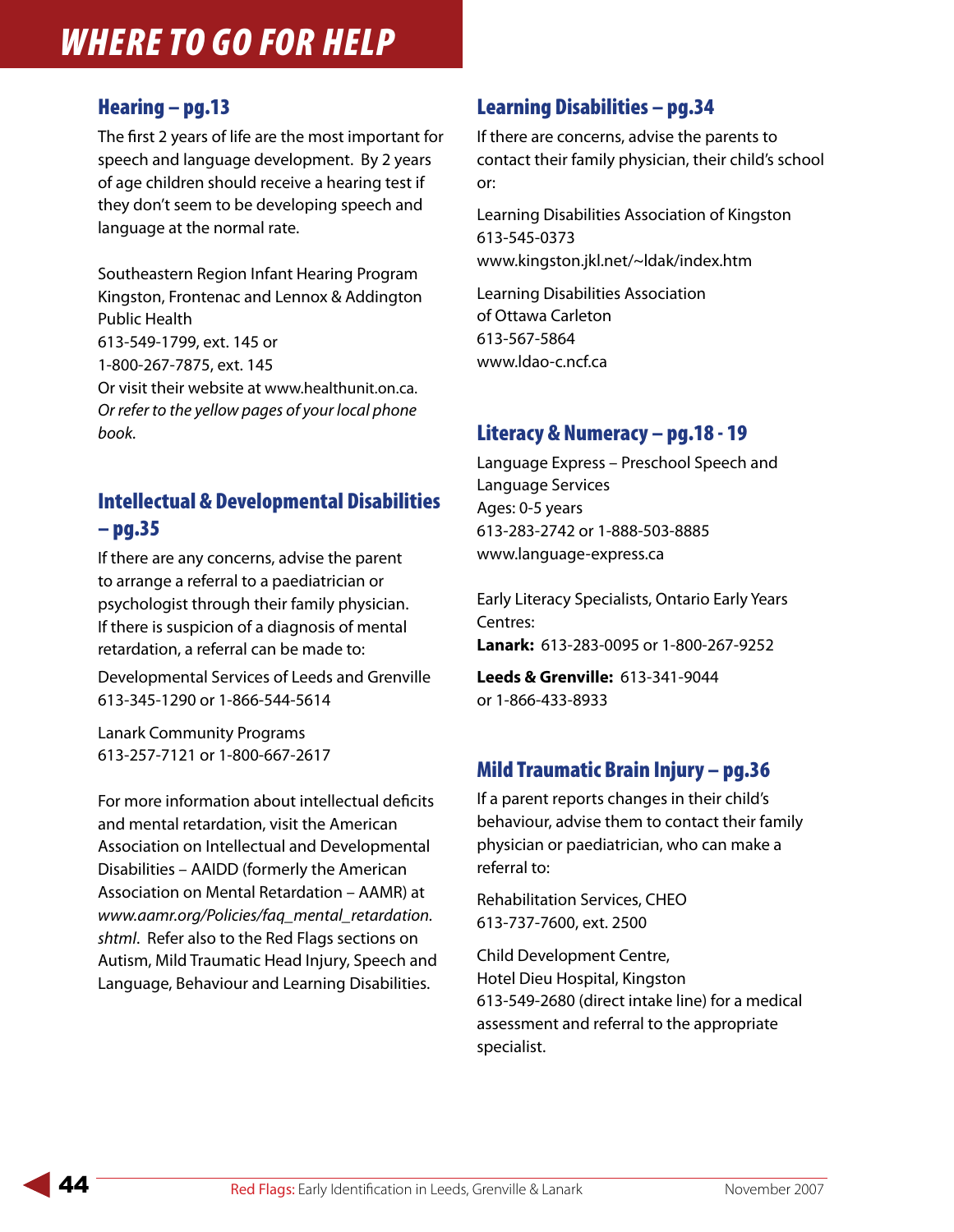# WHERE TO GO FOR HELP

## Hearing – pg.13

The first 2 years of life are the most important for speech and language development. By 2 years of age children should receive a hearing test if they don't seem to be developing speech and language at the normal rate.

Southeastern Region Infant Hearing Program
Kingston, Frontenac and Lennox & Addington Public Health
613-549-1799, ext. 145 or
1-800-267-7875, ext. 145
Or visit their website at www.healthunit.on.ca.
*Or refer to the yellow pages of your local phone book.*

## Intellectual & Developmental Disabilities – pg.35

If there are any concerns, advise the parent to arrange a referral to a paediatrician or psychologist through their family physician. If there is suspicion of a diagnosis of mental retardation, a referral can be made to:

Developmental Services of Leeds and Grenville
613-345-1290 or 1-866-544-5614

Lanark Community Programs
613-257-7121 or 1-800-667-2617

For more information about intellectual deficits and mental retardation, visit the American Association on Intellectual and Developmental Disabilities – AAIDD (formerly the American Association on Mental Retardation – AAMR) at *www.aamr.org/Policies/faq_mental_retardation.shtml*. Refer also to the Red Flags sections on Autism, Mild Traumatic Head Injury, Speech and Language, Behaviour and Learning Disabilities.

## Learning Disabilities – pg.34

If there are concerns, advise the parents to contact their family physician, their child's school or:

Learning Disabilities Association of Kingston
613-545-0373
www.kingston.jkl.net/~ldak/index.htm

Learning Disabilities Association of Ottawa Carleton
613-567-5864
www.ldao-c.ncf.ca

## Literacy & Numeracy – pg.18 - 19

Language Express – Preschool Speech and Language Services
Ages: 0-5 years
613-283-2742 or 1-888-503-8885
www.language-express.ca

Early Literacy Specialists, Ontario Early Years Centres:
**Lanark:** 613-283-0095 or 1-800-267-9252

**Leeds & Grenville:** 613-341-9044
or 1-866-433-8933

## Mild Traumatic Brain Injury – pg.36

If a parent reports changes in their child's behaviour, advise them to contact their family physician or paediatrician, who can make a referral to:

Rehabilitation Services, CHEO
613-737-7600, ext. 2500

Child Development Centre,
Hotel Dieu Hospital, Kingston
613-549-2680 (direct intake line) for a medical assessment and referral to the appropriate specialist.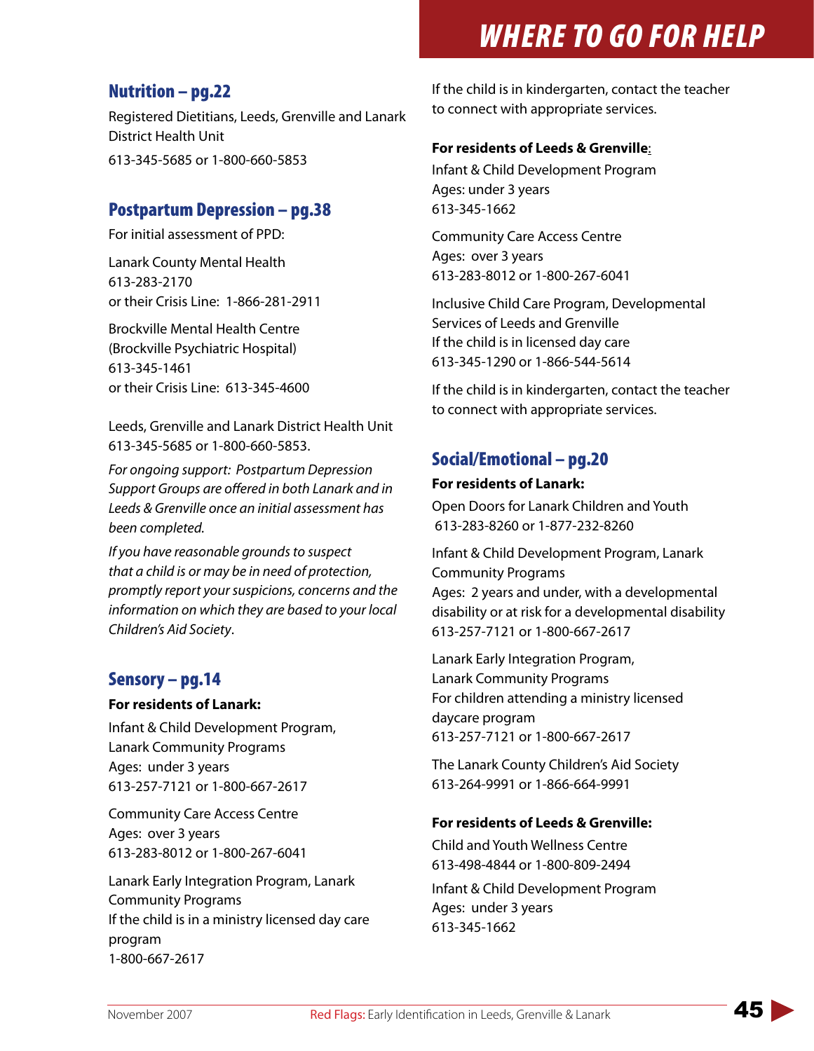# WHERE TO GO FOR HELP

## Nutrition – pg.22

Registered Dietitians, Leeds, Grenville and Lanark District Health Unit

613-345-5685 or 1-800-660-5853

## Postpartum Depression – pg.38

For initial assessment of PPD:

Lanark County Mental Health
613-283-2170
or their Crisis Line: 1-866-281-2911

Brockville Mental Health Centre
(Brockville Psychiatric Hospital)
613-345-1461
or their Crisis Line: 613-345-4600

Leeds, Grenville and Lanark District Health Unit
613-345-5685 or 1-800-660-5853.

*For ongoing support: Postpartum Depression Support Groups are offered in both Lanark and in Leeds & Grenville once an initial assessment has been completed.*

*If you have reasonable grounds to suspect that a child is or may be in need of protection, promptly report your suspicions, concerns and the information on which they are based to your local Children's Aid Society.*

## Sensory – pg.14

**For residents of Lanark:**

Infant & Child Development Program, Lanark Community Programs
Ages: under 3 years
613-257-7121 or 1-800-667-2617

Community Care Access Centre
Ages: over 3 years
613-283-8012 or 1-800-267-6041

Lanark Early Integration Program, Lanark Community Programs
If the child is in a ministry licensed day care program
1-800-667-2617

If the child is in kindergarten, contact the teacher to connect with appropriate services.

**For residents of Leeds & Grenville:**

Infant & Child Development Program
Ages: under 3 years
613-345-1662

Community Care Access Centre
Ages: over 3 years
613-283-8012 or 1-800-267-6041

Inclusive Child Care Program, Developmental Services of Leeds and Grenville
If the child is in licensed day care
613-345-1290 or 1-866-544-5614

If the child is in kindergarten, contact the teacher to connect with appropriate services.

## Social/Emotional – pg.20

**For residents of Lanark:**

Open Doors for Lanark Children and Youth
613-283-8260 or 1-877-232-8260

Infant & Child Development Program, Lanark Community Programs
Ages: 2 years and under, with a developmental disability or at risk for a developmental disability
613-257-7121 or 1-800-667-2617

Lanark Early Integration Program, Lanark Community Programs
For children attending a ministry licensed daycare program
613-257-7121 or 1-800-667-2617

The Lanark County Children's Aid Society
613-264-9991 or 1-866-664-9991

**For residents of Leeds & Grenville:**

Child and Youth Wellness Centre
613-498-4844 or 1-800-809-2494

Infant & Child Development Program
Ages: under 3 years
613-345-1662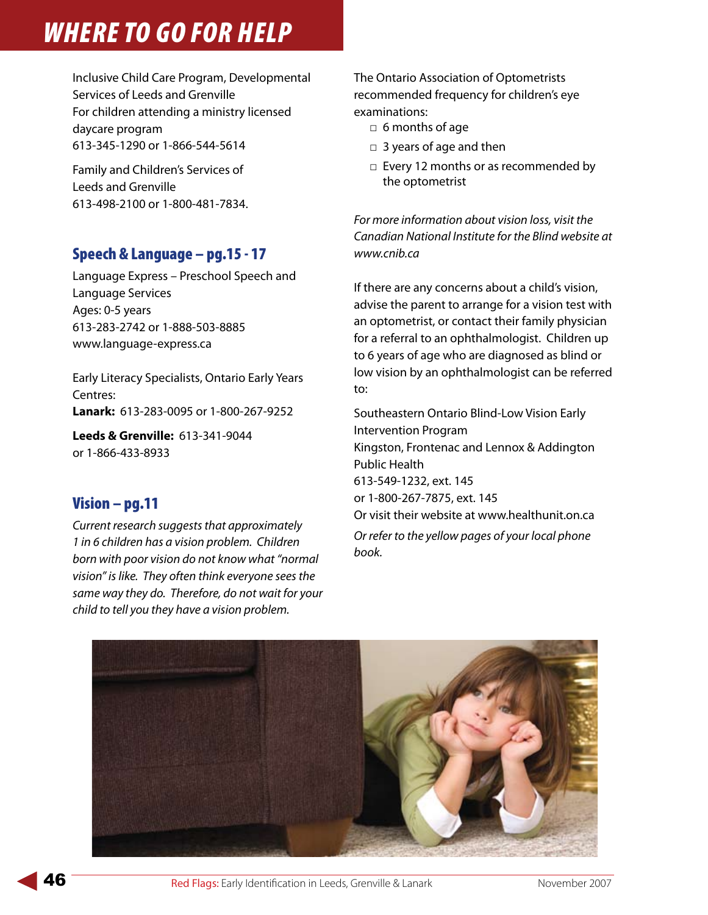# WHERE TO GO FOR HELP

Inclusive Child Care Program, Developmental Services of Leeds and Grenville
For children attending a ministry licensed daycare program
613-345-1290 or 1-866-544-5614

Family and Children's Services of Leeds and Grenville
613-498-2100 or 1-800-481-7834.

## Speech & Language – pg.15 - 17

Language Express – Preschool Speech and Language Services
Ages: 0-5 years
613-283-2742 or 1-888-503-8885
www.language-express.ca

Early Literacy Specialists, Ontario Early Years Centres:
**Lanark:** 613-283-0095 or 1-800-267-9252

**Leeds & Grenville:** 613-341-9044
or 1-866-433-8933

## Vision – pg.11

*Current research suggests that approximately 1 in 6 children has a vision problem. Children born with poor vision do not know what "normal vision" is like. They often think everyone sees the same way they do. Therefore, do not wait for your child to tell you they have a vision problem.*

The Ontario Association of Optometrists recommended frequency for children's eye examinations:

- 6 months of age
- 3 years of age and then
- Every 12 months or as recommended by the optometrist

*For more information about vision loss, visit the Canadian National Institute for the Blind website at www.cnib.ca*

If there are any concerns about a child's vision, advise the parent to arrange for a vision test with an optometrist, or contact their family physician for a referral to an ophthalmologist. Children up to 6 years of age who are diagnosed as blind or low vision by an ophthalmologist can be referred to:

Southeastern Ontario Blind-Low Vision Early Intervention Program
Kingston, Frontenac and Lennox & Addington Public Health
613-549-1232, ext. 145
or 1-800-267-7875, ext. 145
Or visit their website at www.healthunit.on.ca

*Or refer to the yellow pages of your local phone book.*